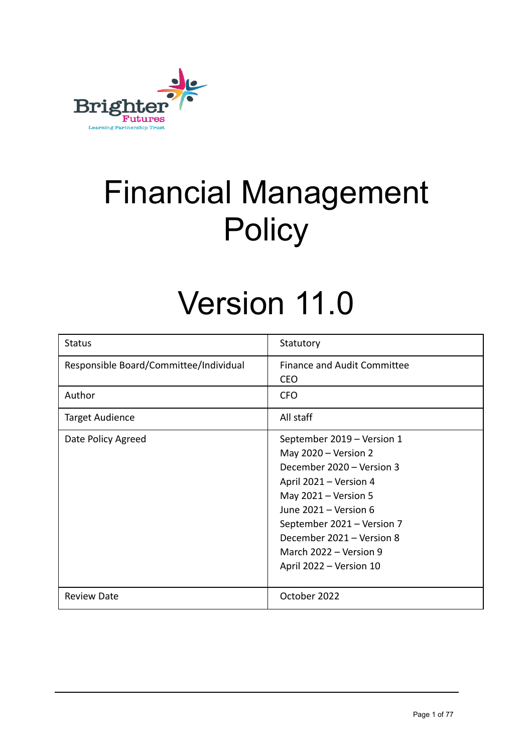Brighter Futures
Learning Partnership Trust

# Financial Management Policy

# Version 11.0

| Status | Statutory |
|---|---|
| Responsible Board/Committee/Individual | Finance and Audit Committee<br>CEO |
| Author | CFO |
| Target Audience | All staff |
| Date Policy Agreed | September 2019 – Version 1<br>May 2020 – Version 2<br>December 2020 – Version 3<br>April 2021 – Version 4<br>May 2021 – Version 5<br>June 2021 – Version 6<br>September 2021 – Version 7<br>December 2021 – Version 8<br>March 2022 – Version 9<br>April 2022 – Version 10 |
| Review Date | October 2022 |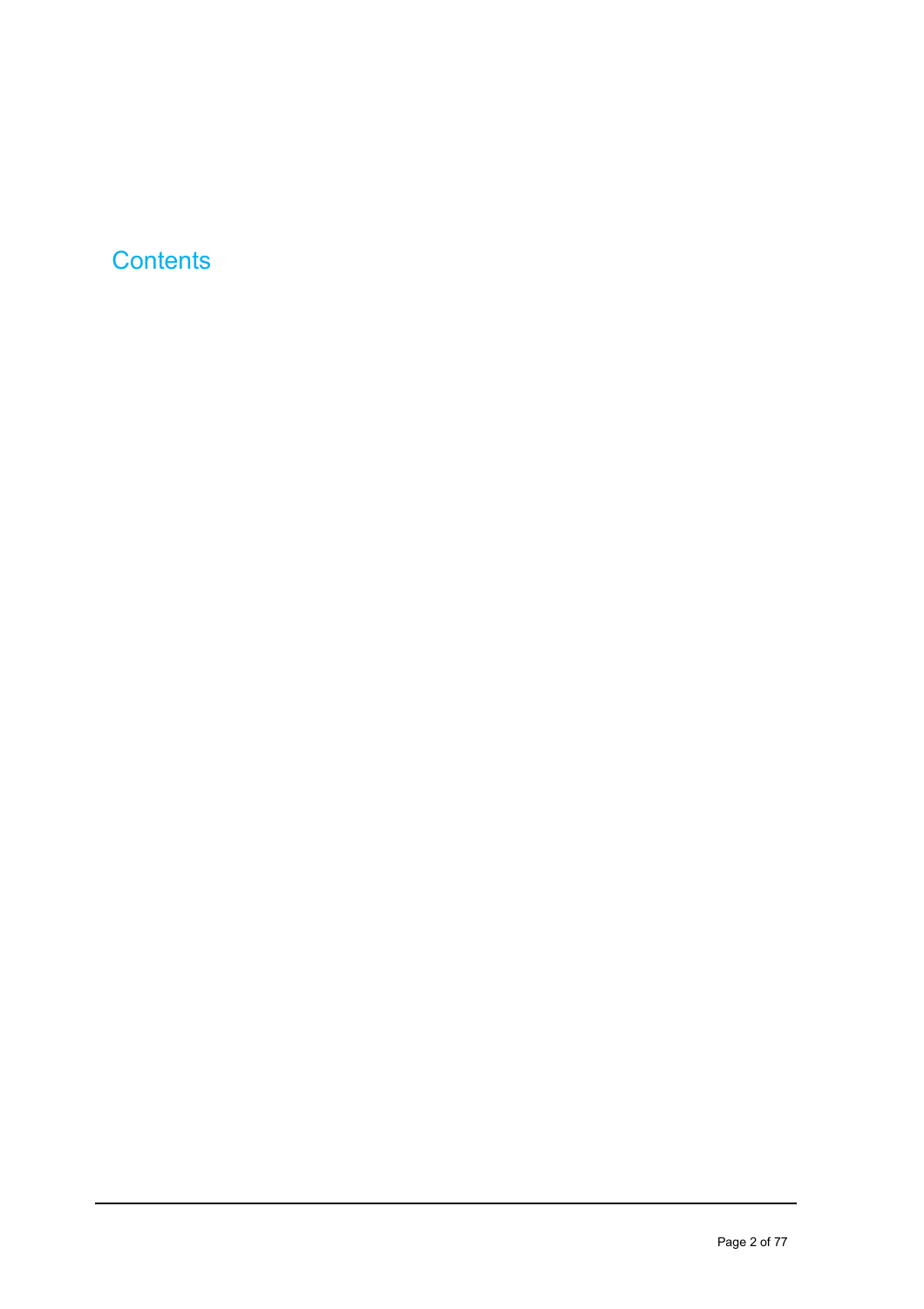# Contents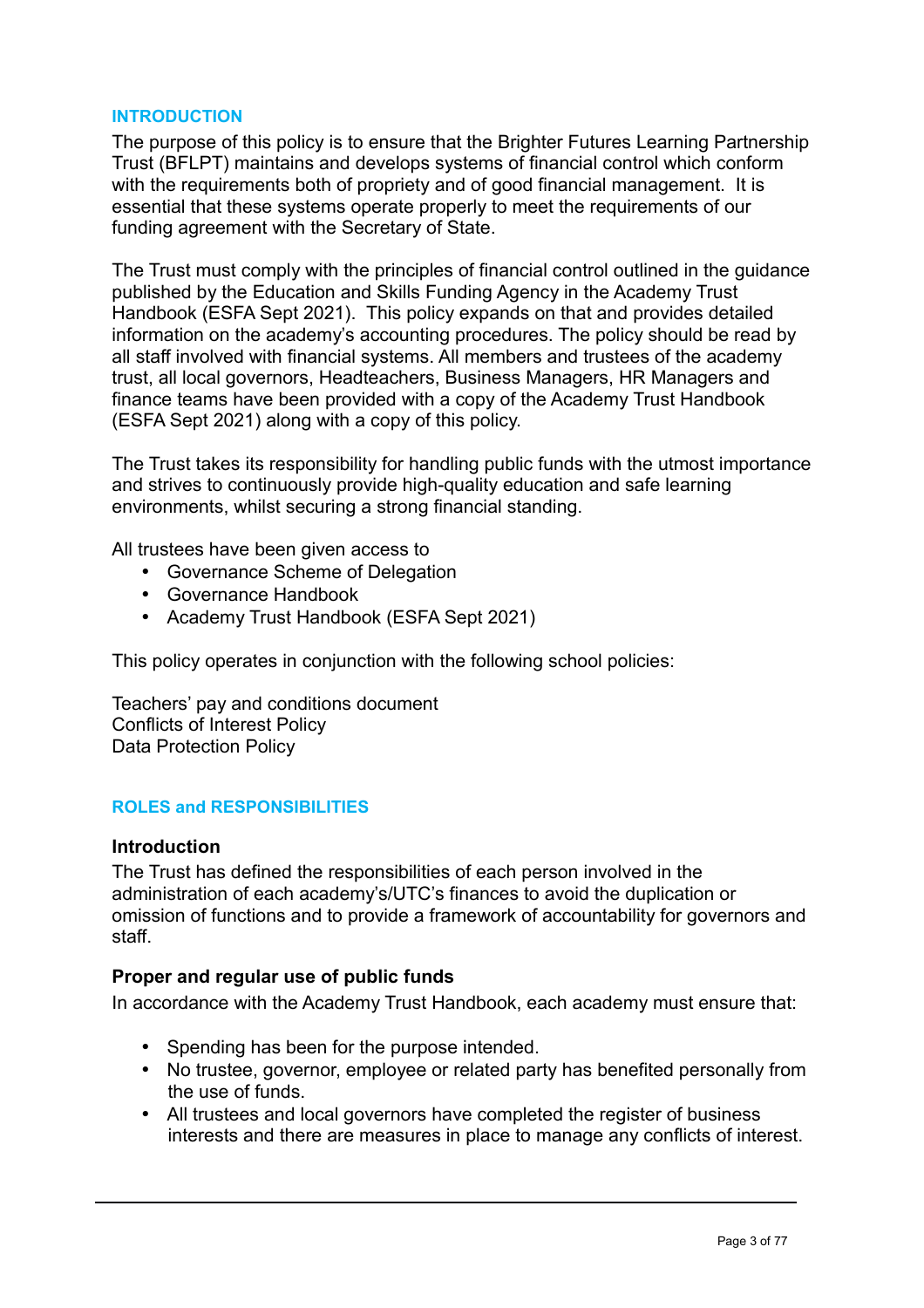## INTRODUCTION

The purpose of this policy is to ensure that the Brighter Futures Learning Partnership Trust (BFLPT) maintains and develops systems of financial control which conform with the requirements both of propriety and of good financial management. It is essential that these systems operate properly to meet the requirements of our funding agreement with the Secretary of State.

The Trust must comply with the principles of financial control outlined in the guidance published by the Education and Skills Funding Agency in the Academy Trust Handbook (ESFA Sept 2021). This policy expands on that and provides detailed information on the academy's accounting procedures. The policy should be read by all staff involved with financial systems. All members and trustees of the academy trust, all local governors, Headteachers, Business Managers, HR Managers and finance teams have been provided with a copy of the Academy Trust Handbook (ESFA Sept 2021) along with a copy of this policy.

The Trust takes its responsibility for handling public funds with the utmost importance and strives to continuously provide high-quality education and safe learning environments, whilst securing a strong financial standing.

All trustees have been given access to

- Governance Scheme of Delegation
- Governance Handbook
- Academy Trust Handbook (ESFA Sept 2021)

This policy operates in conjunction with the following school policies:

Teachers' pay and conditions document
Conflicts of Interest Policy
Data Protection Policy

## ROLES and RESPONSIBILITIES

### Introduction

The Trust has defined the responsibilities of each person involved in the administration of each academy's/UTC's finances to avoid the duplication or omission of functions and to provide a framework of accountability for governors and staff.

### Proper and regular use of public funds

In accordance with the Academy Trust Handbook, each academy must ensure that:

- Spending has been for the purpose intended.
- No trustee, governor, employee or related party has benefited personally from the use of funds.
- All trustees and local governors have completed the register of business interests and there are measures in place to manage any conflicts of interest.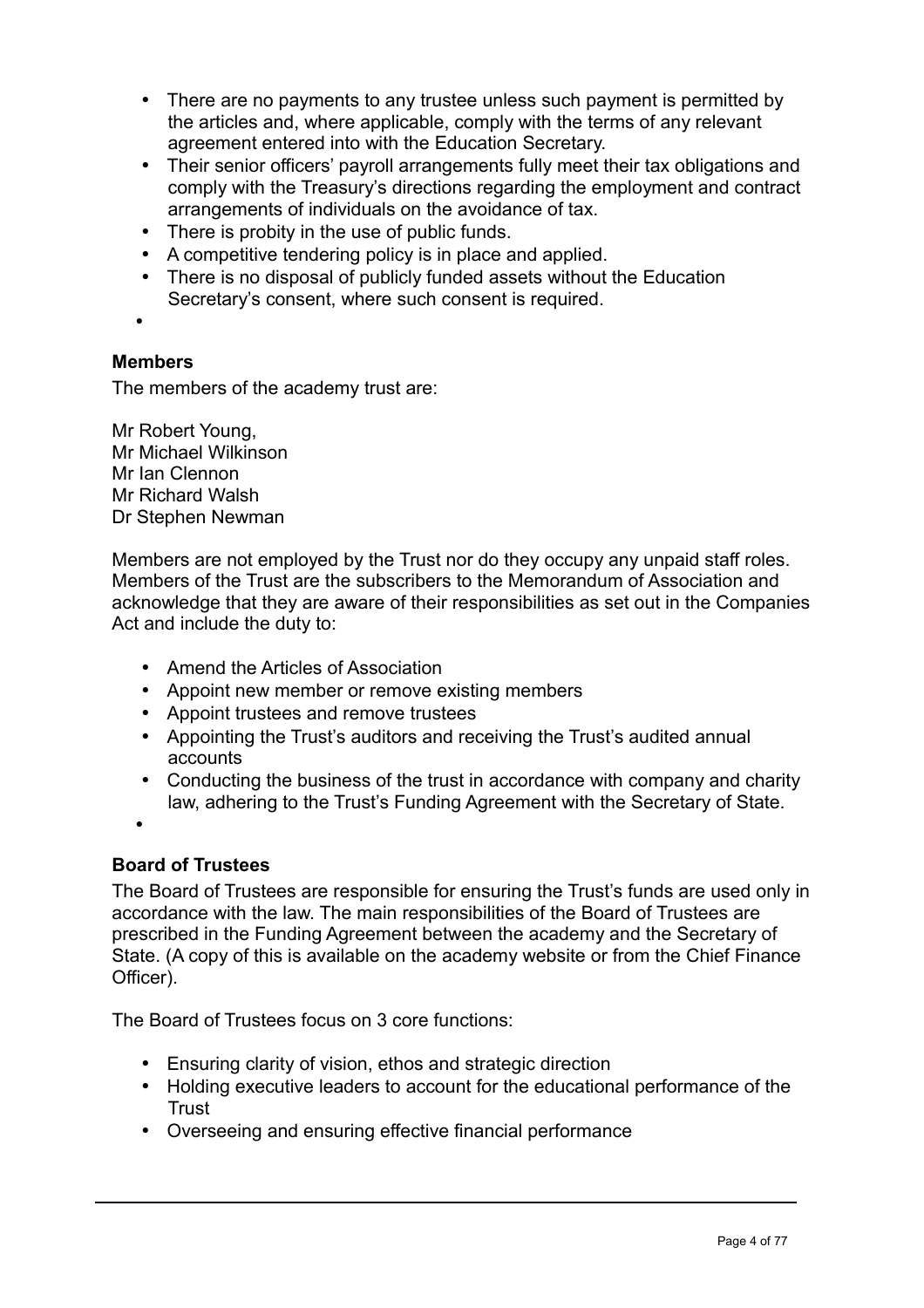- There are no payments to any trustee unless such payment is permitted by the articles and, where applicable, comply with the terms of any relevant agreement entered into with the Education Secretary.
- Their senior officers' payroll arrangements fully meet their tax obligations and comply with the Treasury's directions regarding the employment and contract arrangements of individuals on the avoidance of tax.
- There is probity in the use of public funds.
- A competitive tendering policy is in place and applied.
- There is no disposal of publicly funded assets without the Education Secretary's consent, where such consent is required.

**Members**

The members of the academy trust are:

Mr Robert Young,
Mr Michael Wilkinson
Mr Ian Clennon
Mr Richard Walsh
Dr Stephen Newman

Members are not employed by the Trust nor do they occupy any unpaid staff roles. Members of the Trust are the subscribers to the Memorandum of Association and acknowledge that they are aware of their responsibilities as set out in the Companies Act and include the duty to:

- Amend the Articles of Association
- Appoint new member or remove existing members
- Appoint trustees and remove trustees
- Appointing the Trust's auditors and receiving the Trust's audited annual accounts
- Conducting the business of the trust in accordance with company and charity law, adhering to the Trust's Funding Agreement with the Secretary of State.

**Board of Trustees**

The Board of Trustees are responsible for ensuring the Trust's funds are used only in accordance with the law. The main responsibilities of the Board of Trustees are prescribed in the Funding Agreement between the academy and the Secretary of State. (A copy of this is available on the academy website or from the Chief Finance Officer).

The Board of Trustees focus on 3 core functions:

- Ensuring clarity of vision, ethos and strategic direction
- Holding executive leaders to account for the educational performance of the Trust
- Overseeing and ensuring effective financial performance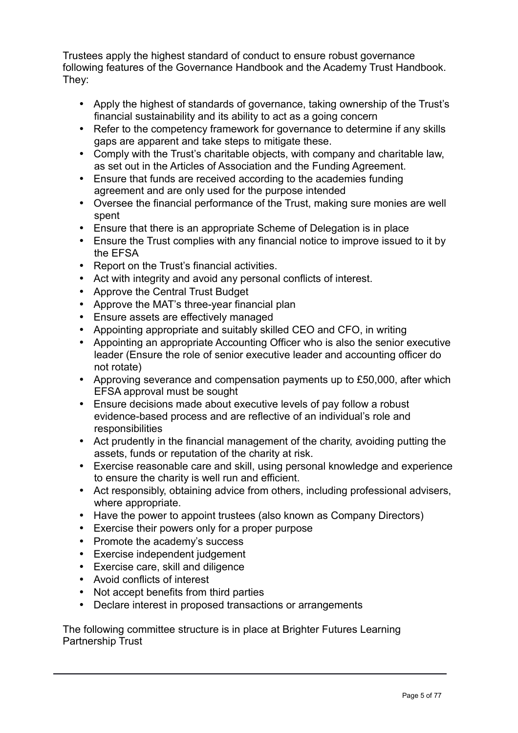Trustees apply the highest standard of conduct to ensure robust governance following features of the Governance Handbook and the Academy Trust Handbook. They:

- Apply the highest of standards of governance, taking ownership of the Trust's financial sustainability and its ability to act as a going concern
- Refer to the competency framework for governance to determine if any skills gaps are apparent and take steps to mitigate these.
- Comply with the Trust's charitable objects, with company and charitable law, as set out in the Articles of Association and the Funding Agreement.
- Ensure that funds are received according to the academies funding agreement and are only used for the purpose intended
- Oversee the financial performance of the Trust, making sure monies are well spent
- Ensure that there is an appropriate Scheme of Delegation is in place
- Ensure the Trust complies with any financial notice to improve issued to it by the EFSA
- Report on the Trust's financial activities.
- Act with integrity and avoid any personal conflicts of interest.
- Approve the Central Trust Budget
- Approve the MAT's three-year financial plan
- Ensure assets are effectively managed
- Appointing appropriate and suitably skilled CEO and CFO, in writing
- Appointing an appropriate Accounting Officer who is also the senior executive leader (Ensure the role of senior executive leader and accounting officer do not rotate)
- Approving severance and compensation payments up to £50,000, after which EFSA approval must be sought
- Ensure decisions made about executive levels of pay follow a robust evidence-based process and are reflective of an individual's role and responsibilities
- Act prudently in the financial management of the charity, avoiding putting the assets, funds or reputation of the charity at risk.
- Exercise reasonable care and skill, using personal knowledge and experience to ensure the charity is well run and efficient.
- Act responsibly, obtaining advice from others, including professional advisers, where appropriate.
- Have the power to appoint trustees (also known as Company Directors)
- Exercise their powers only for a proper purpose
- Promote the academy's success
- Exercise independent judgement
- Exercise care, skill and diligence
- Avoid conflicts of interest
- Not accept benefits from third parties
- Declare interest in proposed transactions or arrangements

The following committee structure is in place at Brighter Futures Learning Partnership Trust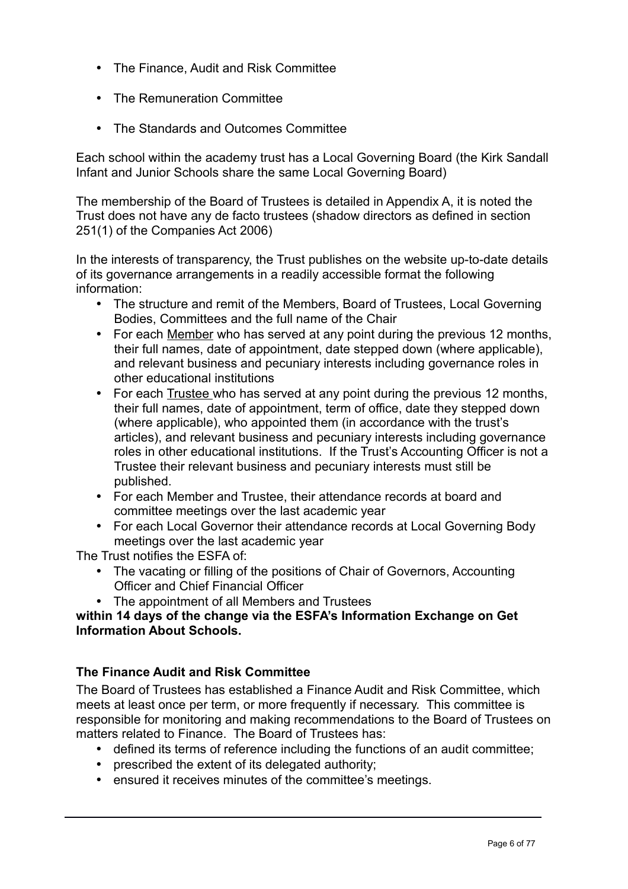- The Finance, Audit and Risk Committee
- The Remuneration Committee
- The Standards and Outcomes Committee

Each school within the academy trust has a Local Governing Board (the Kirk Sandall Infant and Junior Schools share the same Local Governing Board)

The membership of the Board of Trustees is detailed in Appendix A, it is noted the Trust does not have any de facto trustees (shadow directors as defined in section 251(1) of the Companies Act 2006)

In the interests of transparency, the Trust publishes on the website up-to-date details of its governance arrangements in a readily accessible format the following information:

- The structure and remit of the Members, Board of Trustees, Local Governing Bodies, Committees and the full name of the Chair
- For each Member who has served at any point during the previous 12 months, their full names, date of appointment, date stepped down (where applicable), and relevant business and pecuniary interests including governance roles in other educational institutions
- For each Trustee who has served at any point during the previous 12 months, their full names, date of appointment, term of office, date they stepped down (where applicable), who appointed them (in accordance with the trust's articles), and relevant business and pecuniary interests including governance roles in other educational institutions. If the Trust's Accounting Officer is not a Trustee their relevant business and pecuniary interests must still be published.
- For each Member and Trustee, their attendance records at board and committee meetings over the last academic year
- For each Local Governor their attendance records at Local Governing Body meetings over the last academic year

The Trust notifies the ESFA of:

- The vacating or filling of the positions of Chair of Governors, Accounting Officer and Chief Financial Officer
- The appointment of all Members and Trustees

**within 14 days of the change via the ESFA's Information Exchange on Get Information About Schools.**

### The Finance Audit and Risk Committee

The Board of Trustees has established a Finance Audit and Risk Committee, which meets at least once per term, or more frequently if necessary. This committee is responsible for monitoring and making recommendations to the Board of Trustees on matters related to Finance. The Board of Trustees has:

- defined its terms of reference including the functions of an audit committee;
- prescribed the extent of its delegated authority;
- ensured it receives minutes of the committee's meetings.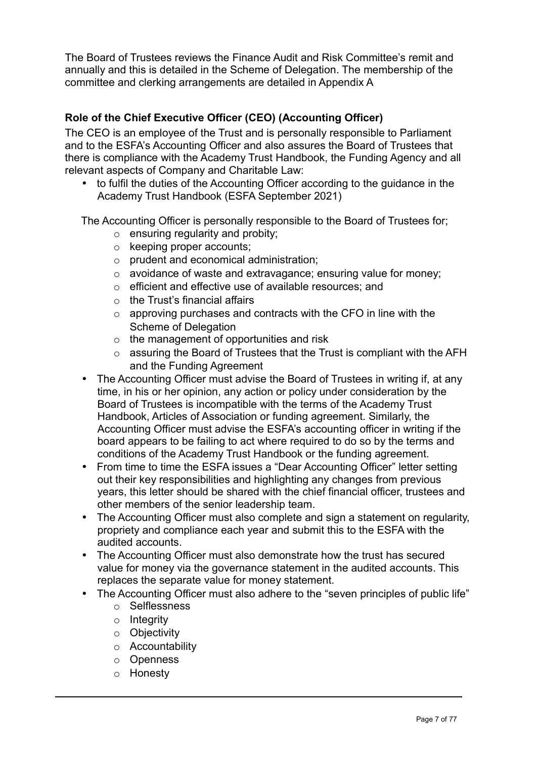The Board of Trustees reviews the Finance Audit and Risk Committee's remit and annually and this is detailed in the Scheme of Delegation. The membership of the committee and clerking arrangements are detailed in Appendix A

**Role of the Chief Executive Officer (CEO) (Accounting Officer)**

The CEO is an employee of the Trust and is personally responsible to Parliament and to the ESFA's Accounting Officer and also assures the Board of Trustees that there is compliance with the Academy Trust Handbook, the Funding Agency and all relevant aspects of Company and Charitable Law:

- to fulfil the duties of the Accounting Officer according to the guidance in the Academy Trust Handbook (ESFA September 2021)

The Accounting Officer is personally responsible to the Board of Trustees for;

- ensuring regularity and probity;
- keeping proper accounts;
- prudent and economical administration;
- avoidance of waste and extravagance; ensuring value for money;
- efficient and effective use of available resources; and
- the Trust's financial affairs
- approving purchases and contracts with the CFO in line with the Scheme of Delegation
- the management of opportunities and risk
- assuring the Board of Trustees that the Trust is compliant with the AFH and the Funding Agreement

- The Accounting Officer must advise the Board of Trustees in writing if, at any time, in his or her opinion, any action or policy under consideration by the Board of Trustees is incompatible with the terms of the Academy Trust Handbook, Articles of Association or funding agreement. Similarly, the Accounting Officer must advise the ESFA's accounting officer in writing if the board appears to be failing to act where required to do so by the terms and conditions of the Academy Trust Handbook or the funding agreement.
- From time to time the ESFA issues a "Dear Accounting Officer" letter setting out their key responsibilities and highlighting any changes from previous years, this letter should be shared with the chief financial officer, trustees and other members of the senior leadership team.
- The Accounting Officer must also complete and sign a statement on regularity, propriety and compliance each year and submit this to the ESFA with the audited accounts.
- The Accounting Officer must also demonstrate how the trust has secured value for money via the governance statement in the audited accounts. This replaces the separate value for money statement.
- The Accounting Officer must also adhere to the "seven principles of public life"
    - Selflessness
    - Integrity
    - Objectivity
    - Accountability
    - Openness
    - Honesty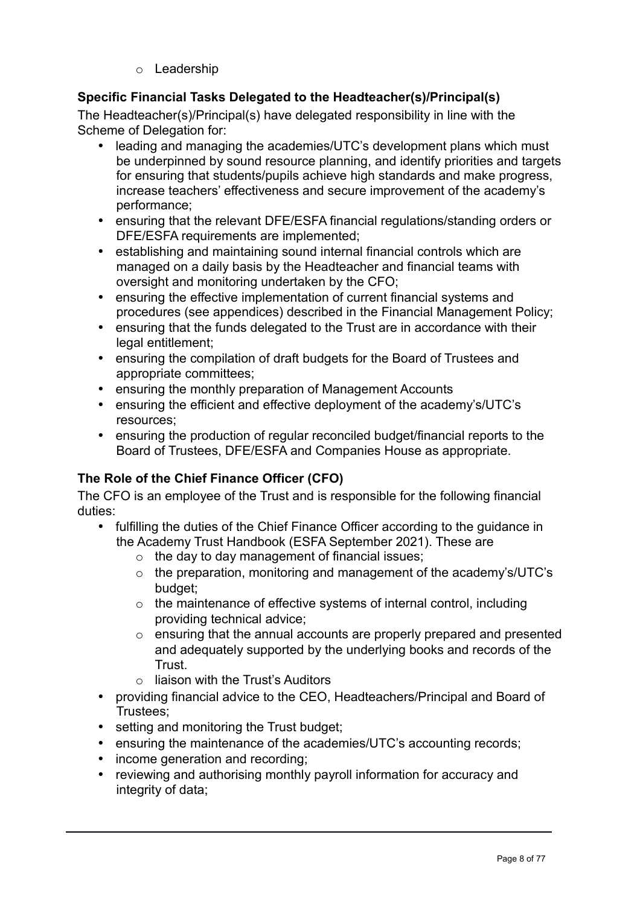- Leadership

**Specific Financial Tasks Delegated to the Headteacher(s)/Principal(s)**

The Headteacher(s)/Principal(s) have delegated responsibility in line with the Scheme of Delegation for:

- leading and managing the academies/UTC's development plans which must be underpinned by sound resource planning, and identify priorities and targets for ensuring that students/pupils achieve high standards and make progress, increase teachers' effectiveness and secure improvement of the academy's performance;
- ensuring that the relevant DFE/ESFA financial regulations/standing orders or DFE/ESFA requirements are implemented;
- establishing and maintaining sound internal financial controls which are managed on a daily basis by the Headteacher and financial teams with oversight and monitoring undertaken by the CFO;
- ensuring the effective implementation of current financial systems and procedures (see appendices) described in the Financial Management Policy;
- ensuring that the funds delegated to the Trust are in accordance with their legal entitlement;
- ensuring the compilation of draft budgets for the Board of Trustees and appropriate committees;
- ensuring the monthly preparation of Management Accounts
- ensuring the efficient and effective deployment of the academy's/UTC's resources;
- ensuring the production of regular reconciled budget/financial reports to the Board of Trustees, DFE/ESFA and Companies House as appropriate.

**The Role of the Chief Finance Officer (CFO)**

The CFO is an employee of the Trust and is responsible for the following financial duties:

- fulfilling the duties of the Chief Finance Officer according to the guidance in the Academy Trust Handbook (ESFA September 2021). These are
  - the day to day management of financial issues;
  - the preparation, monitoring and management of the academy's/UTC's budget;
  - the maintenance of effective systems of internal control, including providing technical advice;
  - ensuring that the annual accounts are properly prepared and presented and adequately supported by the underlying books and records of the Trust.
  - liaison with the Trust's Auditors
- providing financial advice to the CEO, Headteachers/Principal and Board of Trustees;
- setting and monitoring the Trust budget;
- ensuring the maintenance of the academies/UTC's accounting records;
- income generation and recording;
- reviewing and authorising monthly payroll information for accuracy and integrity of data;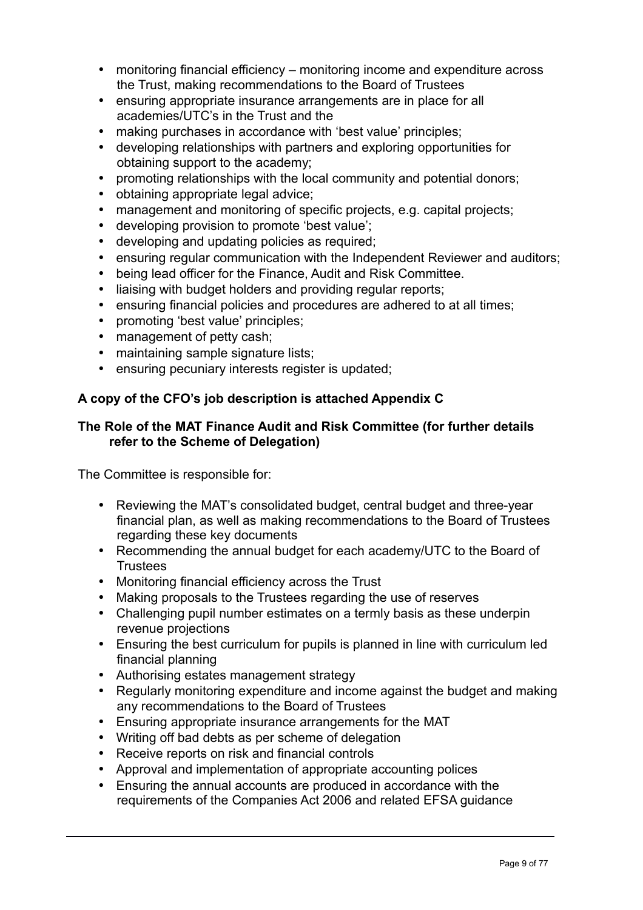- monitoring financial efficiency – monitoring income and expenditure across the Trust, making recommendations to the Board of Trustees
- ensuring appropriate insurance arrangements are in place for all academies/UTC's in the Trust and the
- making purchases in accordance with 'best value' principles;
- developing relationships with partners and exploring opportunities for obtaining support to the academy;
- promoting relationships with the local community and potential donors;
- obtaining appropriate legal advice;
- management and monitoring of specific projects, e.g. capital projects;
- developing provision to promote 'best value';
- developing and updating policies as required;
- ensuring regular communication with the Independent Reviewer and auditors;
- being lead officer for the Finance, Audit and Risk Committee.
- liaising with budget holders and providing regular reports;
- ensuring financial policies and procedures are adhered to at all times;
- promoting 'best value' principles;
- management of petty cash;
- maintaining sample signature lists;
- ensuring pecuniary interests register is updated;

**A copy of the CFO's job description is attached Appendix C**

**The Role of the MAT Finance Audit and Risk Committee (for further details refer to the Scheme of Delegation)**

The Committee is responsible for:

- Reviewing the MAT's consolidated budget, central budget and three-year financial plan, as well as making recommendations to the Board of Trustees regarding these key documents
- Recommending the annual budget for each academy/UTC to the Board of Trustees
- Monitoring financial efficiency across the Trust
- Making proposals to the Trustees regarding the use of reserves
- Challenging pupil number estimates on a termly basis as these underpin revenue projections
- Ensuring the best curriculum for pupils is planned in line with curriculum led financial planning
- Authorising estates management strategy
- Regularly monitoring expenditure and income against the budget and making any recommendations to the Board of Trustees
- Ensuring appropriate insurance arrangements for the MAT
- Writing off bad debts as per scheme of delegation
- Receive reports on risk and financial controls
- Approval and implementation of appropriate accounting polices
- Ensuring the annual accounts are produced in accordance with the requirements of the Companies Act 2006 and related EFSA guidance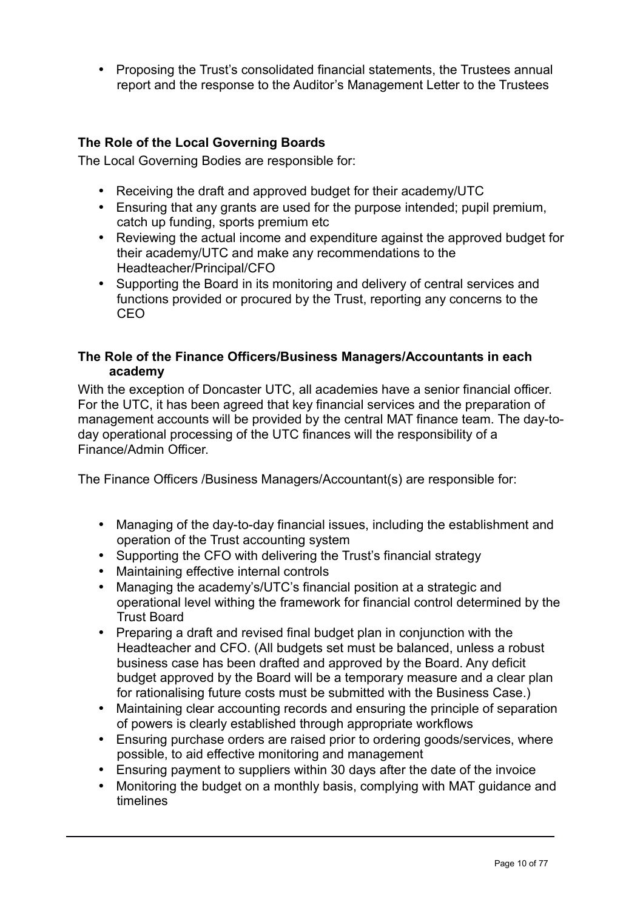- Proposing the Trust's consolidated financial statements, the Trustees annual report and the response to the Auditor's Management Letter to the Trustees

**The Role of the Local Governing Boards**

The Local Governing Bodies are responsible for:

- Receiving the draft and approved budget for their academy/UTC
- Ensuring that any grants are used for the purpose intended; pupil premium, catch up funding, sports premium etc
- Reviewing the actual income and expenditure against the approved budget for their academy/UTC and make any recommendations to the Headteacher/Principal/CFO
- Supporting the Board in its monitoring and delivery of central services and functions provided or procured by the Trust, reporting any concerns to the CEO

**The Role of the Finance Officers/Business Managers/Accountants in each academy**

With the exception of Doncaster UTC, all academies have a senior financial officer. For the UTC, it has been agreed that key financial services and the preparation of management accounts will be provided by the central MAT finance team. The day-to-day operational processing of the UTC finances will the responsibility of a Finance/Admin Officer.

The Finance Officers /Business Managers/Accountant(s) are responsible for:

- Managing of the day-to-day financial issues, including the establishment and operation of the Trust accounting system
- Supporting the CFO with delivering the Trust's financial strategy
- Maintaining effective internal controls
- Managing the academy's/UTC's financial position at a strategic and operational level withing the framework for financial control determined by the Trust Board
- Preparing a draft and revised final budget plan in conjunction with the Headteacher and CFO. (All budgets set must be balanced, unless a robust business case has been drafted and approved by the Board. Any deficit budget approved by the Board will be a temporary measure and a clear plan for rationalising future costs must be submitted with the Business Case.)
- Maintaining clear accounting records and ensuring the principle of separation of powers is clearly established through appropriate workflows
- Ensuring purchase orders are raised prior to ordering goods/services, where possible, to aid effective monitoring and management
- Ensuring payment to suppliers within 30 days after the date of the invoice
- Monitoring the budget on a monthly basis, complying with MAT guidance and timelines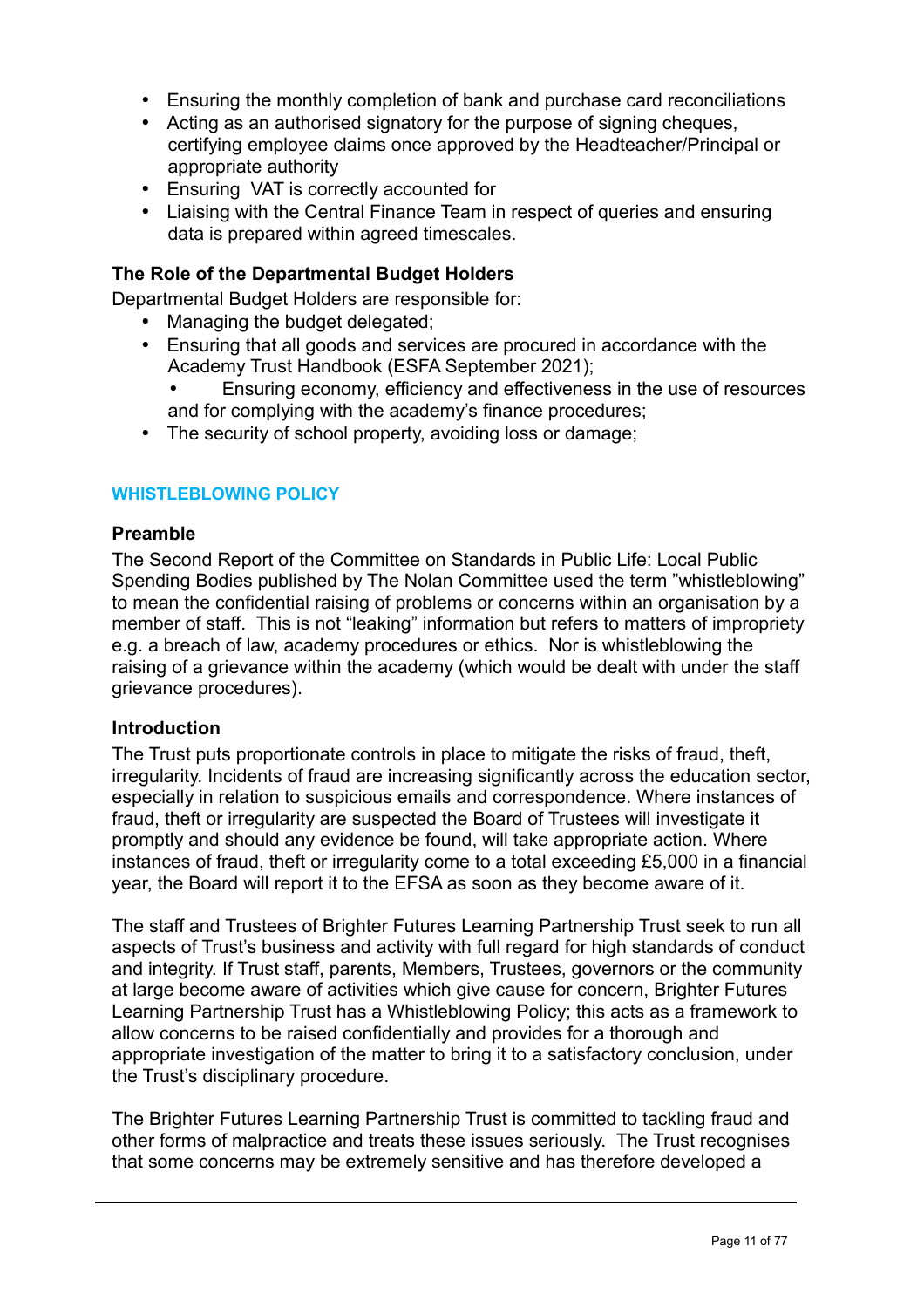- Ensuring the monthly completion of bank and purchase card reconciliations
- Acting as an authorised signatory for the purpose of signing cheques, certifying employee claims once approved by the Headteacher/Principal or appropriate authority
- Ensuring VAT is correctly accounted for
- Liaising with the Central Finance Team in respect of queries and ensuring data is prepared within agreed timescales.

**The Role of the Departmental Budget Holders**

Departmental Budget Holders are responsible for:

- Managing the budget delegated;
- Ensuring that all goods and services are procured in accordance with the Academy Trust Handbook (ESFA September 2021);
- Ensuring economy, efficiency and effectiveness in the use of resources and for complying with the academy's finance procedures;
- The security of school property, avoiding loss or damage;

## WHISTLEBLOWING POLICY

**Preamble**

The Second Report of the Committee on Standards in Public Life: Local Public Spending Bodies published by The Nolan Committee used the term "whistleblowing" to mean the confidential raising of problems or concerns within an organisation by a member of staff. This is not "leaking" information but refers to matters of impropriety e.g. a breach of law, academy procedures or ethics. Nor is whistleblowing the raising of a grievance within the academy (which would be dealt with under the staff grievance procedures).

**Introduction**

The Trust puts proportionate controls in place to mitigate the risks of fraud, theft, irregularity. Incidents of fraud are increasing significantly across the education sector, especially in relation to suspicious emails and correspondence. Where instances of fraud, theft or irregularity are suspected the Board of Trustees will investigate it promptly and should any evidence be found, will take appropriate action. Where instances of fraud, theft or irregularity come to a total exceeding £5,000 in a financial year, the Board will report it to the EFSA as soon as they become aware of it.

The staff and Trustees of Brighter Futures Learning Partnership Trust seek to run all aspects of Trust's business and activity with full regard for high standards of conduct and integrity. If Trust staff, parents, Members, Trustees, governors or the community at large become aware of activities which give cause for concern, Brighter Futures Learning Partnership Trust has a Whistleblowing Policy; this acts as a framework to allow concerns to be raised confidentially and provides for a thorough and appropriate investigation of the matter to bring it to a satisfactory conclusion, under the Trust's disciplinary procedure.

The Brighter Futures Learning Partnership Trust is committed to tackling fraud and other forms of malpractice and treats these issues seriously. The Trust recognises that some concerns may be extremely sensitive and has therefore developed a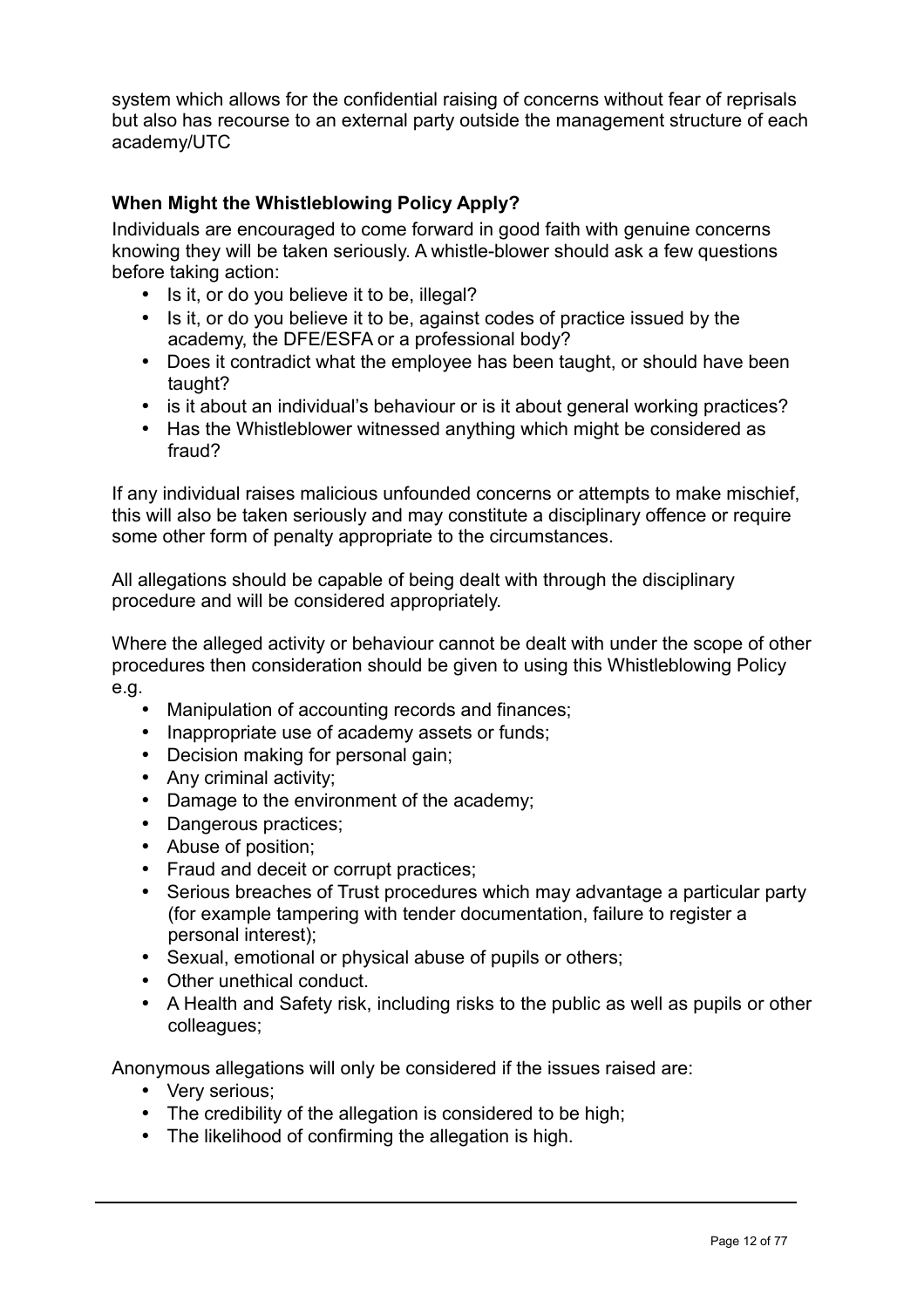system which allows for the confidential raising of concerns without fear of reprisals but also has recourse to an external party outside the management structure of each academy/UTC

**When Might the Whistleblowing Policy Apply?**

Individuals are encouraged to come forward in good faith with genuine concerns knowing they will be taken seriously. A whistle-blower should ask a few questions before taking action:

- Is it, or do you believe it to be, illegal?
- Is it, or do you believe it to be, against codes of practice issued by the academy, the DFE/ESFA or a professional body?
- Does it contradict what the employee has been taught, or should have been taught?
- is it about an individual's behaviour or is it about general working practices?
- Has the Whistleblower witnessed anything which might be considered as fraud?

If any individual raises malicious unfounded concerns or attempts to make mischief, this will also be taken seriously and may constitute a disciplinary offence or require some other form of penalty appropriate to the circumstances.

All allegations should be capable of being dealt with through the disciplinary procedure and will be considered appropriately.

Where the alleged activity or behaviour cannot be dealt with under the scope of other procedures then consideration should be given to using this Whistleblowing Policy e.g.

- Manipulation of accounting records and finances;
- Inappropriate use of academy assets or funds;
- Decision making for personal gain;
- Any criminal activity;
- Damage to the environment of the academy;
- Dangerous practices;
- Abuse of position;
- Fraud and deceit or corrupt practices;
- Serious breaches of Trust procedures which may advantage a particular party (for example tampering with tender documentation, failure to register a personal interest);
- Sexual, emotional or physical abuse of pupils or others;
- Other unethical conduct.
- A Health and Safety risk, including risks to the public as well as pupils or other colleagues;

Anonymous allegations will only be considered if the issues raised are:

- Very serious;
- The credibility of the allegation is considered to be high;
- The likelihood of confirming the allegation is high.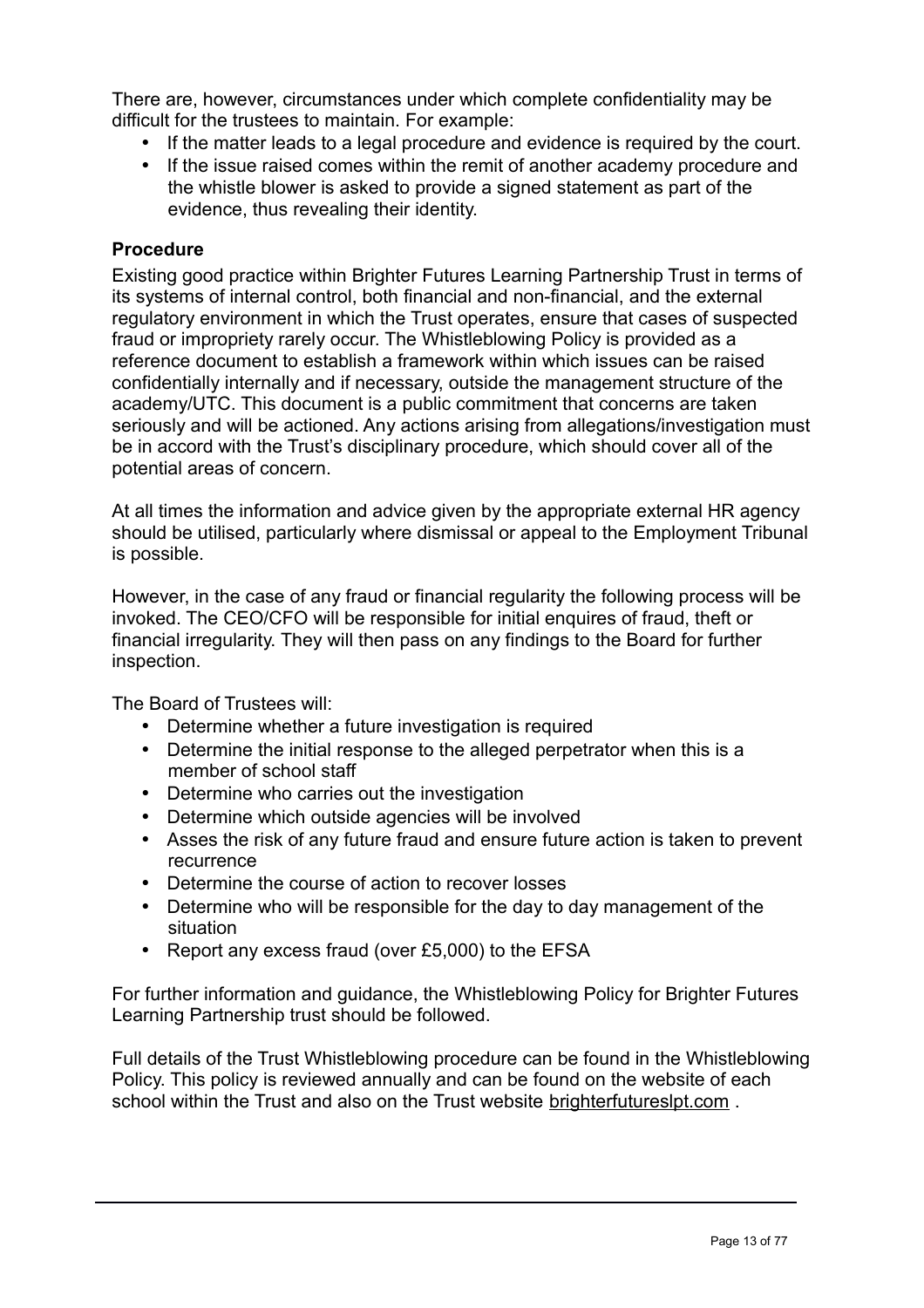There are, however, circumstances under which complete confidentiality may be difficult for the trustees to maintain. For example:

- If the matter leads to a legal procedure and evidence is required by the court.
- If the issue raised comes within the remit of another academy procedure and the whistle blower is asked to provide a signed statement as part of the evidence, thus revealing their identity.

**Procedure**

Existing good practice within Brighter Futures Learning Partnership Trust in terms of its systems of internal control, both financial and non-financial, and the external regulatory environment in which the Trust operates, ensure that cases of suspected fraud or impropriety rarely occur. The Whistleblowing Policy is provided as a reference document to establish a framework within which issues can be raised confidentially internally and if necessary, outside the management structure of the academy/UTC. This document is a public commitment that concerns are taken seriously and will be actioned. Any actions arising from allegations/investigation must be in accord with the Trust's disciplinary procedure, which should cover all of the potential areas of concern.

At all times the information and advice given by the appropriate external HR agency should be utilised, particularly where dismissal or appeal to the Employment Tribunal is possible.

However, in the case of any fraud or financial regularity the following process will be invoked. The CEO/CFO will be responsible for initial enquires of fraud, theft or financial irregularity. They will then pass on any findings to the Board for further inspection.

The Board of Trustees will:

- Determine whether a future investigation is required
- Determine the initial response to the alleged perpetrator when this is a member of school staff
- Determine who carries out the investigation
- Determine which outside agencies will be involved
- Asses the risk of any future fraud and ensure future action is taken to prevent recurrence
- Determine the course of action to recover losses
- Determine who will be responsible for the day to day management of the situation
- Report any excess fraud (over £5,000) to the EFSA

For further information and guidance, the Whistleblowing Policy for Brighter Futures Learning Partnership trust should be followed.

Full details of the Trust Whistleblowing procedure can be found in the Whistleblowing Policy. This policy is reviewed annually and can be found on the website of each school within the Trust and also on the Trust website brighterfutureslpt.com .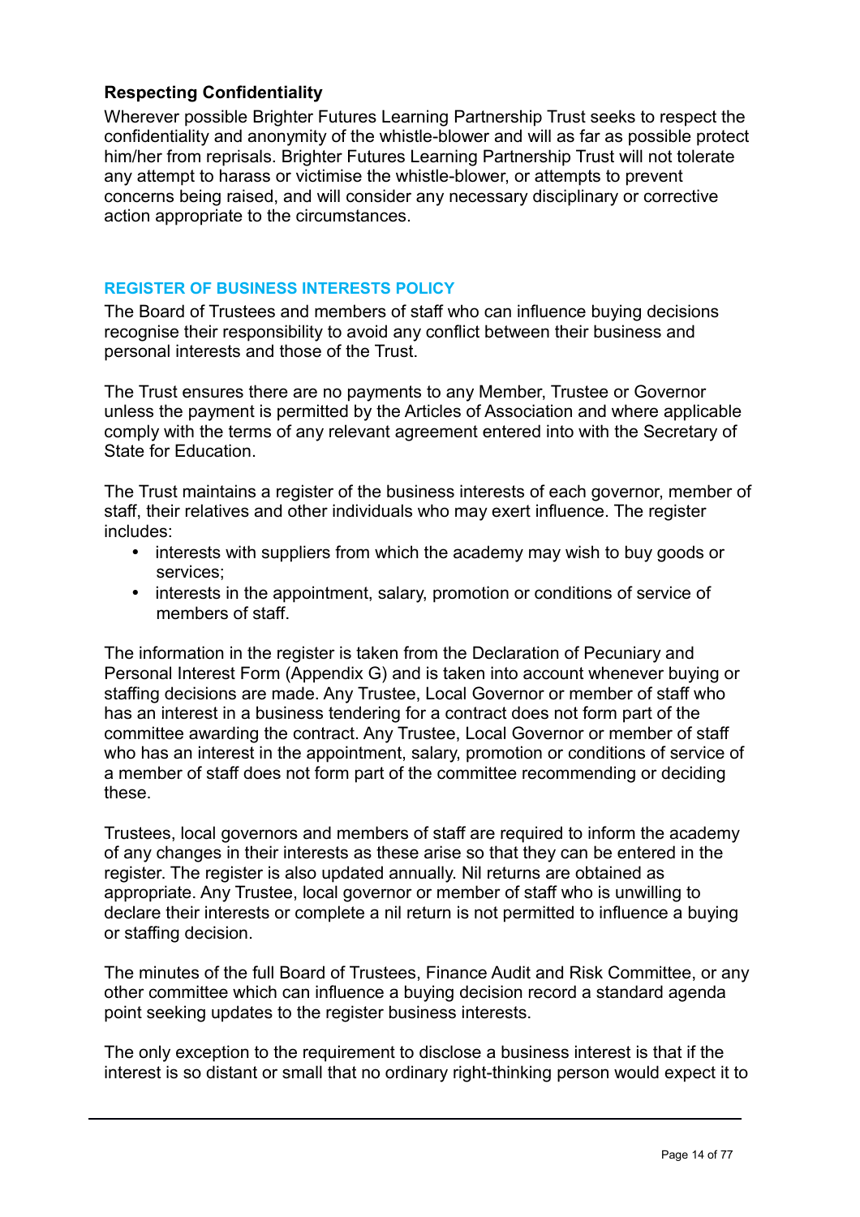**Respecting Confidentiality**

Wherever possible Brighter Futures Learning Partnership Trust seeks to respect the confidentiality and anonymity of the whistle-blower and will as far as possible protect him/her from reprisals. Brighter Futures Learning Partnership Trust will not tolerate any attempt to harass or victimise the whistle-blower, or attempts to prevent concerns being raised, and will consider any necessary disciplinary or corrective action appropriate to the circumstances.

## REGISTER OF BUSINESS INTERESTS POLICY

The Board of Trustees and members of staff who can influence buying decisions recognise their responsibility to avoid any conflict between their business and personal interests and those of the Trust.

The Trust ensures there are no payments to any Member, Trustee or Governor unless the payment is permitted by the Articles of Association and where applicable comply with the terms of any relevant agreement entered into with the Secretary of State for Education.

The Trust maintains a register of the business interests of each governor, member of staff, their relatives and other individuals who may exert influence. The register includes:

- interests with suppliers from which the academy may wish to buy goods or services;
- interests in the appointment, salary, promotion or conditions of service of members of staff.

The information in the register is taken from the Declaration of Pecuniary and Personal Interest Form (Appendix G) and is taken into account whenever buying or staffing decisions are made. Any Trustee, Local Governor or member of staff who has an interest in a business tendering for a contract does not form part of the committee awarding the contract. Any Trustee, Local Governor or member of staff who has an interest in the appointment, salary, promotion or conditions of service of a member of staff does not form part of the committee recommending or deciding these.

Trustees, local governors and members of staff are required to inform the academy of any changes in their interests as these arise so that they can be entered in the register. The register is also updated annually. Nil returns are obtained as appropriate. Any Trustee, local governor or member of staff who is unwilling to declare their interests or complete a nil return is not permitted to influence a buying or staffing decision.

The minutes of the full Board of Trustees, Finance Audit and Risk Committee, or any other committee which can influence a buying decision record a standard agenda point seeking updates to the register business interests.

The only exception to the requirement to disclose a business interest is that if the interest is so distant or small that no ordinary right-thinking person would expect it to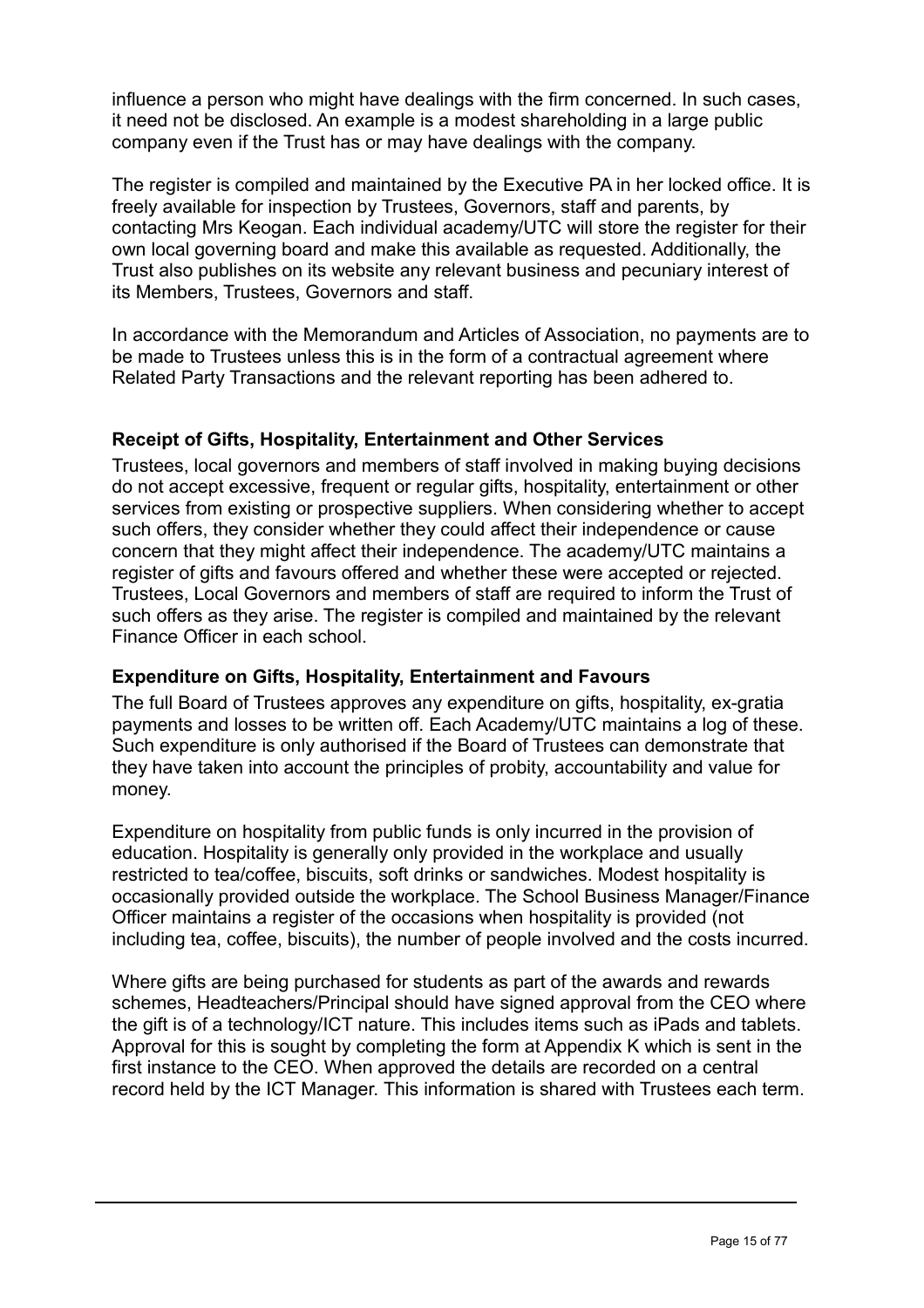influence a person who might have dealings with the firm concerned. In such cases, it need not be disclosed. An example is a modest shareholding in a large public company even if the Trust has or may have dealings with the company.

The register is compiled and maintained by the Executive PA in her locked office. It is freely available for inspection by Trustees, Governors, staff and parents, by contacting Mrs Keogan. Each individual academy/UTC will store the register for their own local governing board and make this available as requested. Additionally, the Trust also publishes on its website any relevant business and pecuniary interest of its Members, Trustees, Governors and staff.

In accordance with the Memorandum and Articles of Association, no payments are to be made to Trustees unless this is in the form of a contractual agreement where Related Party Transactions and the relevant reporting has been adhered to.

**Receipt of Gifts, Hospitality, Entertainment and Other Services**

Trustees, local governors and members of staff involved in making buying decisions do not accept excessive, frequent or regular gifts, hospitality, entertainment or other services from existing or prospective suppliers. When considering whether to accept such offers, they consider whether they could affect their independence or cause concern that they might affect their independence. The academy/UTC maintains a register of gifts and favours offered and whether these were accepted or rejected. Trustees, Local Governors and members of staff are required to inform the Trust of such offers as they arise. The register is compiled and maintained by the relevant Finance Officer in each school.

**Expenditure on Gifts, Hospitality, Entertainment and Favours**

The full Board of Trustees approves any expenditure on gifts, hospitality, ex-gratia payments and losses to be written off. Each Academy/UTC maintains a log of these. Such expenditure is only authorised if the Board of Trustees can demonstrate that they have taken into account the principles of probity, accountability and value for money.

Expenditure on hospitality from public funds is only incurred in the provision of education. Hospitality is generally only provided in the workplace and usually restricted to tea/coffee, biscuits, soft drinks or sandwiches. Modest hospitality is occasionally provided outside the workplace. The School Business Manager/Finance Officer maintains a register of the occasions when hospitality is provided (not including tea, coffee, biscuits), the number of people involved and the costs incurred.

Where gifts are being purchased for students as part of the awards and rewards schemes, Headteachers/Principal should have signed approval from the CEO where the gift is of a technology/ICT nature. This includes items such as iPads and tablets. Approval for this is sought by completing the form at Appendix K which is sent in the first instance to the CEO. When approved the details are recorded on a central record held by the ICT Manager. This information is shared with Trustees each term.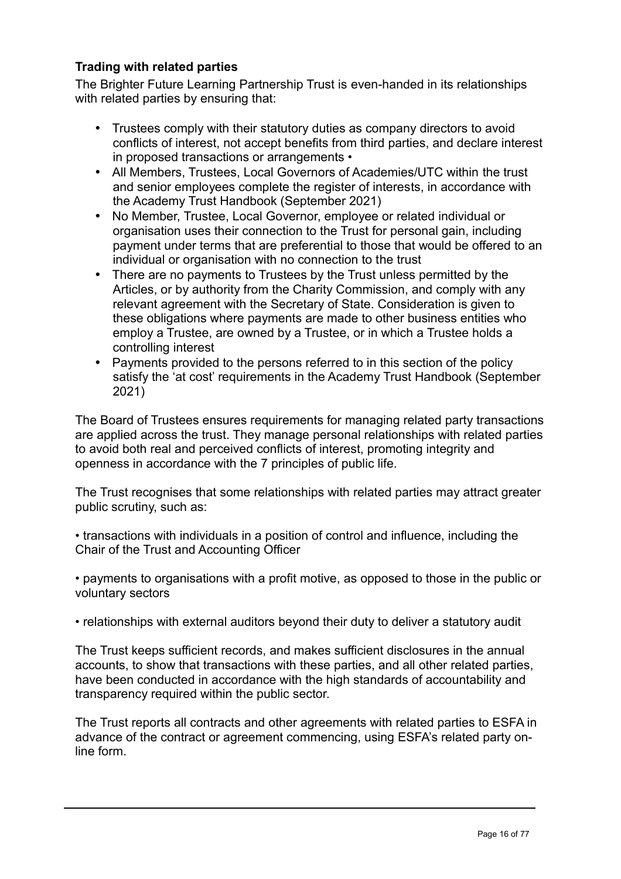### Trading with related parties

The Brighter Future Learning Partnership Trust is even-handed in its relationships with related parties by ensuring that:

- Trustees comply with their statutory duties as company directors to avoid conflicts of interest, not accept benefits from third parties, and declare interest in proposed transactions or arrangements •
- All Members, Trustees, Local Governors of Academies/UTC within the trust and senior employees complete the register of interests, in accordance with the Academy Trust Handbook (September 2021)
- No Member, Trustee, Local Governor, employee or related individual or organisation uses their connection to the Trust for personal gain, including payment under terms that are preferential to those that would be offered to an individual or organisation with no connection to the trust
- There are no payments to Trustees by the Trust unless permitted by the Articles, or by authority from the Charity Commission, and comply with any relevant agreement with the Secretary of State. Consideration is given to these obligations where payments are made to other business entities who employ a Trustee, are owned by a Trustee, or in which a Trustee holds a controlling interest
- Payments provided to the persons referred to in this section of the policy satisfy the 'at cost' requirements in the Academy Trust Handbook (September 2021)

The Board of Trustees ensures requirements for managing related party transactions are applied across the trust. They manage personal relationships with related parties to avoid both real and perceived conflicts of interest, promoting integrity and openness in accordance with the 7 principles of public life.

The Trust recognises that some relationships with related parties may attract greater public scrutiny, such as:

• transactions with individuals in a position of control and influence, including the Chair of the Trust and Accounting Officer

• payments to organisations with a profit motive, as opposed to those in the public or voluntary sectors

• relationships with external auditors beyond their duty to deliver a statutory audit

The Trust keeps sufficient records, and makes sufficient disclosures in the annual accounts, to show that transactions with these parties, and all other related parties, have been conducted in accordance with the high standards of accountability and transparency required within the public sector.

The Trust reports all contracts and other agreements with related parties to ESFA in advance of the contract or agreement commencing, using ESFA's related party on-line form.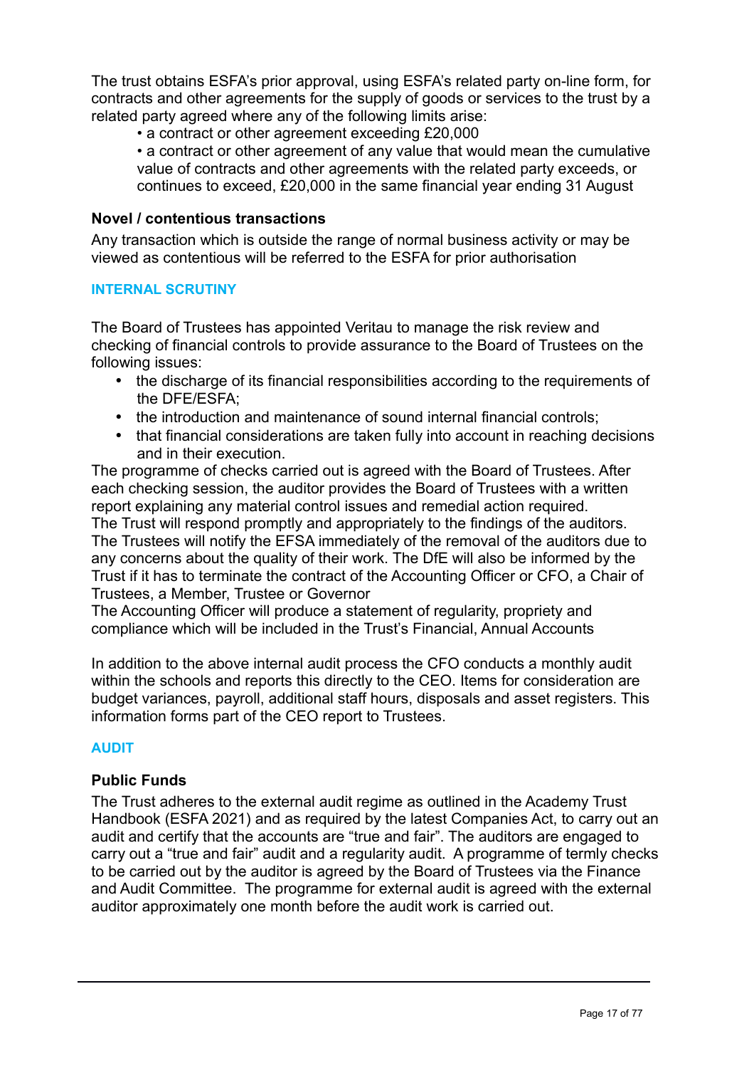The trust obtains ESFA's prior approval, using ESFA's related party on-line form, for contracts and other agreements for the supply of goods or services to the trust by a related party agreed where any of the following limits arise:

- a contract or other agreement exceeding £20,000
- a contract or other agreement of any value that would mean the cumulative value of contracts and other agreements with the related party exceeds, or continues to exceed, £20,000 in the same financial year ending 31 August

### Novel / contentious transactions

Any transaction which is outside the range of normal business activity or may be viewed as contentious will be referred to the ESFA for prior authorisation

## INTERNAL SCRUTINY

The Board of Trustees has appointed Veritau to manage the risk review and checking of financial controls to provide assurance to the Board of Trustees on the following issues:

- the discharge of its financial responsibilities according to the requirements of the DFE/ESFA;
- the introduction and maintenance of sound internal financial controls;
- that financial considerations are taken fully into account in reaching decisions and in their execution.

The programme of checks carried out is agreed with the Board of Trustees. After each checking session, the auditor provides the Board of Trustees with a written report explaining any material control issues and remedial action required.
The Trust will respond promptly and appropriately to the findings of the auditors.
The Trustees will notify the EFSA immediately of the removal of the auditors due to any concerns about the quality of their work. The DfE will also be informed by the Trust if it has to terminate the contract of the Accounting Officer or CFO, a Chair of Trustees, a Member, Trustee or Governor
The Accounting Officer will produce a statement of regularity, propriety and compliance which will be included in the Trust's Financial, Annual Accounts

In addition to the above internal audit process the CFO conducts a monthly audit within the schools and reports this directly to the CEO. Items for consideration are budget variances, payroll, additional staff hours, disposals and asset registers. This information forms part of the CEO report to Trustees.

## AUDIT

### Public Funds

The Trust adheres to the external audit regime as outlined in the Academy Trust Handbook (ESFA 2021) and as required by the latest Companies Act, to carry out an audit and certify that the accounts are "true and fair". The auditors are engaged to carry out a "true and fair" audit and a regularity audit. A programme of termly checks to be carried out by the auditor is agreed by the Board of Trustees via the Finance and Audit Committee. The programme for external audit is agreed with the external auditor approximately one month before the audit work is carried out.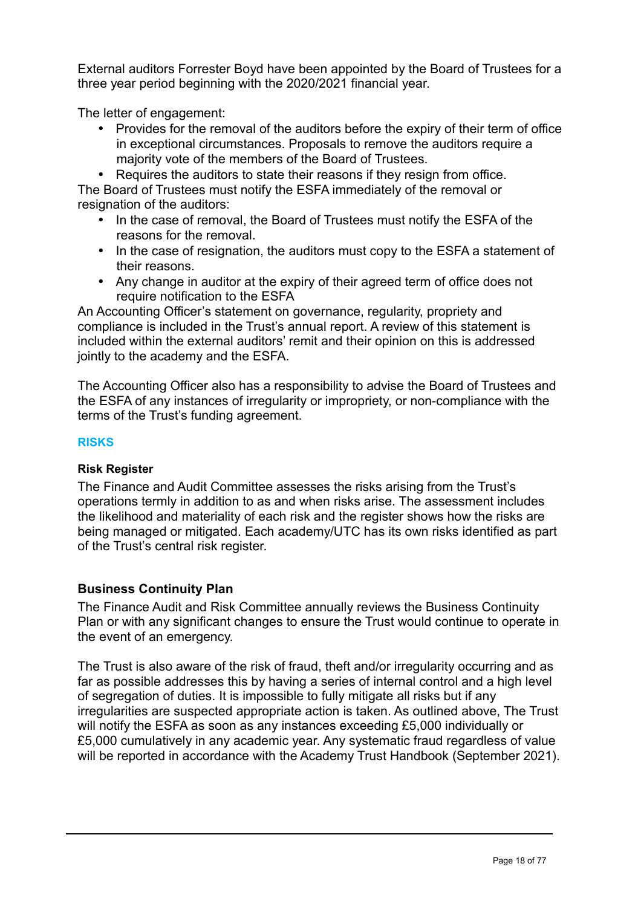External auditors Forrester Boyd have been appointed by the Board of Trustees for a three year period beginning with the 2020/2021 financial year.

The letter of engagement:

- Provides for the removal of the auditors before the expiry of their term of office in exceptional circumstances. Proposals to remove the auditors require a majority vote of the members of the Board of Trustees.
- Requires the auditors to state their reasons if they resign from office.

The Board of Trustees must notify the ESFA immediately of the removal or resignation of the auditors:

- In the case of removal, the Board of Trustees must notify the ESFA of the reasons for the removal.
- In the case of resignation, the auditors must copy to the ESFA a statement of their reasons.
- Any change in auditor at the expiry of their agreed term of office does not require notification to the ESFA

An Accounting Officer's statement on governance, regularity, propriety and compliance is included in the Trust's annual report. A review of this statement is included within the external auditors' remit and their opinion on this is addressed jointly to the academy and the ESFA.

The Accounting Officer also has a responsibility to advise the Board of Trustees and the ESFA of any instances of irregularity or impropriety, or non-compliance with the terms of the Trust's funding agreement.

## RISKS

### Risk Register

The Finance and Audit Committee assesses the risks arising from the Trust's operations termly in addition to as and when risks arise. The assessment includes the likelihood and materiality of each risk and the register shows how the risks are being managed or mitigated. Each academy/UTC has its own risks identified as part of the Trust's central risk register.

### Business Continuity Plan

The Finance Audit and Risk Committee annually reviews the Business Continuity Plan or with any significant changes to ensure the Trust would continue to operate in the event of an emergency.

The Trust is also aware of the risk of fraud, theft and/or irregularity occurring and as far as possible addresses this by having a series of internal control and a high level of segregation of duties. It is impossible to fully mitigate all risks but if any irregularities are suspected appropriate action is taken. As outlined above, The Trust will notify the ESFA as soon as any instances exceeding £5,000 individually or £5,000 cumulatively in any academic year. Any systematic fraud regardless of value will be reported in accordance with the Academy Trust Handbook (September 2021).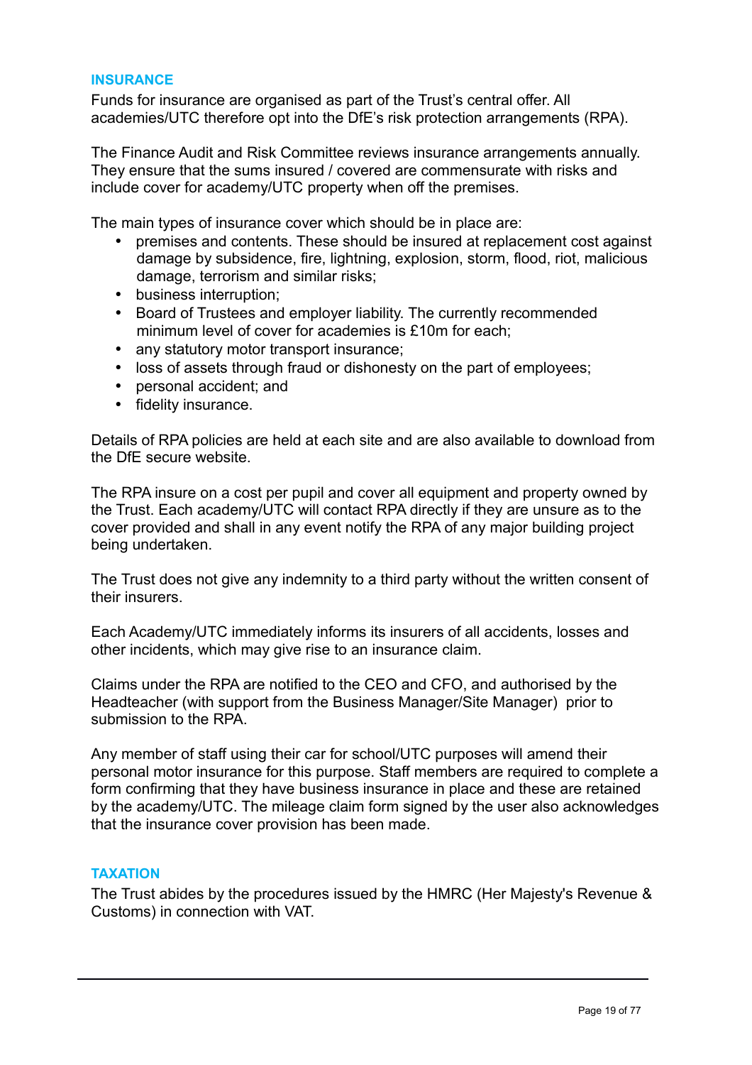## INSURANCE

Funds for insurance are organised as part of the Trust's central offer. All academies/UTC therefore opt into the DfE's risk protection arrangements (RPA).

The Finance Audit and Risk Committee reviews insurance arrangements annually. They ensure that the sums insured / covered are commensurate with risks and include cover for academy/UTC property when off the premises.

The main types of insurance cover which should be in place are:

- premises and contents. These should be insured at replacement cost against damage by subsidence, fire, lightning, explosion, storm, flood, riot, malicious damage, terrorism and similar risks;
- business interruption;
- Board of Trustees and employer liability. The currently recommended minimum level of cover for academies is £10m for each;
- any statutory motor transport insurance;
- loss of assets through fraud or dishonesty on the part of employees;
- personal accident; and
- fidelity insurance.

Details of RPA policies are held at each site and are also available to download from the DfE secure website.

The RPA insure on a cost per pupil and cover all equipment and property owned by the Trust. Each academy/UTC will contact RPA directly if they are unsure as to the cover provided and shall in any event notify the RPA of any major building project being undertaken.

The Trust does not give any indemnity to a third party without the written consent of their insurers.

Each Academy/UTC immediately informs its insurers of all accidents, losses and other incidents, which may give rise to an insurance claim.

Claims under the RPA are notified to the CEO and CFO, and authorised by the Headteacher (with support from the Business Manager/Site Manager) prior to submission to the RPA.

Any member of staff using their car for school/UTC purposes will amend their personal motor insurance for this purpose. Staff members are required to complete a form confirming that they have business insurance in place and these are retained by the academy/UTC. The mileage claim form signed by the user also acknowledges that the insurance cover provision has been made.

## TAXATION

The Trust abides by the procedures issued by the HMRC (Her Majesty's Revenue & Customs) in connection with VAT.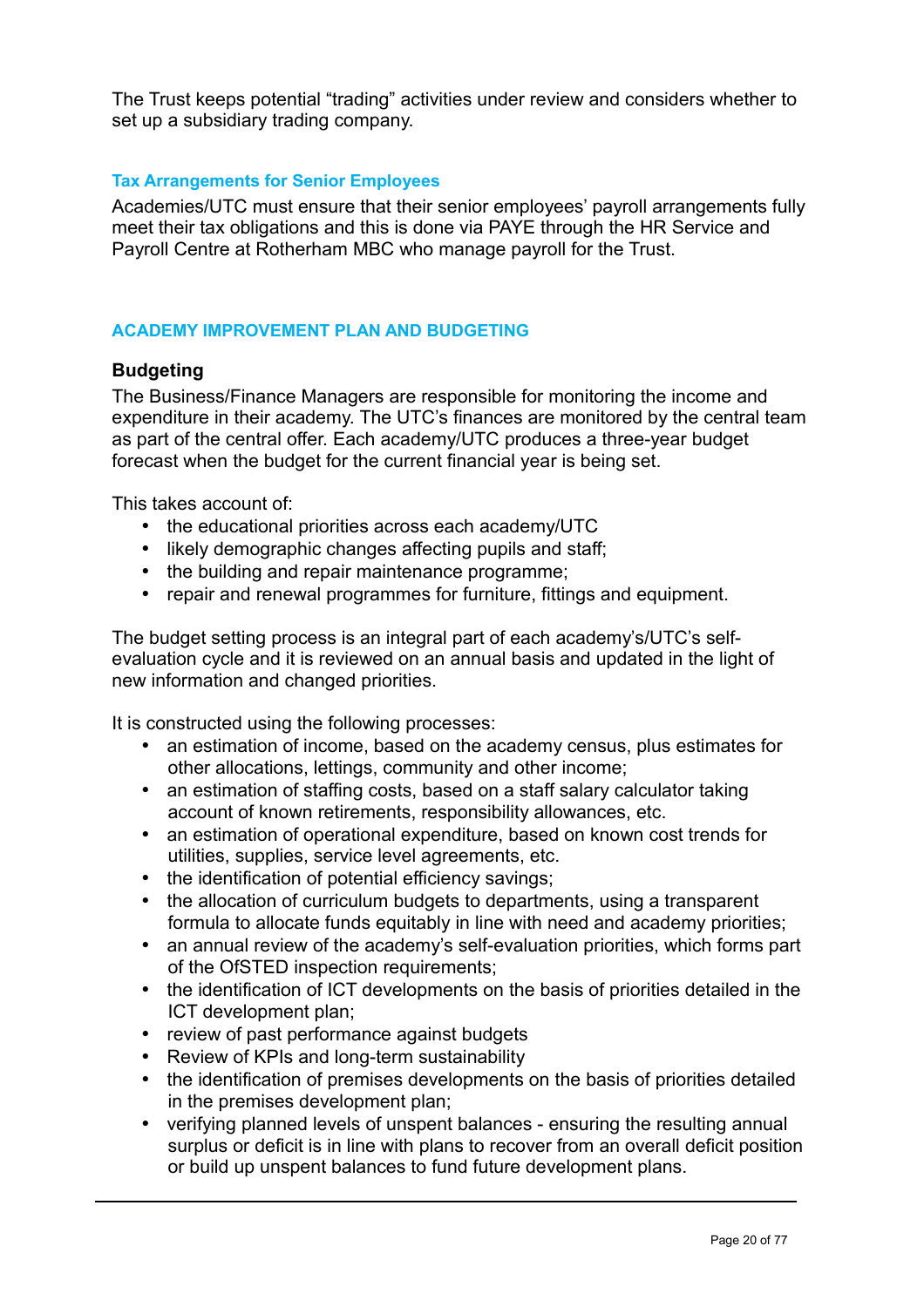The Trust keeps potential “trading” activities under review and considers whether to set up a subsidiary trading company.

### Tax Arrangements for Senior Employees

Academies/UTC must ensure that their senior employees’ payroll arrangements fully meet their tax obligations and this is done via PAYE through the HR Service and Payroll Centre at Rotherham MBC who manage payroll for the Trust.

## ACADEMY IMPROVEMENT PLAN AND BUDGETING

### Budgeting

The Business/Finance Managers are responsible for monitoring the income and expenditure in their academy. The UTC’s finances are monitored by the central team as part of the central offer. Each academy/UTC produces a three-year budget forecast when the budget for the current financial year is being set.

This takes account of:

- the educational priorities across each academy/UTC
- likely demographic changes affecting pupils and staff;
- the building and repair maintenance programme;
- repair and renewal programmes for furniture, fittings and equipment.

The budget setting process is an integral part of each academy's/UTC's self-evaluation cycle and it is reviewed on an annual basis and updated in the light of new information and changed priorities.

It is constructed using the following processes:

- an estimation of income, based on the academy census, plus estimates for other allocations, lettings, community and other income;
- an estimation of staffing costs, based on a staff salary calculator taking account of known retirements, responsibility allowances, etc.
- an estimation of operational expenditure, based on known cost trends for utilities, supplies, service level agreements, etc.
- the identification of potential efficiency savings;
- the allocation of curriculum budgets to departments, using a transparent formula to allocate funds equitably in line with need and academy priorities;
- an annual review of the academy’s self-evaluation priorities, which forms part of the OfSTED inspection requirements;
- the identification of ICT developments on the basis of priorities detailed in the ICT development plan;
- review of past performance against budgets
- Review of KPIs and long-term sustainability
- the identification of premises developments on the basis of priorities detailed in the premises development plan;
- verifying planned levels of unspent balances - ensuring the resulting annual surplus or deficit is in line with plans to recover from an overall deficit position or build up unspent balances to fund future development plans.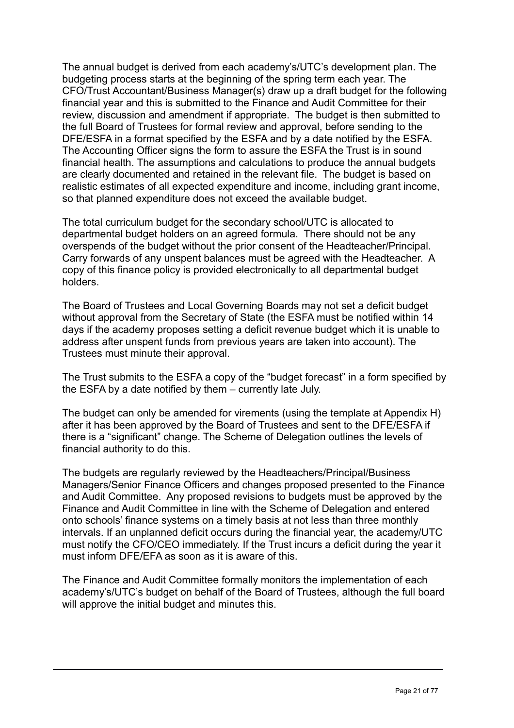The annual budget is derived from each academy's/UTC's development plan. The budgeting process starts at the beginning of the spring term each year. The CFO/Trust Accountant/Business Manager(s) draw up a draft budget for the following financial year and this is submitted to the Finance and Audit Committee for their review, discussion and amendment if appropriate. The budget is then submitted to the full Board of Trustees for formal review and approval, before sending to the DFE/ESFA in a format specified by the ESFA and by a date notified by the ESFA. The Accounting Officer signs the form to assure the ESFA the Trust is in sound financial health. The assumptions and calculations to produce the annual budgets are clearly documented and retained in the relevant file. The budget is based on realistic estimates of all expected expenditure and income, including grant income, so that planned expenditure does not exceed the available budget.

The total curriculum budget for the secondary school/UTC is allocated to departmental budget holders on an agreed formula. There should not be any overspends of the budget without the prior consent of the Headteacher/Principal. Carry forwards of any unspent balances must be agreed with the Headteacher. A copy of this finance policy is provided electronically to all departmental budget holders.

The Board of Trustees and Local Governing Boards may not set a deficit budget without approval from the Secretary of State (the ESFA must be notified within 14 days if the academy proposes setting a deficit revenue budget which it is unable to address after unspent funds from previous years are taken into account). The Trustees must minute their approval.

The Trust submits to the ESFA a copy of the "budget forecast" in a form specified by the ESFA by a date notified by them – currently late July.

The budget can only be amended for virements (using the template at Appendix H) after it has been approved by the Board of Trustees and sent to the DFE/ESFA if there is a "significant" change. The Scheme of Delegation outlines the levels of financial authority to do this.

The budgets are regularly reviewed by the Headteachers/Principal/Business Managers/Senior Finance Officers and changes proposed presented to the Finance and Audit Committee. Any proposed revisions to budgets must be approved by the Finance and Audit Committee in line with the Scheme of Delegation and entered onto schools' finance systems on a timely basis at not less than three monthly intervals. If an unplanned deficit occurs during the financial year, the academy/UTC must notify the CFO/CEO immediately. If the Trust incurs a deficit during the year it must inform DFE/EFA as soon as it is aware of this.

The Finance and Audit Committee formally monitors the implementation of each academy's/UTC's budget on behalf of the Board of Trustees, although the full board will approve the initial budget and minutes this.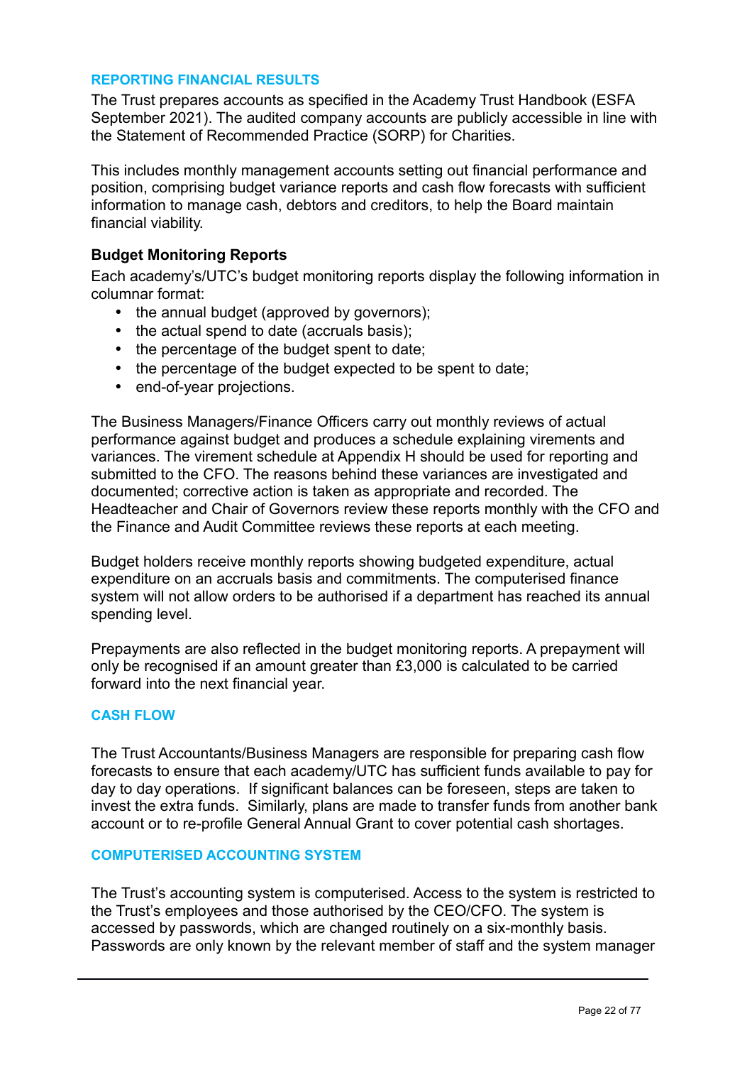## REPORTING FINANCIAL RESULTS

The Trust prepares accounts as specified in the Academy Trust Handbook (ESFA September 2021). The audited company accounts are publicly accessible in line with the Statement of Recommended Practice (SORP) for Charities.

This includes monthly management accounts setting out financial performance and position, comprising budget variance reports and cash flow forecasts with sufficient information to manage cash, debtors and creditors, to help the Board maintain financial viability.

### Budget Monitoring Reports

Each academy's/UTC's budget monitoring reports display the following information in columnar format:

- the annual budget (approved by governors);
- the actual spend to date (accruals basis);
- the percentage of the budget spent to date;
- the percentage of the budget expected to be spent to date;
- end-of-year projections.

The Business Managers/Finance Officers carry out monthly reviews of actual performance against budget and produces a schedule explaining virements and variances. The virement schedule at Appendix H should be used for reporting and submitted to the CFO. The reasons behind these variances are investigated and documented; corrective action is taken as appropriate and recorded. The Headteacher and Chair of Governors review these reports monthly with the CFO and the Finance and Audit Committee reviews these reports at each meeting.

Budget holders receive monthly reports showing budgeted expenditure, actual expenditure on an accruals basis and commitments. The computerised finance system will not allow orders to be authorised if a department has reached its annual spending level.

Prepayments are also reflected in the budget monitoring reports. A prepayment will only be recognised if an amount greater than £3,000 is calculated to be carried forward into the next financial year.

## CASH FLOW

The Trust Accountants/Business Managers are responsible for preparing cash flow forecasts to ensure that each academy/UTC has sufficient funds available to pay for day to day operations. If significant balances can be foreseen, steps are taken to invest the extra funds. Similarly, plans are made to transfer funds from another bank account or to re-profile General Annual Grant to cover potential cash shortages.

## COMPUTERISED ACCOUNTING SYSTEM

The Trust's accounting system is computerised. Access to the system is restricted to the Trust's employees and those authorised by the CEO/CFO. The system is accessed by passwords, which are changed routinely on a six-monthly basis. Passwords are only known by the relevant member of staff and the system manager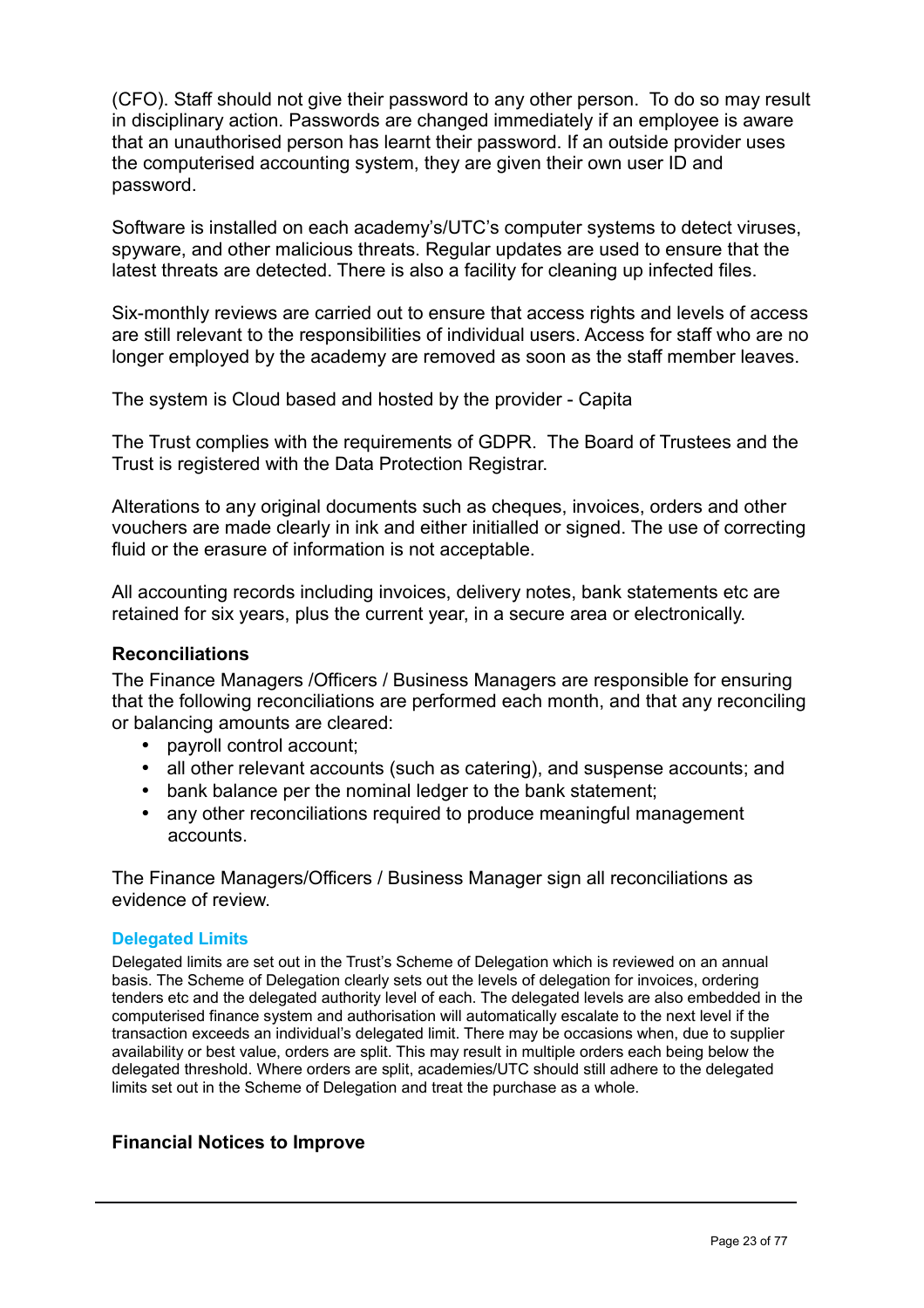(CFO). Staff should not give their password to any other person. To do so may result in disciplinary action. Passwords are changed immediately if an employee is aware that an unauthorised person has learnt their password. If an outside provider uses the computerised accounting system, they are given their own user ID and password.

Software is installed on each academy's/UTC's computer systems to detect viruses, spyware, and other malicious threats. Regular updates are used to ensure that the latest threats are detected. There is also a facility for cleaning up infected files.

Six-monthly reviews are carried out to ensure that access rights and levels of access are still relevant to the responsibilities of individual users. Access for staff who are no longer employed by the academy are removed as soon as the staff member leaves.

The system is Cloud based and hosted by the provider - Capita

The Trust complies with the requirements of GDPR. The Board of Trustees and the Trust is registered with the Data Protection Registrar.

Alterations to any original documents such as cheques, invoices, orders and other vouchers are made clearly in ink and either initialled or signed. The use of correcting fluid or the erasure of information is not acceptable.

All accounting records including invoices, delivery notes, bank statements etc are retained for six years, plus the current year, in a secure area or electronically.

### Reconciliations

The Finance Managers /Officers / Business Managers are responsible for ensuring that the following reconciliations are performed each month, and that any reconciling or balancing amounts are cleared:

- payroll control account;
- all other relevant accounts (such as catering), and suspense accounts; and
- bank balance per the nominal ledger to the bank statement;
- any other reconciliations required to produce meaningful management accounts.

The Finance Managers/Officers / Business Manager sign all reconciliations as evidence of review.

### Delegated Limits

Delegated limits are set out in the Trust's Scheme of Delegation which is reviewed on an annual basis. The Scheme of Delegation clearly sets out the levels of delegation for invoices, ordering tenders etc and the delegated authority level of each. The delegated levels are also embedded in the computerised finance system and authorisation will automatically escalate to the next level if the transaction exceeds an individual's delegated limit. There may be occasions when, due to supplier availability or best value, orders are split. This may result in multiple orders each being below the delegated threshold. Where orders are split, academies/UTC should still adhere to the delegated limits set out in the Scheme of Delegation and treat the purchase as a whole.

### Financial Notices to Improve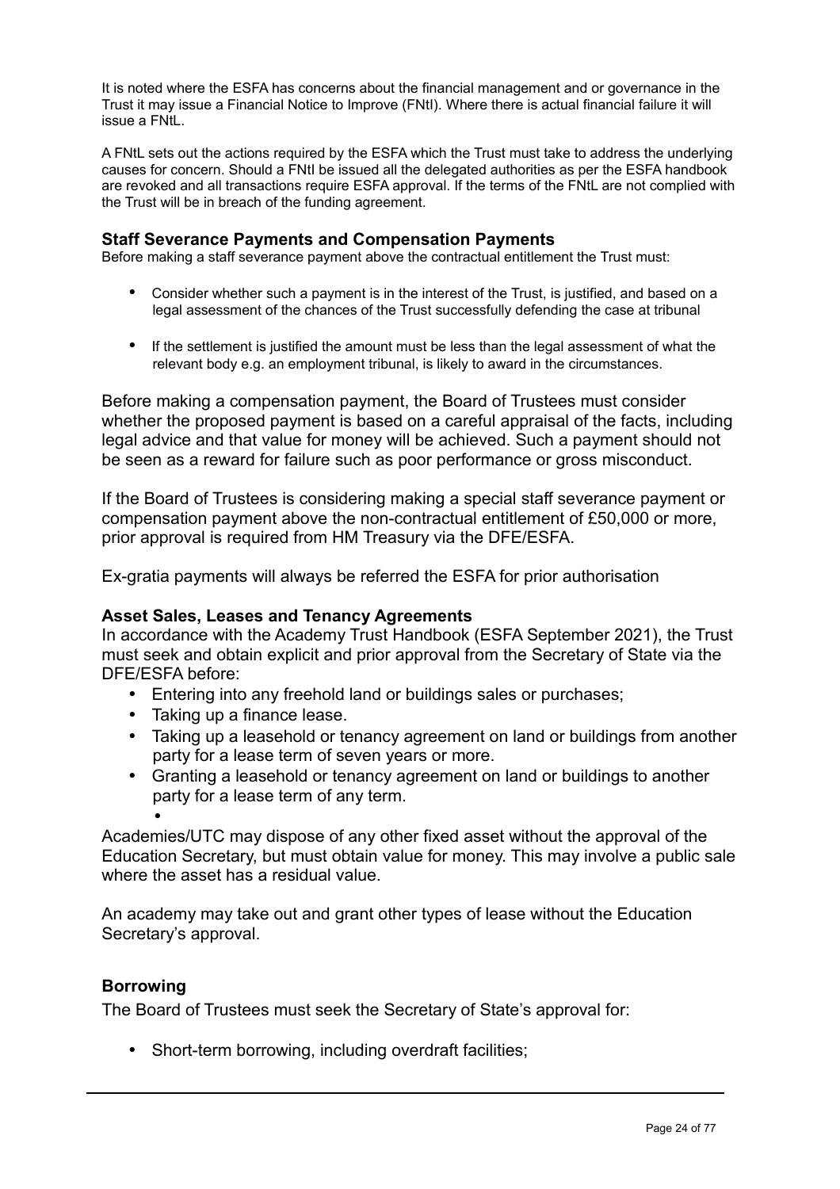It is noted where the ESFA has concerns about the financial management and or governance in the Trust it may issue a Financial Notice to Improve (FNtI). Where there is actual financial failure it will issue a FNtL.

A FNtL sets out the actions required by the ESFA which the Trust must take to address the underlying causes for concern. Should a FNtI be issued all the delegated authorities as per the ESFA handbook are revoked and all transactions require ESFA approval. If the terms of the FNtL are not complied with the Trust will be in breach of the funding agreement.

**Staff Severance Payments and Compensation Payments**

Before making a staff severance payment above the contractual entitlement the Trust must:

- Consider whether such a payment is in the interest of the Trust, is justified, and based on a legal assessment of the chances of the Trust successfully defending the case at tribunal
- If the settlement is justified the amount must be less than the legal assessment of what the relevant body e.g. an employment tribunal, is likely to award in the circumstances.

Before making a compensation payment, the Board of Trustees must consider whether the proposed payment is based on a careful appraisal of the facts, including legal advice and that value for money will be achieved. Such a payment should not be seen as a reward for failure such as poor performance or gross misconduct.

If the Board of Trustees is considering making a special staff severance payment or compensation payment above the non-contractual entitlement of £50,000 or more, prior approval is required from HM Treasury via the DFE/ESFA.

Ex-gratia payments will always be referred the ESFA for prior authorisation

**Asset Sales, Leases and Tenancy Agreements**

In accordance with the Academy Trust Handbook (ESFA September 2021), the Trust must seek and obtain explicit and prior approval from the Secretary of State via the DFE/ESFA before:

- Entering into any freehold land or buildings sales or purchases;
- Taking up a finance lease.
- Taking up a leasehold or tenancy agreement on land or buildings from another party for a lease term of seven years or more.
- Granting a leasehold or tenancy agreement on land or buildings to another party for a lease term of any term.

Academies/UTC may dispose of any other fixed asset without the approval of the Education Secretary, but must obtain value for money. This may involve a public sale where the asset has a residual value.

An academy may take out and grant other types of lease without the Education Secretary's approval.

**Borrowing**

The Board of Trustees must seek the Secretary of State's approval for:

- Short-term borrowing, including overdraft facilities;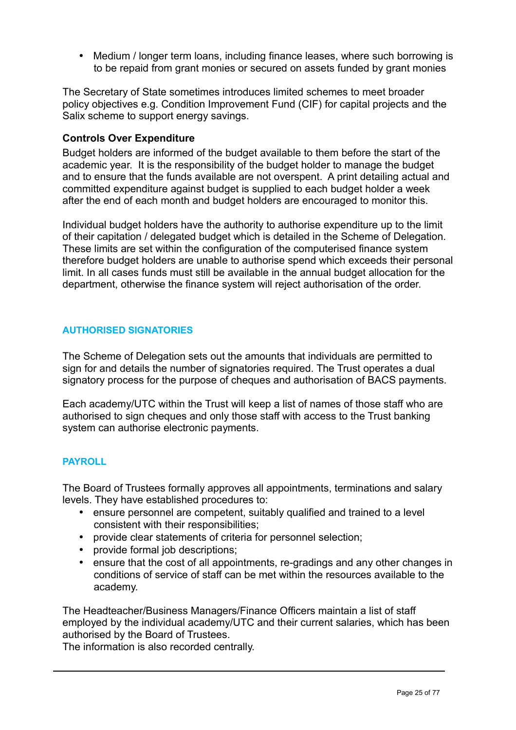- Medium / longer term loans, including finance leases, where such borrowing is to be repaid from grant monies or secured on assets funded by grant monies

The Secretary of State sometimes introduces limited schemes to meet broader policy objectives e.g. Condition Improvement Fund (CIF) for capital projects and the Salix scheme to support energy savings.

**Controls Over Expenditure**

Budget holders are informed of the budget available to them before the start of the academic year. It is the responsibility of the budget holder to manage the budget and to ensure that the funds available are not overspent. A print detailing actual and committed expenditure against budget is supplied to each budget holder a week after the end of each month and budget holders are encouraged to monitor this.

Individual budget holders have the authority to authorise expenditure up to the limit of their capitation / delegated budget which is detailed in the Scheme of Delegation. These limits are set within the configuration of the computerised finance system therefore budget holders are unable to authorise spend which exceeds their personal limit. In all cases funds must still be available in the annual budget allocation for the department, otherwise the finance system will reject authorisation of the order.

## AUTHORISED SIGNATORIES

The Scheme of Delegation sets out the amounts that individuals are permitted to sign for and details the number of signatories required. The Trust operates a dual signatory process for the purpose of cheques and authorisation of BACS payments.

Each academy/UTC within the Trust will keep a list of names of those staff who are authorised to sign cheques and only those staff with access to the Trust banking system can authorise electronic payments.

## PAYROLL

The Board of Trustees formally approves all appointments, terminations and salary levels. They have established procedures to:

- ensure personnel are competent, suitably qualified and trained to a level consistent with their responsibilities;
- provide clear statements of criteria for personnel selection;
- provide formal job descriptions;
- ensure that the cost of all appointments, re-gradings and any other changes in conditions of service of staff can be met within the resources available to the academy.

The Headteacher/Business Managers/Finance Officers maintain a list of staff employed by the individual academy/UTC and their current salaries, which has been authorised by the Board of Trustees.
The information is also recorded centrally.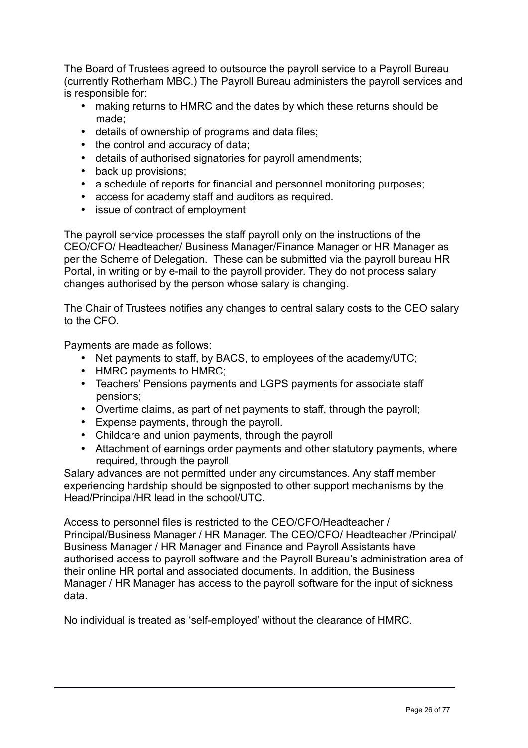The Board of Trustees agreed to outsource the payroll service to a Payroll Bureau (currently Rotherham MBC.) The Payroll Bureau administers the payroll services and is responsible for:

- making returns to HMRC and the dates by which these returns should be made;
- details of ownership of programs and data files;
- the control and accuracy of data;
- details of authorised signatories for payroll amendments;
- back up provisions;
- a schedule of reports for financial and personnel monitoring purposes;
- access for academy staff and auditors as required.
- issue of contract of employment

The payroll service processes the staff payroll only on the instructions of the CEO/CFO/ Headteacher/ Business Manager/Finance Manager or HR Manager as per the Scheme of Delegation. These can be submitted via the payroll bureau HR Portal, in writing or by e-mail to the payroll provider. They do not process salary changes authorised by the person whose salary is changing.

The Chair of Trustees notifies any changes to central salary costs to the CEO salary to the CFO.

Payments are made as follows:

- Net payments to staff, by BACS, to employees of the academy/UTC;
- HMRC payments to HMRC;
- Teachers' Pensions payments and LGPS payments for associate staff pensions;
- Overtime claims, as part of net payments to staff, through the payroll;
- Expense payments, through the payroll.
- Childcare and union payments, through the payroll
- Attachment of earnings order payments and other statutory payments, where required, through the payroll

Salary advances are not permitted under any circumstances. Any staff member experiencing hardship should be signposted to other support mechanisms by the Head/Principal/HR lead in the school/UTC.

Access to personnel files is restricted to the CEO/CFO/Headteacher / Principal/Business Manager / HR Manager. The CEO/CFO/ Headteacher /Principal/ Business Manager / HR Manager and Finance and Payroll Assistants have authorised access to payroll software and the Payroll Bureau's administration area of their online HR portal and associated documents. In addition, the Business Manager / HR Manager has access to the payroll software for the input of sickness data.

No individual is treated as 'self-employed' without the clearance of HMRC.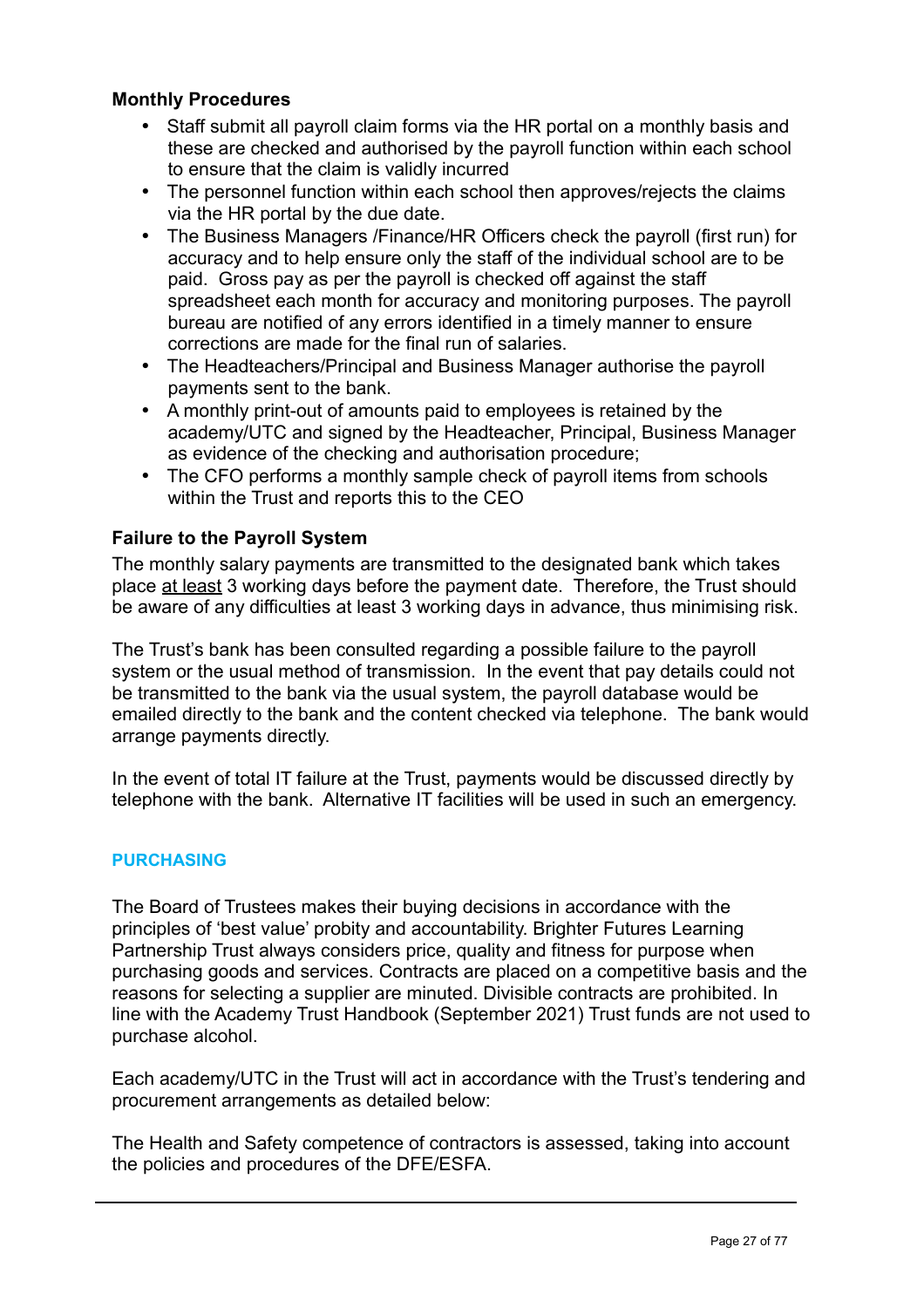**Monthly Procedures**

- Staff submit all payroll claim forms via the HR portal on a monthly basis and these are checked and authorised by the payroll function within each school to ensure that the claim is validly incurred
- The personnel function within each school then approves/rejects the claims via the HR portal by the due date.
- The Business Managers /Finance/HR Officers check the payroll (first run) for accuracy and to help ensure only the staff of the individual school are to be paid. Gross pay as per the payroll is checked off against the staff spreadsheet each month for accuracy and monitoring purposes. The payroll bureau are notified of any errors identified in a timely manner to ensure corrections are made for the final run of salaries.
- The Headteachers/Principal and Business Manager authorise the payroll payments sent to the bank.
- A monthly print-out of amounts paid to employees is retained by the academy/UTC and signed by the Headteacher, Principal, Business Manager as evidence of the checking and authorisation procedure;
- The CFO performs a monthly sample check of payroll items from schools within the Trust and reports this to the CEO

**Failure to the Payroll System**

The monthly salary payments are transmitted to the designated bank which takes place at least 3 working days before the payment date. Therefore, the Trust should be aware of any difficulties at least 3 working days in advance, thus minimising risk.

The Trust's bank has been consulted regarding a possible failure to the payroll system or the usual method of transmission. In the event that pay details could not be transmitted to the bank via the usual system, the payroll database would be emailed directly to the bank and the content checked via telephone. The bank would arrange payments directly.

In the event of total IT failure at the Trust, payments would be discussed directly by telephone with the bank. Alternative IT facilities will be used in such an emergency.

## PURCHASING

The Board of Trustees makes their buying decisions in accordance with the principles of 'best value' probity and accountability. Brighter Futures Learning Partnership Trust always considers price, quality and fitness for purpose when purchasing goods and services. Contracts are placed on a competitive basis and the reasons for selecting a supplier are minuted. Divisible contracts are prohibited. In line with the Academy Trust Handbook (September 2021) Trust funds are not used to purchase alcohol.

Each academy/UTC in the Trust will act in accordance with the Trust's tendering and procurement arrangements as detailed below:

The Health and Safety competence of contractors is assessed, taking into account the policies and procedures of the DFE/ESFA.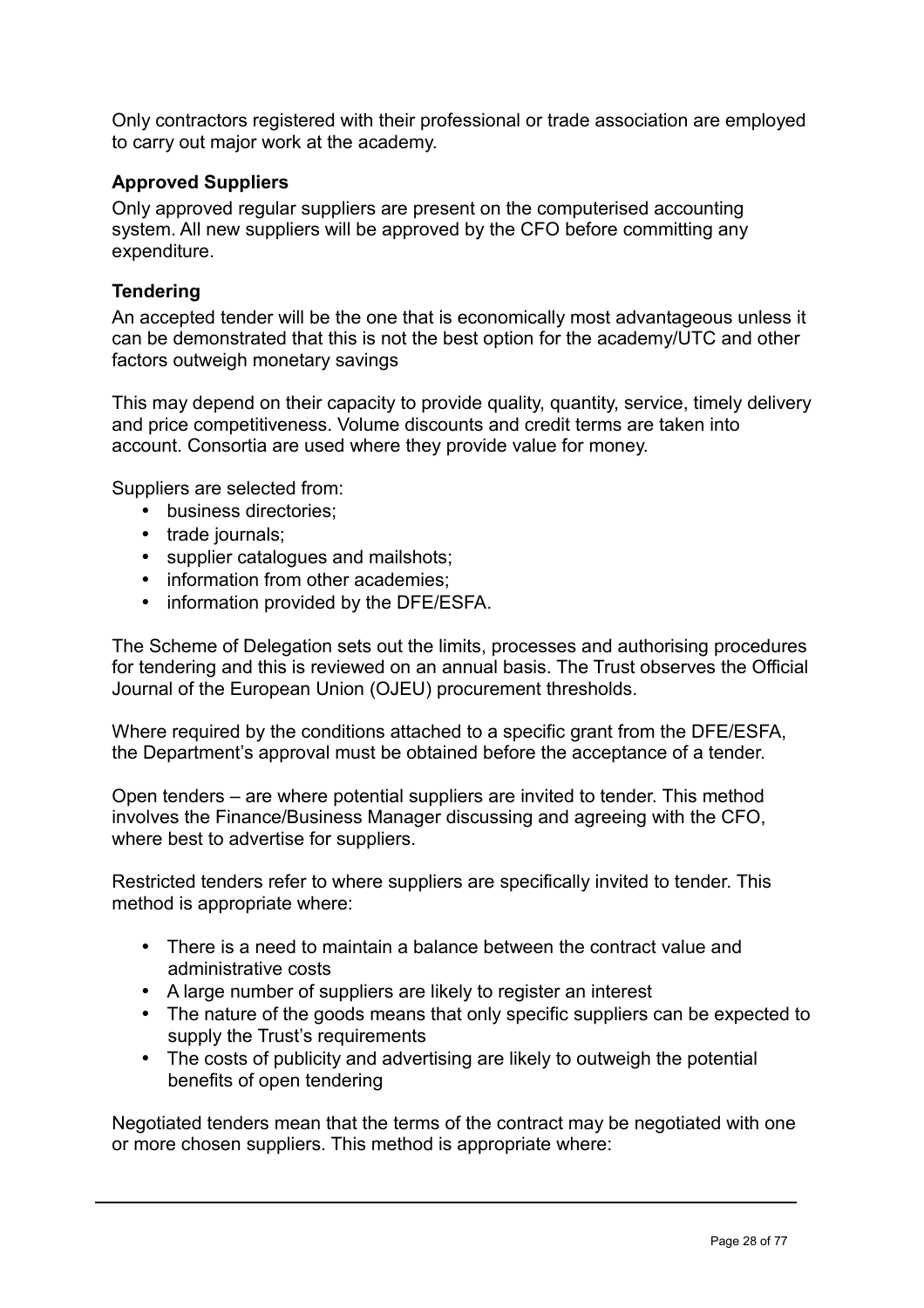Only contractors registered with their professional or trade association are employed to carry out major work at the academy.

### Approved Suppliers

Only approved regular suppliers are present on the computerised accounting system. All new suppliers will be approved by the CFO before committing any expenditure.

### Tendering

An accepted tender will be the one that is economically most advantageous unless it can be demonstrated that this is not the best option for the academy/UTC and other factors outweigh monetary savings

This may depend on their capacity to provide quality, quantity, service, timely delivery and price competitiveness. Volume discounts and credit terms are taken into account. Consortia are used where they provide value for money.

Suppliers are selected from:

- business directories;
- trade journals;
- supplier catalogues and mailshots;
- information from other academies;
- information provided by the DFE/ESFA.

The Scheme of Delegation sets out the limits, processes and authorising procedures for tendering and this is reviewed on an annual basis. The Trust observes the Official Journal of the European Union (OJEU) procurement thresholds.

Where required by the conditions attached to a specific grant from the DFE/ESFA, the Department's approval must be obtained before the acceptance of a tender.

Open tenders – are where potential suppliers are invited to tender. This method involves the Finance/Business Manager discussing and agreeing with the CFO, where best to advertise for suppliers.

Restricted tenders refer to where suppliers are specifically invited to tender. This method is appropriate where:

- There is a need to maintain a balance between the contract value and administrative costs
- A large number of suppliers are likely to register an interest
- The nature of the goods means that only specific suppliers can be expected to supply the Trust's requirements
- The costs of publicity and advertising are likely to outweigh the potential benefits of open tendering

Negotiated tenders mean that the terms of the contract may be negotiated with one or more chosen suppliers. This method is appropriate where: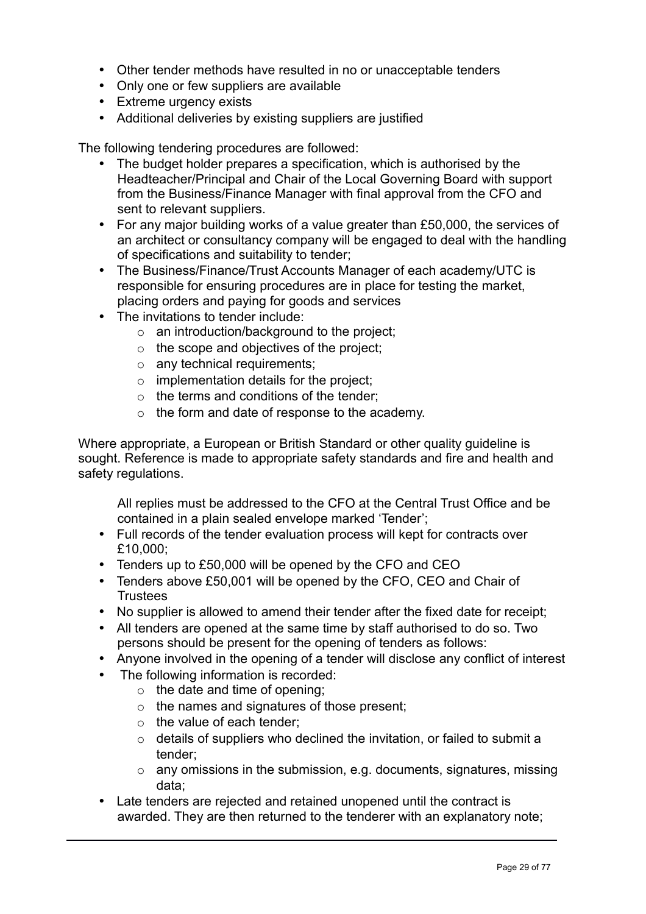- Other tender methods have resulted in no or unacceptable tenders
- Only one or few suppliers are available
- Extreme urgency exists
- Additional deliveries by existing suppliers are justified

The following tendering procedures are followed:

- The budget holder prepares a specification, which is authorised by the Headteacher/Principal and Chair of the Local Governing Board with support from the Business/Finance Manager with final approval from the CFO and sent to relevant suppliers.
- For any major building works of a value greater than £50,000, the services of an architect or consultancy company will be engaged to deal with the handling of specifications and suitability to tender;
- The Business/Finance/Trust Accounts Manager of each academy/UTC is responsible for ensuring procedures are in place for testing the market, placing orders and paying for goods and services
- The invitations to tender include:
  - an introduction/background to the project;
  - the scope and objectives of the project;
  - any technical requirements;
  - implementation details for the project;
  - the terms and conditions of the tender;
  - the form and date of response to the academy.

Where appropriate, a European or British Standard or other quality guideline is sought. Reference is made to appropriate safety standards and fire and health and safety regulations.

All replies must be addressed to the CFO at the Central Trust Office and be contained in a plain sealed envelope marked 'Tender';

- Full records of the tender evaluation process will kept for contracts over £10,000;
- Tenders up to £50,000 will be opened by the CFO and CEO
- Tenders above £50,001 will be opened by the CFO, CEO and Chair of Trustees
- No supplier is allowed to amend their tender after the fixed date for receipt;
- All tenders are opened at the same time by staff authorised to do so. Two persons should be present for the opening of tenders as follows:
- Anyone involved in the opening of a tender will disclose any conflict of interest
- The following information is recorded:
  - the date and time of opening;
  - the names and signatures of those present;
  - the value of each tender;
  - details of suppliers who declined the invitation, or failed to submit a tender;
  - any omissions in the submission, e.g. documents, signatures, missing data;
- Late tenders are rejected and retained unopened until the contract is awarded. They are then returned to the tenderer with an explanatory note;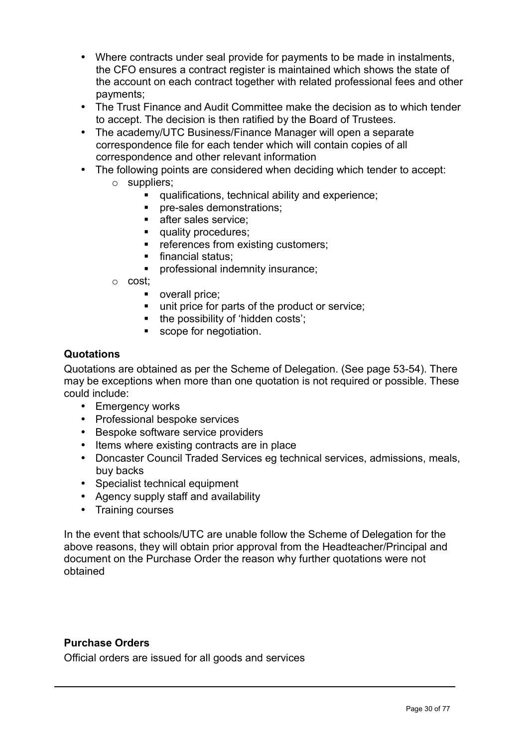- Where contracts under seal provide for payments to be made in instalments, the CFO ensures a contract register is maintained which shows the state of the account on each contract together with related professional fees and other payments;
- The Trust Finance and Audit Committee make the decision as to which tender to accept. The decision is then ratified by the Board of Trustees.
- The academy/UTC Business/Finance Manager will open a separate correspondence file for each tender which will contain copies of all correspondence and other relevant information
- The following points are considered when deciding which tender to accept:
  - suppliers;
    - qualifications, technical ability and experience;
    - pre-sales demonstrations;
    - after sales service;
    - quality procedures;
    - references from existing customers;
    - financial status;
    - professional indemnity insurance;
  - cost;
    - overall price;
    - unit price for parts of the product or service;
    - the possibility of 'hidden costs';
    - scope for negotiation.

**Quotations**

Quotations are obtained as per the Scheme of Delegation. (See page 53-54). There may be exceptions when more than one quotation is not required or possible. These could include:

- Emergency works
- Professional bespoke services
- Bespoke software service providers
- Items where existing contracts are in place
- Doncaster Council Traded Services eg technical services, admissions, meals, buy backs
- Specialist technical equipment
- Agency supply staff and availability
- Training courses

In the event that schools/UTC are unable follow the Scheme of Delegation for the above reasons, they will obtain prior approval from the Headteacher/Principal and document on the Purchase Order the reason why further quotations were not obtained

**Purchase Orders**

Official orders are issued for all goods and services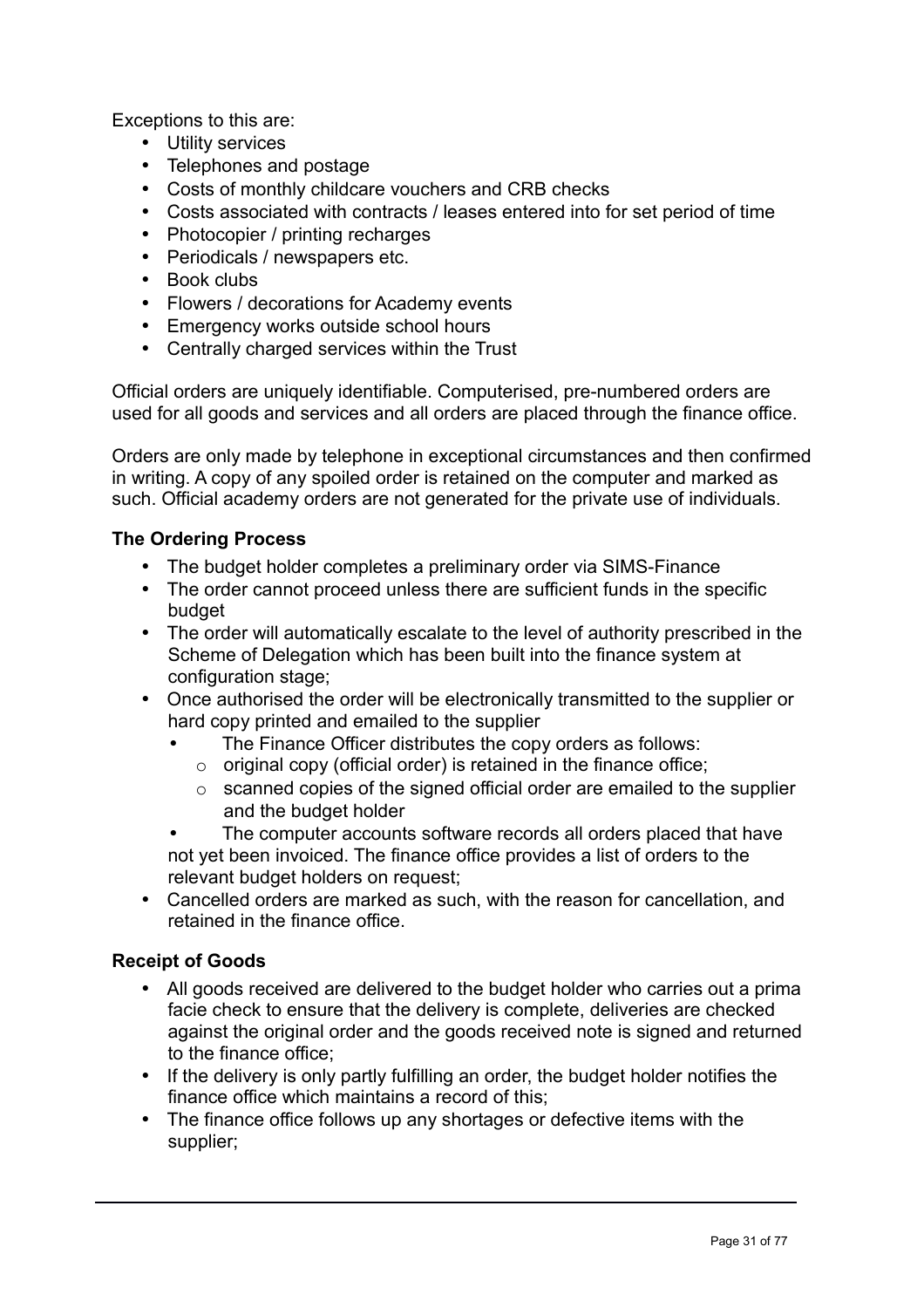Exceptions to this are:

- Utility services
- Telephones and postage
- Costs of monthly childcare vouchers and CRB checks
- Costs associated with contracts / leases entered into for set period of time
- Photocopier / printing recharges
- Periodicals / newspapers etc.
- Book clubs
- Flowers / decorations for Academy events
- Emergency works outside school hours
- Centrally charged services within the Trust

Official orders are uniquely identifiable. Computerised, pre-numbered orders are used for all goods and services and all orders are placed through the finance office.

Orders are only made by telephone in exceptional circumstances and then confirmed in writing. A copy of any spoiled order is retained on the computer and marked as such. Official academy orders are not generated for the private use of individuals.

**The Ordering Process**

- The budget holder completes a preliminary order via SIMS-Finance
- The order cannot proceed unless there are sufficient funds in the specific budget
- The order will automatically escalate to the level of authority prescribed in the Scheme of Delegation which has been built into the finance system at configuration stage;
- Once authorised the order will be electronically transmitted to the supplier or hard copy printed and emailed to the supplier
    - The Finance Officer distributes the copy orders as follows:
        - original copy (official order) is retained in the finance office;
        - scanned copies of the signed official order are emailed to the supplier and the budget holder
    - The computer accounts software records all orders placed that have not yet been invoiced. The finance office provides a list of orders to the relevant budget holders on request;
- Cancelled orders are marked as such, with the reason for cancellation, and retained in the finance office.

**Receipt of Goods**

- All goods received are delivered to the budget holder who carries out a prima facie check to ensure that the delivery is complete, deliveries are checked against the original order and the goods received note is signed and returned to the finance office;
- If the delivery is only partly fulfilling an order, the budget holder notifies the finance office which maintains a record of this;
- The finance office follows up any shortages or defective items with the supplier;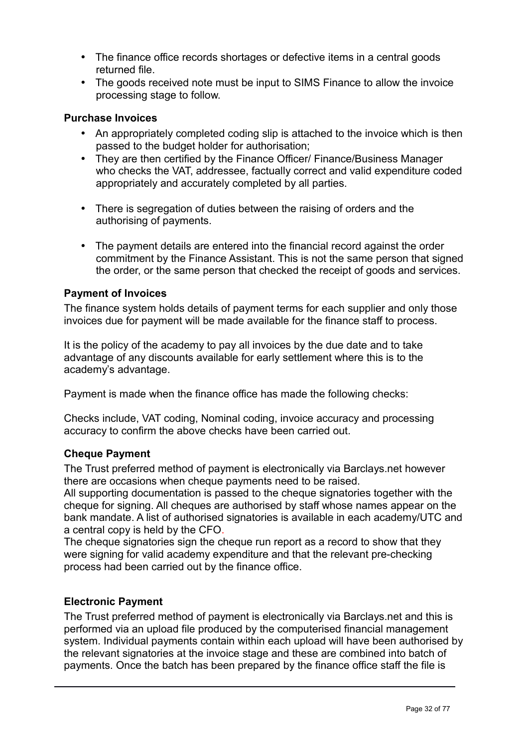- The finance office records shortages or defective items in a central goods returned file.
- The goods received note must be input to SIMS Finance to allow the invoice processing stage to follow.

**Purchase Invoices**

- An appropriately completed coding slip is attached to the invoice which is then passed to the budget holder for authorisation;
- They are then certified by the Finance Officer/ Finance/Business Manager who checks the VAT, addressee, factually correct and valid expenditure coded appropriately and accurately completed by all parties.
- There is segregation of duties between the raising of orders and the authorising of payments.
- The payment details are entered into the financial record against the order commitment by the Finance Assistant. This is not the same person that signed the order, or the same person that checked the receipt of goods and services.

**Payment of Invoices**

The finance system holds details of payment terms for each supplier and only those invoices due for payment will be made available for the finance staff to process.

It is the policy of the academy to pay all invoices by the due date and to take advantage of any discounts available for early settlement where this is to the academy's advantage.

Payment is made when the finance office has made the following checks:

Checks include, VAT coding, Nominal coding, invoice accuracy and processing accuracy to confirm the above checks have been carried out.

**Cheque Payment**

The Trust preferred method of payment is electronically via Barclays.net however there are occasions when cheque payments need to be raised.
All supporting documentation is passed to the cheque signatories together with the cheque for signing. All cheques are authorised by staff whose names appear on the bank mandate. A list of authorised signatories is available in each academy/UTC and a central copy is held by the CFO.
The cheque signatories sign the cheque run report as a record to show that they were signing for valid academy expenditure and that the relevant pre-checking process had been carried out by the finance office.

**Electronic Payment**

The Trust preferred method of payment is electronically via Barclays.net and this is performed via an upload file produced by the computerised financial management system. Individual payments contain within each upload will have been authorised by the relevant signatories at the invoice stage and these are combined into batch of payments. Once the batch has been prepared by the finance office staff the file is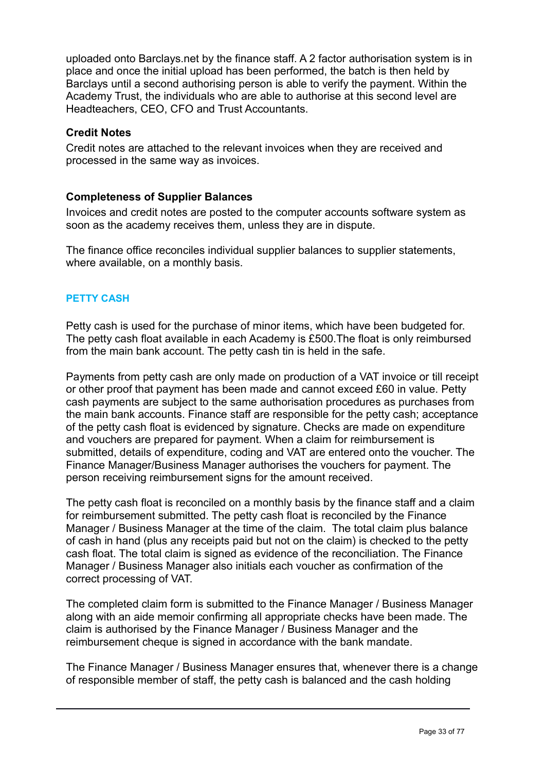uploaded onto Barclays.net by the finance staff. A 2 factor authorisation system is in place and once the initial upload has been performed, the batch is then held by Barclays until a second authorising person is able to verify the payment. Within the Academy Trust, the individuals who are able to authorise at this second level are Headteachers, CEO, CFO and Trust Accountants.

### Credit Notes

Credit notes are attached to the relevant invoices when they are received and processed in the same way as invoices.

### Completeness of Supplier Balances

Invoices and credit notes are posted to the computer accounts software system as soon as the academy receives them, unless they are in dispute.

The finance office reconciles individual supplier balances to supplier statements, where available, on a monthly basis.

## PETTY CASH

Petty cash is used for the purchase of minor items, which have been budgeted for. The petty cash float available in each Academy is £500.The float is only reimbursed from the main bank account. The petty cash tin is held in the safe.

Payments from petty cash are only made on production of a VAT invoice or till receipt or other proof that payment has been made and cannot exceed £60 in value. Petty cash payments are subject to the same authorisation procedures as purchases from the main bank accounts. Finance staff are responsible for the petty cash; acceptance of the petty cash float is evidenced by signature. Checks are made on expenditure and vouchers are prepared for payment. When a claim for reimbursement is submitted, details of expenditure, coding and VAT are entered onto the voucher. The Finance Manager/Business Manager authorises the vouchers for payment. The person receiving reimbursement signs for the amount received.

The petty cash float is reconciled on a monthly basis by the finance staff and a claim for reimbursement submitted. The petty cash float is reconciled by the Finance Manager / Business Manager at the time of the claim. The total claim plus balance of cash in hand (plus any receipts paid but not on the claim) is checked to the petty cash float. The total claim is signed as evidence of the reconciliation. The Finance Manager / Business Manager also initials each voucher as confirmation of the correct processing of VAT.

The completed claim form is submitted to the Finance Manager / Business Manager along with an aide memoir confirming all appropriate checks have been made. The claim is authorised by the Finance Manager / Business Manager and the reimbursement cheque is signed in accordance with the bank mandate.

The Finance Manager / Business Manager ensures that, whenever there is a change of responsible member of staff, the petty cash is balanced and the cash holding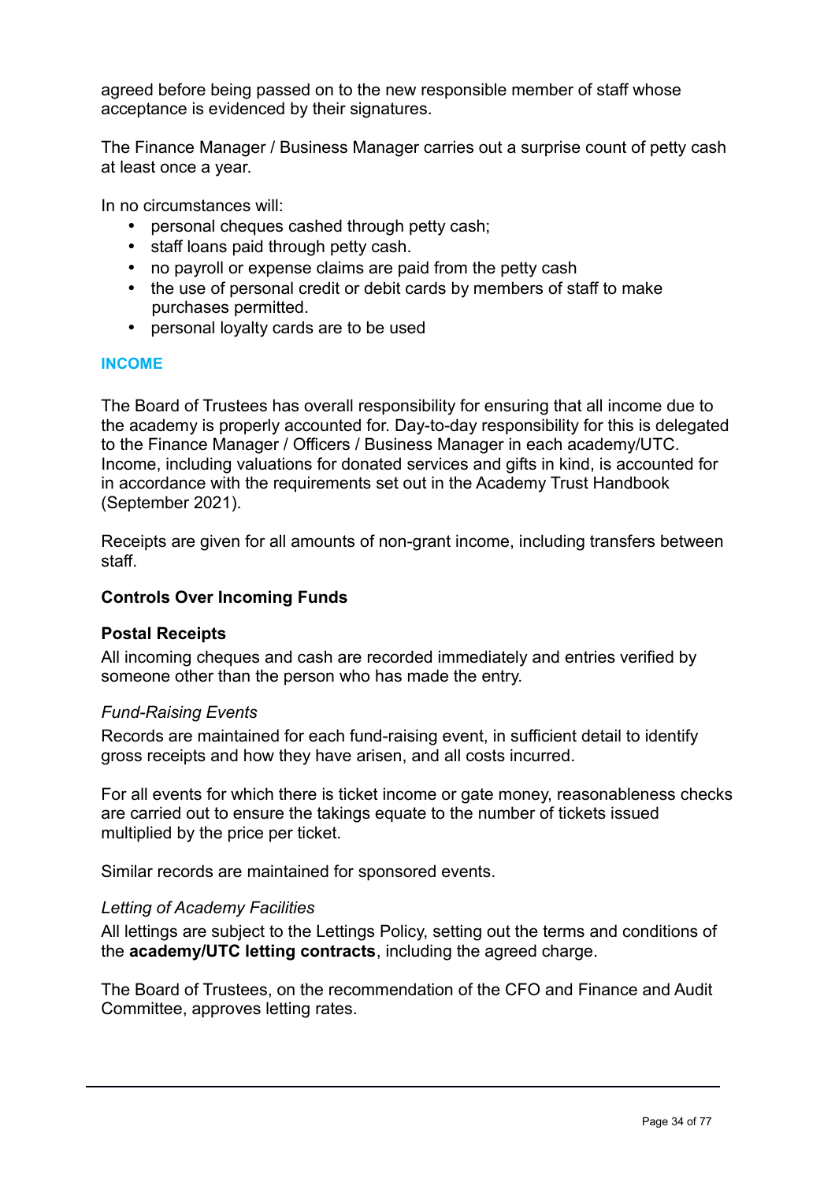agreed before being passed on to the new responsible member of staff whose acceptance is evidenced by their signatures.

The Finance Manager / Business Manager carries out a surprise count of petty cash at least once a year.

In no circumstances will:

- personal cheques cashed through petty cash;
- staff loans paid through petty cash.
- no payroll or expense claims are paid from the petty cash
- the use of personal credit or debit cards by members of staff to make purchases permitted.
- personal loyalty cards are to be used

## INCOME

The Board of Trustees has overall responsibility for ensuring that all income due to the academy is properly accounted for. Day-to-day responsibility for this is delegated to the Finance Manager / Officers / Business Manager in each academy/UTC. Income, including valuations for donated services and gifts in kind, is accounted for in accordance with the requirements set out in the Academy Trust Handbook (September 2021).

Receipts are given for all amounts of non-grant income, including transfers between staff.

### Controls Over Incoming Funds

#### Postal Receipts

All incoming cheques and cash are recorded immediately and entries verified by someone other than the person who has made the entry.

*Fund-Raising Events*

Records are maintained for each fund-raising event, in sufficient detail to identify gross receipts and how they have arisen, and all costs incurred.

For all events for which there is ticket income or gate money, reasonableness checks are carried out to ensure the takings equate to the number of tickets issued multiplied by the price per ticket.

Similar records are maintained for sponsored events.

*Letting of Academy Facilities*

All lettings are subject to the Lettings Policy, setting out the terms and conditions of the **academy/UTC letting contracts**, including the agreed charge.

The Board of Trustees, on the recommendation of the CFO and Finance and Audit Committee, approves letting rates.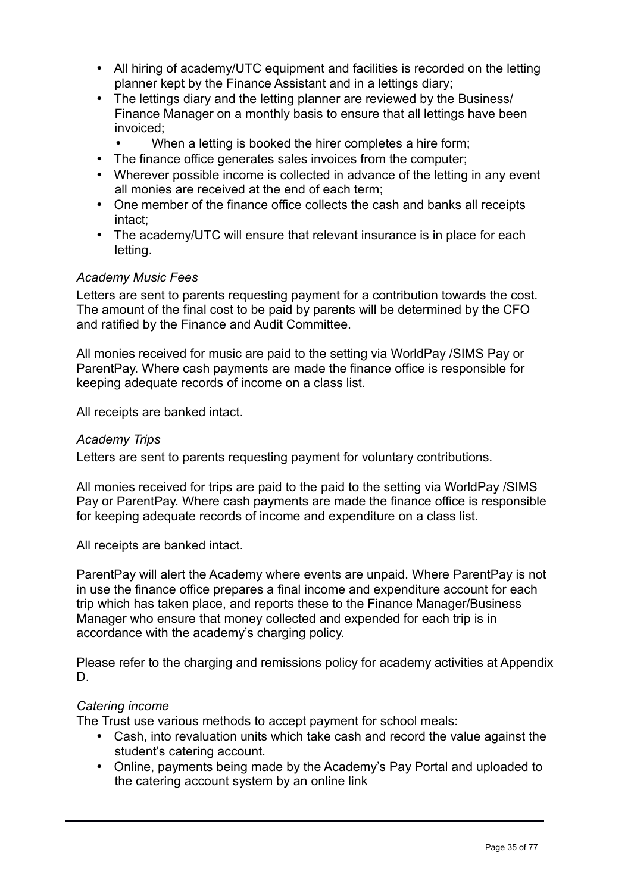- All hiring of academy/UTC equipment and facilities is recorded on the letting planner kept by the Finance Assistant and in a lettings diary;
- The lettings diary and the letting planner are reviewed by the Business/ Finance Manager on a monthly basis to ensure that all lettings have been invoiced;
    - When a letting is booked the hirer completes a hire form;
- The finance office generates sales invoices from the computer;
- Wherever possible income is collected in advance of the letting in any event all monies are received at the end of each term;
- One member of the finance office collects the cash and banks all receipts intact;
- The academy/UTC will ensure that relevant insurance is in place for each letting.

*Academy Music Fees*

Letters are sent to parents requesting payment for a contribution towards the cost. The amount of the final cost to be paid by parents will be determined by the CFO and ratified by the Finance and Audit Committee.

All monies received for music are paid to the setting via WorldPay /SIMS Pay or ParentPay. Where cash payments are made the finance office is responsible for keeping adequate records of income on a class list.

All receipts are banked intact.

*Academy Trips*

Letters are sent to parents requesting payment for voluntary contributions.

All monies received for trips are paid to the paid to the setting via WorldPay /SIMS Pay or ParentPay. Where cash payments are made the finance office is responsible for keeping adequate records of income and expenditure on a class list.

All receipts are banked intact.

ParentPay will alert the Academy where events are unpaid. Where ParentPay is not in use the finance office prepares a final income and expenditure account for each trip which has taken place, and reports these to the Finance Manager/Business Manager who ensure that money collected and expended for each trip is in accordance with the academy's charging policy.

Please refer to the charging and remissions policy for academy activities at Appendix D.

*Catering income*

The Trust use various methods to accept payment for school meals:

- Cash, into revaluation units which take cash and record the value against the student's catering account.
- Online, payments being made by the Academy's Pay Portal and uploaded to the catering account system by an online link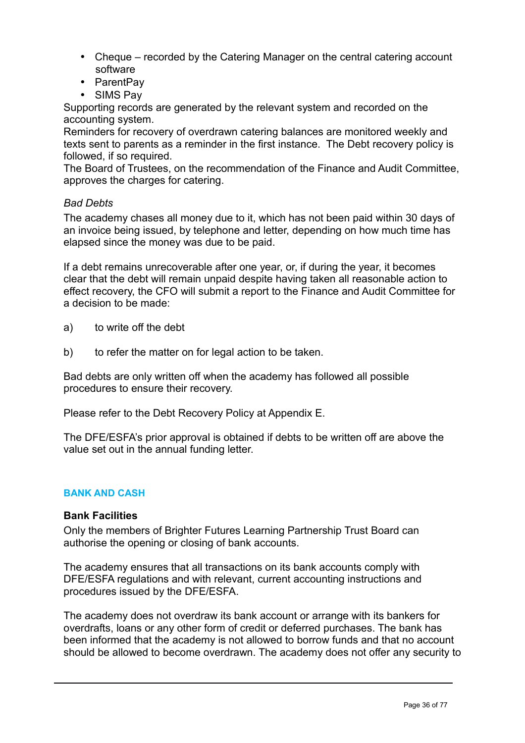- Cheque – recorded by the Catering Manager on the central catering account software
- ParentPay
- SIMS Pay

Supporting records are generated by the relevant system and recorded on the accounting system.

Reminders for recovery of overdrawn catering balances are monitored weekly and texts sent to parents as a reminder in the first instance. The Debt recovery policy is followed, if so required.

The Board of Trustees, on the recommendation of the Finance and Audit Committee, approves the charges for catering.

*Bad Debts*

The academy chases all money due to it, which has not been paid within 30 days of an invoice being issued, by telephone and letter, depending on how much time has elapsed since the money was due to be paid.

If a debt remains unrecoverable after one year, or, if during the year, it becomes clear that the debt will remain unpaid despite having taken all reasonable action to effect recovery, the CFO will submit a report to the Finance and Audit Committee for a decision to be made:

a) to write off the debt

b) to refer the matter on for legal action to be taken.

Bad debts are only written off when the academy has followed all possible procedures to ensure their recovery.

Please refer to the Debt Recovery Policy at Appendix E.

The DFE/ESFA's prior approval is obtained if debts to be written off are above the value set out in the annual funding letter.

## BANK AND CASH

### Bank Facilities

Only the members of Brighter Futures Learning Partnership Trust Board can authorise the opening or closing of bank accounts.

The academy ensures that all transactions on its bank accounts comply with DFE/ESFA regulations and with relevant, current accounting instructions and procedures issued by the DFE/ESFA.

The academy does not overdraw its bank account or arrange with its bankers for overdrafts, loans or any other form of credit or deferred purchases. The bank has been informed that the academy is not allowed to borrow funds and that no account should be allowed to become overdrawn. The academy does not offer any security to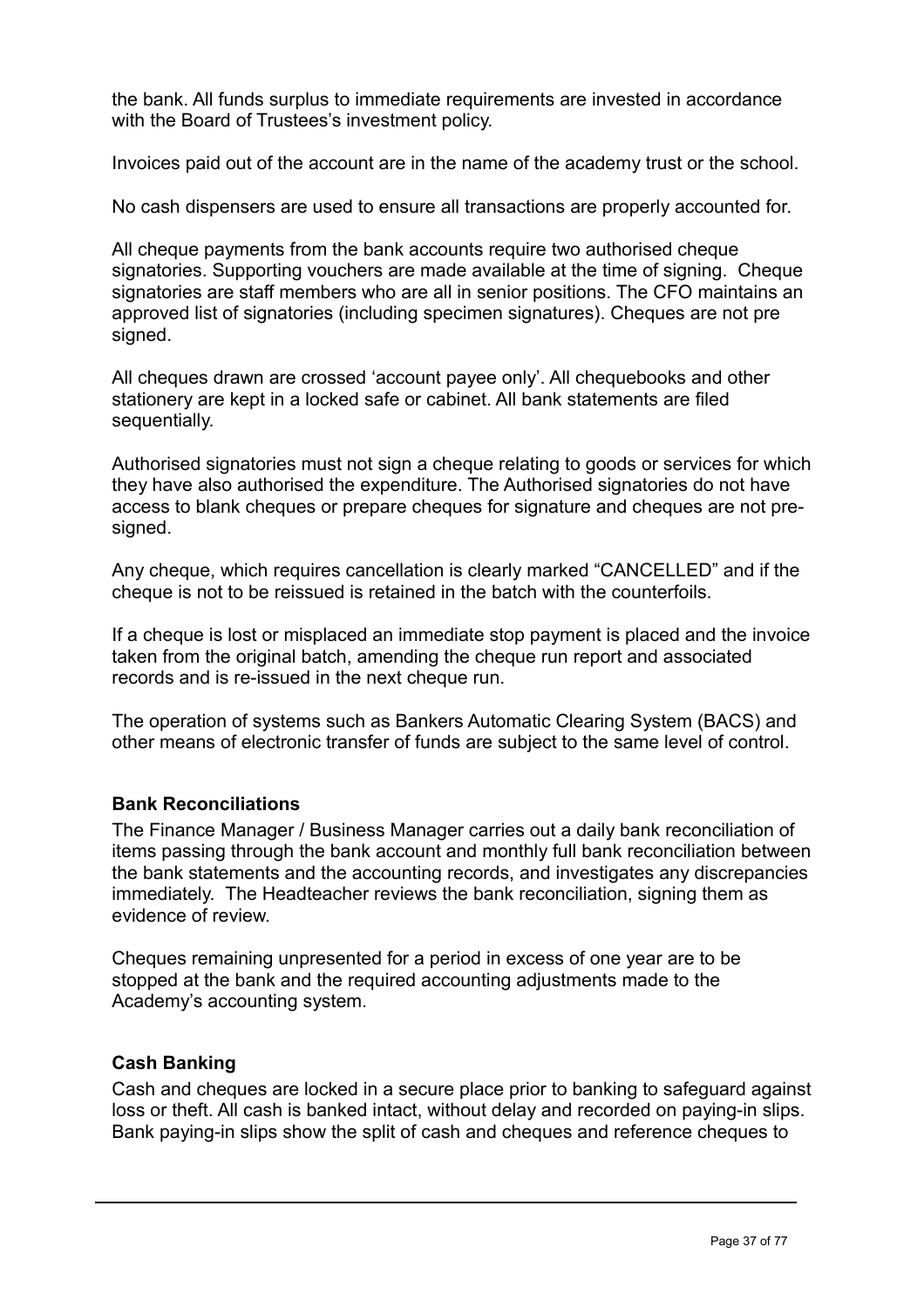the bank. All funds surplus to immediate requirements are invested in accordance with the Board of Trustees's investment policy.

Invoices paid out of the account are in the name of the academy trust or the school.

No cash dispensers are used to ensure all transactions are properly accounted for.

All cheque payments from the bank accounts require two authorised cheque signatories. Supporting vouchers are made available at the time of signing. Cheque signatories are staff members who are all in senior positions. The CFO maintains an approved list of signatories (including specimen signatures). Cheques are not pre signed.

All cheques drawn are crossed 'account payee only'. All chequebooks and other stationery are kept in a locked safe or cabinet. All bank statements are filed sequentially.

Authorised signatories must not sign a cheque relating to goods or services for which they have also authorised the expenditure. The Authorised signatories do not have access to blank cheques or prepare cheques for signature and cheques are not pre-signed.

Any cheque, which requires cancellation is clearly marked "CANCELLED" and if the cheque is not to be reissued is retained in the batch with the counterfoils.

If a cheque is lost or misplaced an immediate stop payment is placed and the invoice taken from the original batch, amending the cheque run report and associated records and is re-issued in the next cheque run.

The operation of systems such as Bankers Automatic Clearing System (BACS) and other means of electronic transfer of funds are subject to the same level of control.

**Bank Reconciliations**

The Finance Manager / Business Manager carries out a daily bank reconciliation of items passing through the bank account and monthly full bank reconciliation between the bank statements and the accounting records, and investigates any discrepancies immediately. The Headteacher reviews the bank reconciliation, signing them as evidence of review.

Cheques remaining unpresented for a period in excess of one year are to be stopped at the bank and the required accounting adjustments made to the Academy's accounting system.

**Cash Banking**

Cash and cheques are locked in a secure place prior to banking to safeguard against loss or theft. All cash is banked intact, without delay and recorded on paying-in slips. Bank paying-in slips show the split of cash and cheques and reference cheques to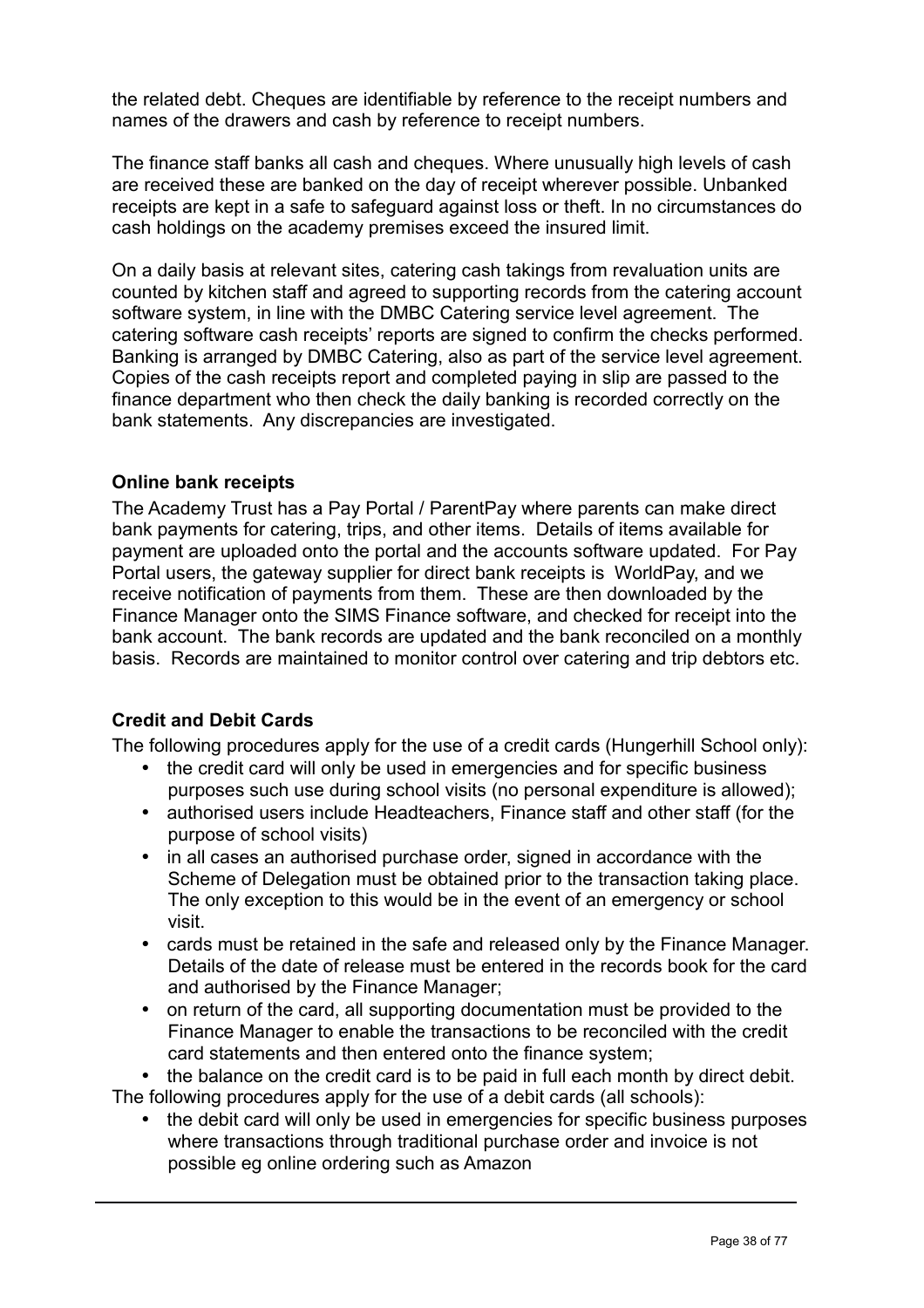the related debt. Cheques are identifiable by reference to the receipt numbers and names of the drawers and cash by reference to receipt numbers.

The finance staff banks all cash and cheques. Where unusually high levels of cash are received these are banked on the day of receipt wherever possible. Unbanked receipts are kept in a safe to safeguard against loss or theft. In no circumstances do cash holdings on the academy premises exceed the insured limit.

On a daily basis at relevant sites, catering cash takings from revaluation units are counted by kitchen staff and agreed to supporting records from the catering account software system, in line with the DMBC Catering service level agreement. The catering software cash receipts' reports are signed to confirm the checks performed. Banking is arranged by DMBC Catering, also as part of the service level agreement. Copies of the cash receipts report and completed paying in slip are passed to the finance department who then check the daily banking is recorded correctly on the bank statements. Any discrepancies are investigated.

**Online bank receipts**

The Academy Trust has a Pay Portal / ParentPay where parents can make direct bank payments for catering, trips, and other items. Details of items available for payment are uploaded onto the portal and the accounts software updated. For Pay Portal users, the gateway supplier for direct bank receipts is WorldPay, and we receive notification of payments from them. These are then downloaded by the Finance Manager onto the SIMS Finance software, and checked for receipt into the bank account. The bank records are updated and the bank reconciled on a monthly basis. Records are maintained to monitor control over catering and trip debtors etc.

**Credit and Debit Cards**

The following procedures apply for the use of a credit cards (Hungerhill School only):

- the credit card will only be used in emergencies and for specific business purposes such use during school visits (no personal expenditure is allowed);
- authorised users include Headteachers, Finance staff and other staff (for the purpose of school visits)
- in all cases an authorised purchase order, signed in accordance with the Scheme of Delegation must be obtained prior to the transaction taking place. The only exception to this would be in the event of an emergency or school visit.
- cards must be retained in the safe and released only by the Finance Manager. Details of the date of release must be entered in the records book for the card and authorised by the Finance Manager;
- on return of the card, all supporting documentation must be provided to the Finance Manager to enable the transactions to be reconciled with the credit card statements and then entered onto the finance system;
- the balance on the credit card is to be paid in full each month by direct debit.

The following procedures apply for the use of a debit cards (all schools):

- the debit card will only be used in emergencies for specific business purposes where transactions through traditional purchase order and invoice is not possible eg online ordering such as Amazon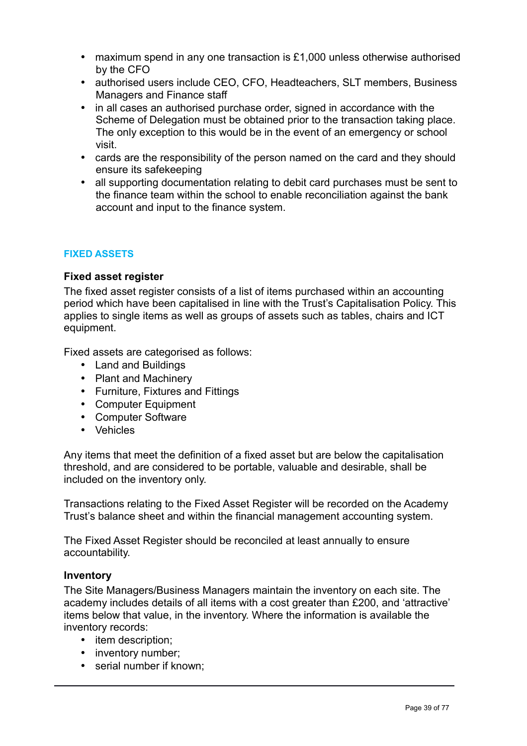- maximum spend in any one transaction is £1,000 unless otherwise authorised by the CFO
- authorised users include CEO, CFO, Headteachers, SLT members, Business Managers and Finance staff
- in all cases an authorised purchase order, signed in accordance with the Scheme of Delegation must be obtained prior to the transaction taking place. The only exception to this would be in the event of an emergency or school visit.
- cards are the responsibility of the person named on the card and they should ensure its safekeeping
- all supporting documentation relating to debit card purchases must be sent to the finance team within the school to enable reconciliation against the bank account and input to the finance system.

## FIXED ASSETS

### Fixed asset register

The fixed asset register consists of a list of items purchased within an accounting period which have been capitalised in line with the Trust's Capitalisation Policy. This applies to single items as well as groups of assets such as tables, chairs and ICT equipment.

Fixed assets are categorised as follows:

- Land and Buildings
- Plant and Machinery
- Furniture, Fixtures and Fittings
- Computer Equipment
- Computer Software
- Vehicles

Any items that meet the definition of a fixed asset but are below the capitalisation threshold, and are considered to be portable, valuable and desirable, shall be included on the inventory only.

Transactions relating to the Fixed Asset Register will be recorded on the Academy Trust's balance sheet and within the financial management accounting system.

The Fixed Asset Register should be reconciled at least annually to ensure accountability.

### Inventory

The Site Managers/Business Managers maintain the inventory on each site. The academy includes details of all items with a cost greater than £200, and 'attractive' items below that value, in the inventory. Where the information is available the inventory records:

- item description;
- inventory number;
- serial number if known;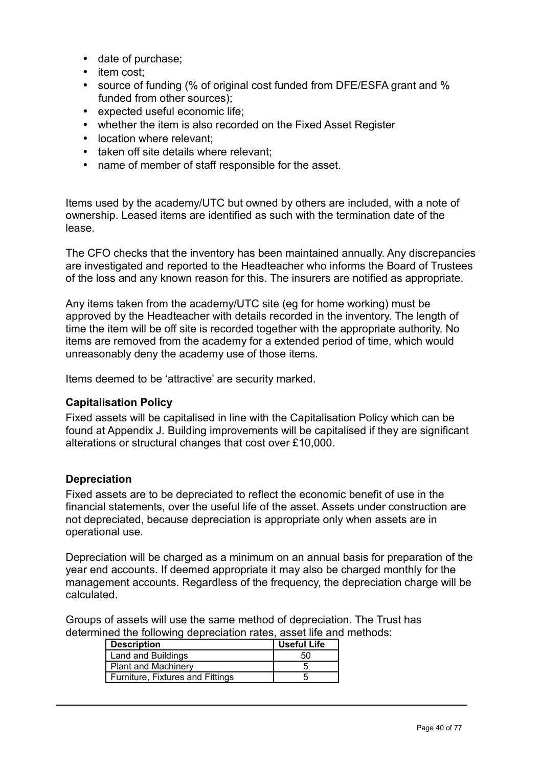- date of purchase;
- item cost;
- source of funding (% of original cost funded from DFE/ESFA grant and % funded from other sources);
- expected useful economic life;
- whether the item is also recorded on the Fixed Asset Register
- location where relevant;
- taken off site details where relevant;
- name of member of staff responsible for the asset.

Items used by the academy/UTC but owned by others are included, with a note of ownership. Leased items are identified as such with the termination date of the lease.

The CFO checks that the inventory has been maintained annually. Any discrepancies are investigated and reported to the Headteacher who informs the Board of Trustees of the loss and any known reason for this. The insurers are notified as appropriate.

Any items taken from the academy/UTC site (eg for home working) must be approved by the Headteacher with details recorded in the inventory. The length of time the item will be off site is recorded together with the appropriate authority. No items are removed from the academy for a extended period of time, which would unreasonably deny the academy use of those items.

Items deemed to be 'attractive' are security marked.

**Capitalisation Policy**

Fixed assets will be capitalised in line with the Capitalisation Policy which can be found at Appendix J. Building improvements will be capitalised if they are significant alterations or structural changes that cost over £10,000.

**Depreciation**

Fixed assets are to be depreciated to reflect the economic benefit of use in the financial statements, over the useful life of the asset. Assets under construction are not depreciated, because depreciation is appropriate only when assets are in operational use.

Depreciation will be charged as a minimum on an annual basis for preparation of the year end accounts. If deemed appropriate it may also be charged monthly for the management accounts. Regardless of the frequency, the depreciation charge will be calculated.

Groups of assets will use the same method of depreciation. The Trust has determined the following depreciation rates, asset life and methods:

| Description | Useful Life |
|---|---|
| Land and Buildings | 50 |
| Plant and Machinery | 5 |
| Furniture, Fixtures and Fittings | 5 |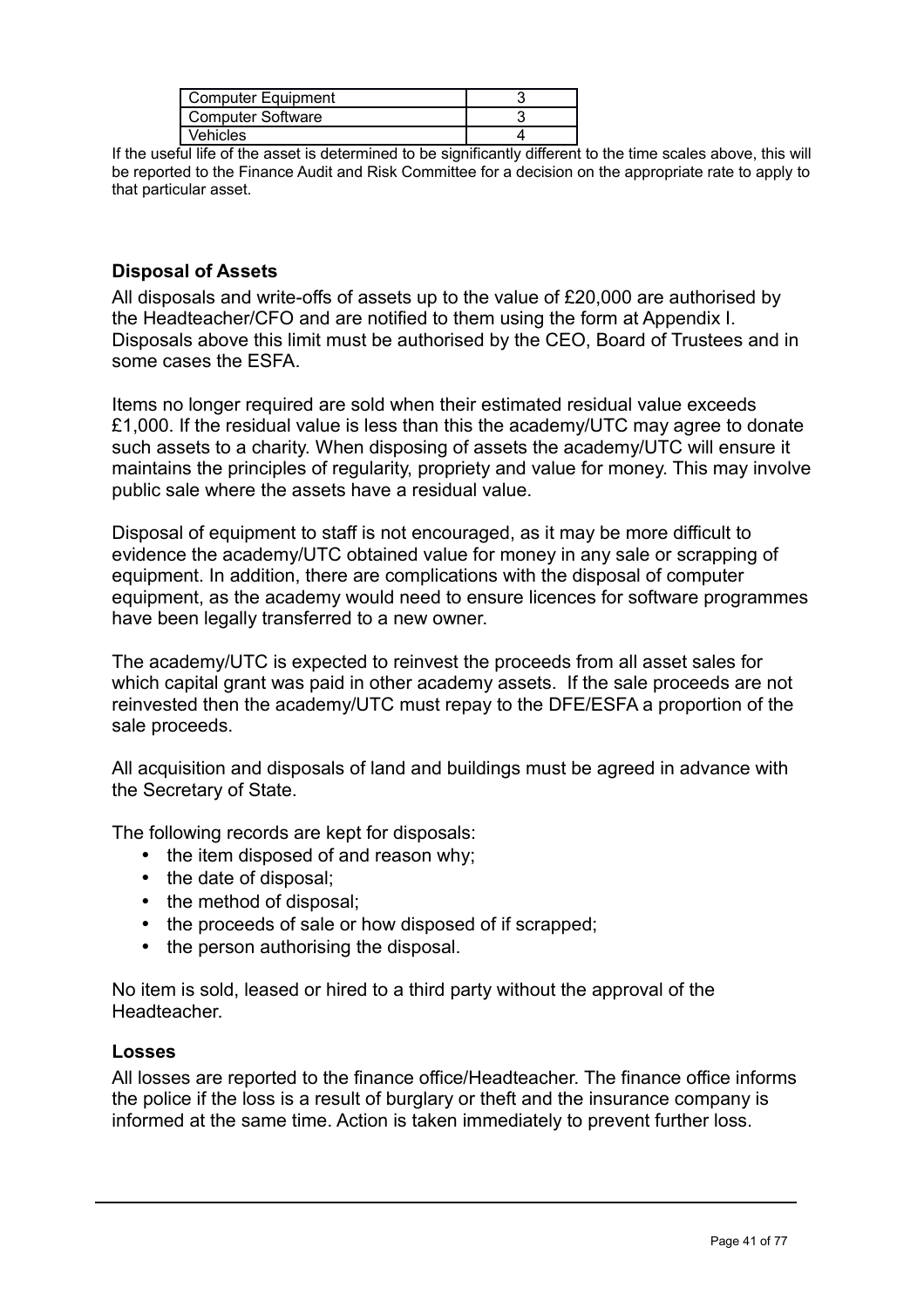| Computer Equipment | 3 |
| --- | --- |
| Computer Software | 3 |
| Vehicles | 4 |

If the useful life of the asset is determined to be significantly different to the time scales above, this will be reported to the Finance Audit and Risk Committee for a decision on the appropriate rate to apply to that particular asset.

**Disposal of Assets**

All disposals and write-offs of assets up to the value of £20,000 are authorised by the Headteacher/CFO and are notified to them using the form at Appendix I. Disposals above this limit must be authorised by the CEO, Board of Trustees and in some cases the ESFA.

Items no longer required are sold when their estimated residual value exceeds £1,000. If the residual value is less than this the academy/UTC may agree to donate such assets to a charity. When disposing of assets the academy/UTC will ensure it maintains the principles of regularity, propriety and value for money. This may involve public sale where the assets have a residual value.

Disposal of equipment to staff is not encouraged, as it may be more difficult to evidence the academy/UTC obtained value for money in any sale or scrapping of equipment. In addition, there are complications with the disposal of computer equipment, as the academy would need to ensure licences for software programmes have been legally transferred to a new owner.

The academy/UTC is expected to reinvest the proceeds from all asset sales for which capital grant was paid in other academy assets. If the sale proceeds are not reinvested then the academy/UTC must repay to the DFE/ESFA a proportion of the sale proceeds.

All acquisition and disposals of land and buildings must be agreed in advance with the Secretary of State.

The following records are kept for disposals:

- the item disposed of and reason why;
- the date of disposal;
- the method of disposal;
- the proceeds of sale or how disposed of if scrapped;
- the person authorising the disposal.

No item is sold, leased or hired to a third party without the approval of the Headteacher.

**Losses**

All losses are reported to the finance office/Headteacher. The finance office informs the police if the loss is a result of burglary or theft and the insurance company is informed at the same time. Action is taken immediately to prevent further loss.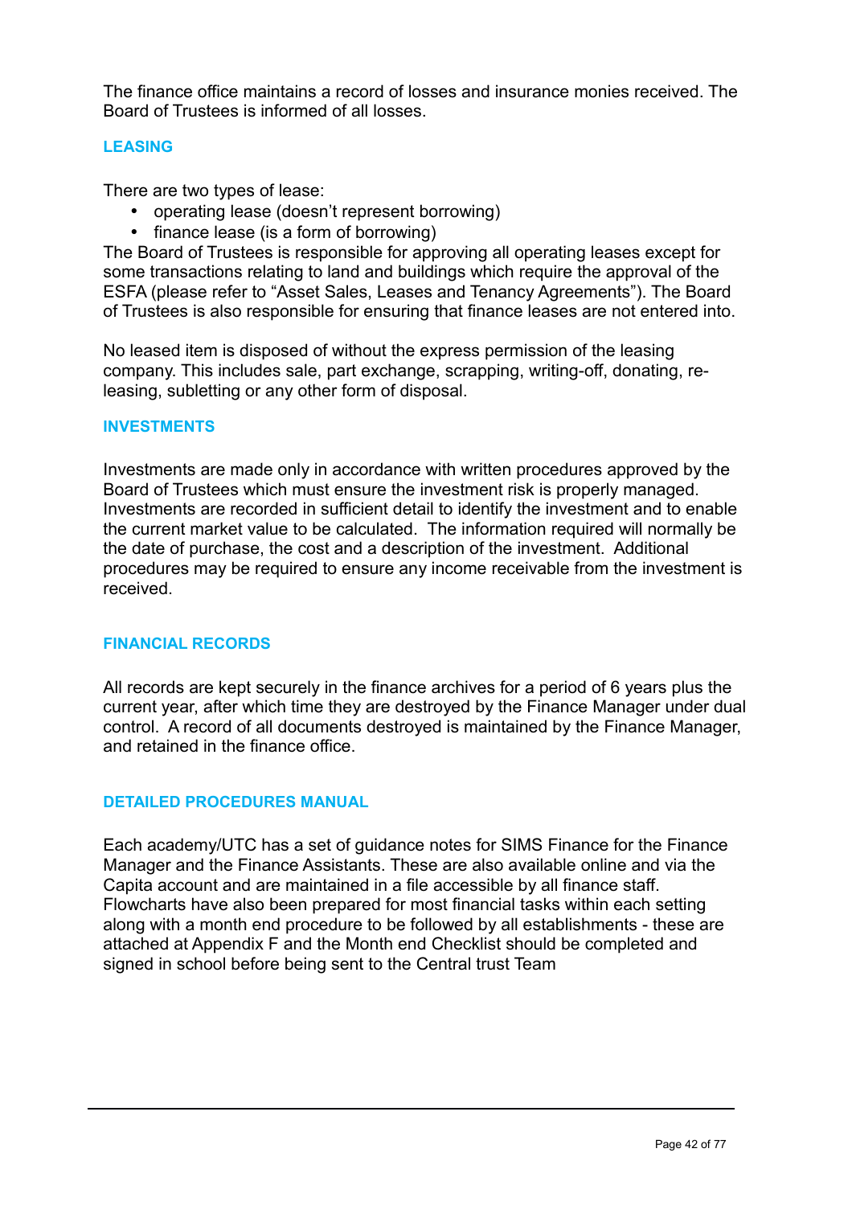The finance office maintains a record of losses and insurance monies received. The Board of Trustees is informed of all losses.

## LEASING

There are two types of lease:

- operating lease (doesn't represent borrowing)
- finance lease (is a form of borrowing)

The Board of Trustees is responsible for approving all operating leases except for some transactions relating to land and buildings which require the approval of the ESFA (please refer to "Asset Sales, Leases and Tenancy Agreements"). The Board of Trustees is also responsible for ensuring that finance leases are not entered into.

No leased item is disposed of without the express permission of the leasing company. This includes sale, part exchange, scrapping, writing-off, donating, re-leasing, subletting or any other form of disposal.

## INVESTMENTS

Investments are made only in accordance with written procedures approved by the Board of Trustees which must ensure the investment risk is properly managed. Investments are recorded in sufficient detail to identify the investment and to enable the current market value to be calculated. The information required will normally be the date of purchase, the cost and a description of the investment. Additional procedures may be required to ensure any income receivable from the investment is received.

## FINANCIAL RECORDS

All records are kept securely in the finance archives for a period of 6 years plus the current year, after which time they are destroyed by the Finance Manager under dual control. A record of all documents destroyed is maintained by the Finance Manager, and retained in the finance office.

## DETAILED PROCEDURES MANUAL

Each academy/UTC has a set of guidance notes for SIMS Finance for the Finance Manager and the Finance Assistants. These are also available online and via the Capita account and are maintained in a file accessible by all finance staff. Flowcharts have also been prepared for most financial tasks within each setting along with a month end procedure to be followed by all establishments - these are attached at Appendix F and the Month end Checklist should be completed and signed in school before being sent to the Central trust Team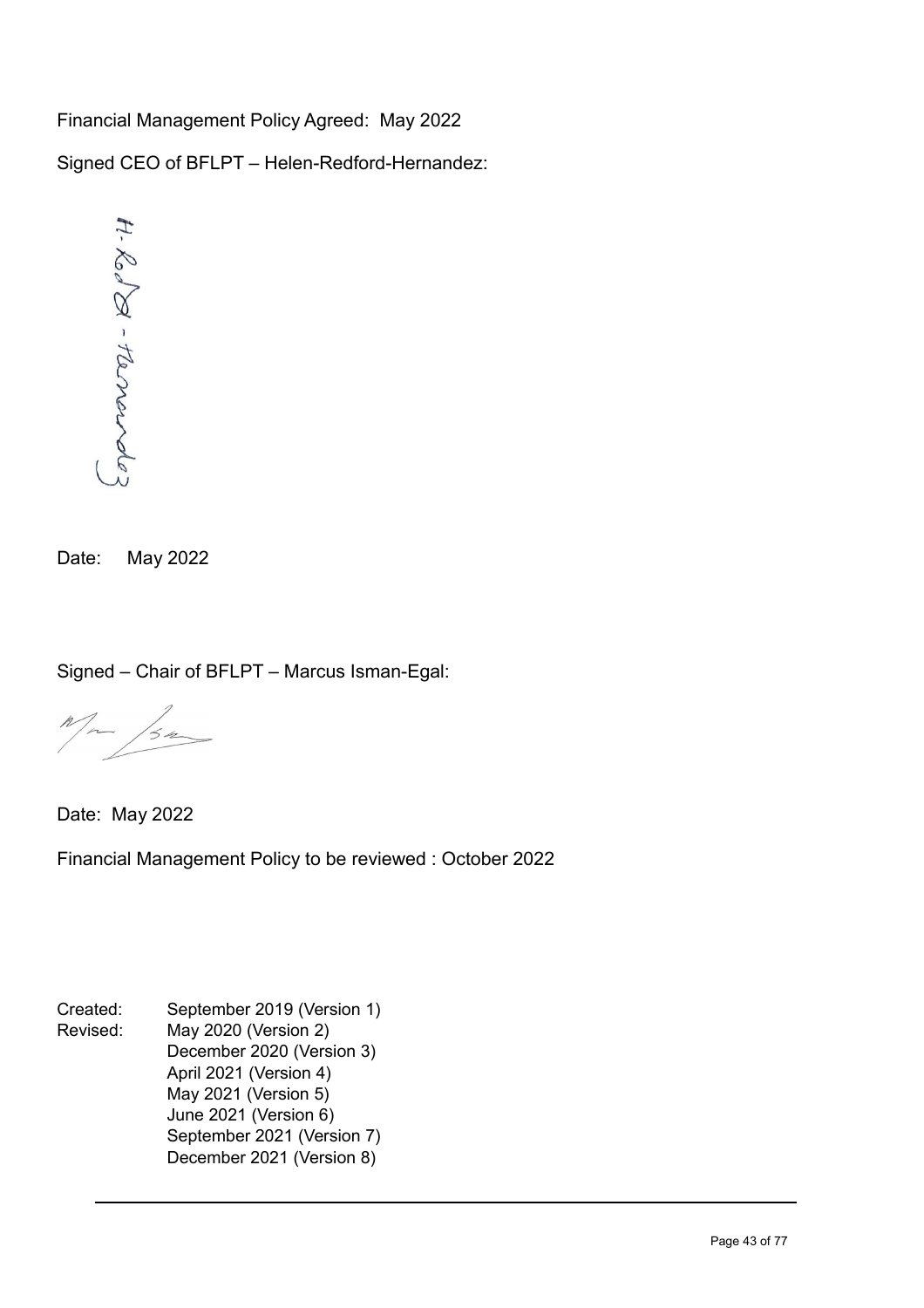Financial Management Policy Agreed: May 2022

Signed CEO of BFLPT – Helen-Redford-Hernandez:

Date: May 2022

Signed – Chair of BFLPT – Marcus Isman-Egal:

Date: May 2022

Financial Management Policy to be reviewed : October 2022

Created: September 2019 (Version 1)
Revised: May 2020 (Version 2)
December 2020 (Version 3)
April 2021 (Version 4)
May 2021 (Version 5)
June 2021 (Version 6)
September 2021 (Version 7)
December 2021 (Version 8)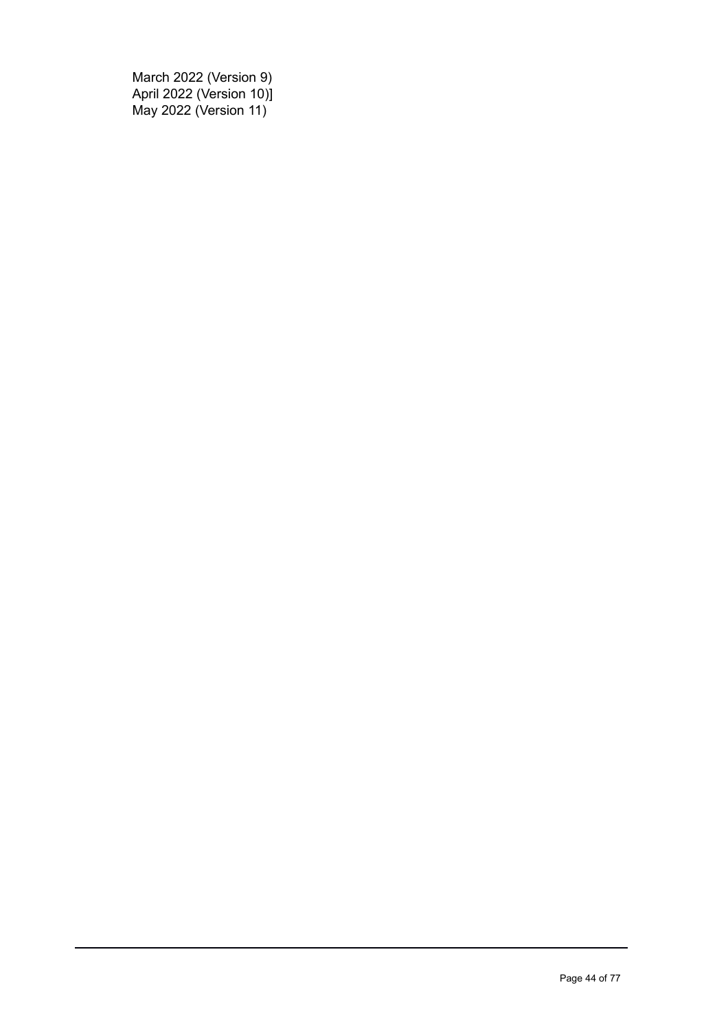March 2022 (Version 9)
April 2022 (Version 10)]
May 2022 (Version 11)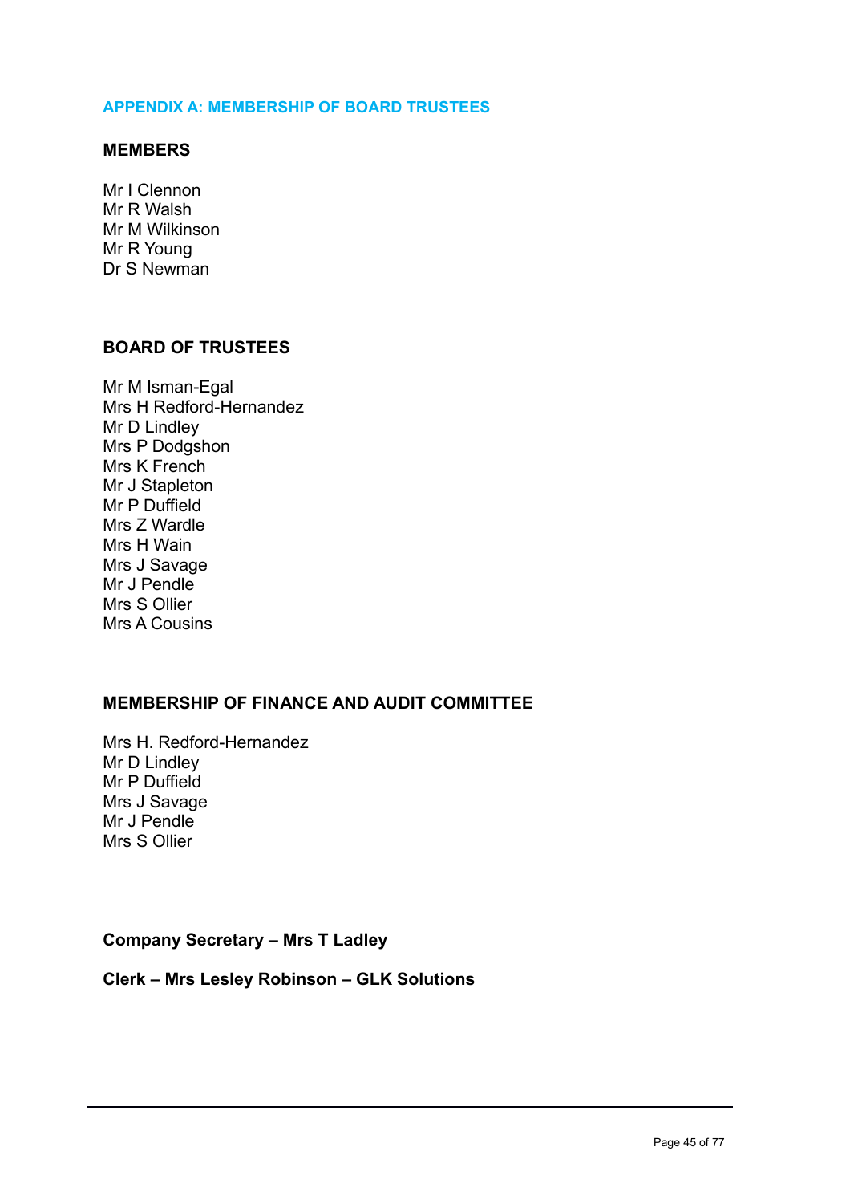## APPENDIX A: MEMBERSHIP OF BOARD TRUSTEES

### MEMBERS

Mr I Clennon
Mr R Walsh
Mr M Wilkinson
Mr R Young
Dr S Newman

### BOARD OF TRUSTEES

Mr M Isman-Egal
Mrs H Redford-Hernandez
Mr D Lindley
Mrs P Dodgshon
Mrs K French
Mr J Stapleton
Mr P Duffield
Mrs Z Wardle
Mrs H Wain
Mrs J Savage
Mr J Pendle
Mrs S Ollier
Mrs A Cousins

### MEMBERSHIP OF FINANCE AND AUDIT COMMITTEE

Mrs H. Redford-Hernandez
Mr D Lindley
Mr P Duffield
Mrs J Savage
Mr J Pendle
Mrs S Ollier

**Company Secretary – Mrs T Ladley**

**Clerk – Mrs Lesley Robinson – GLK Solutions**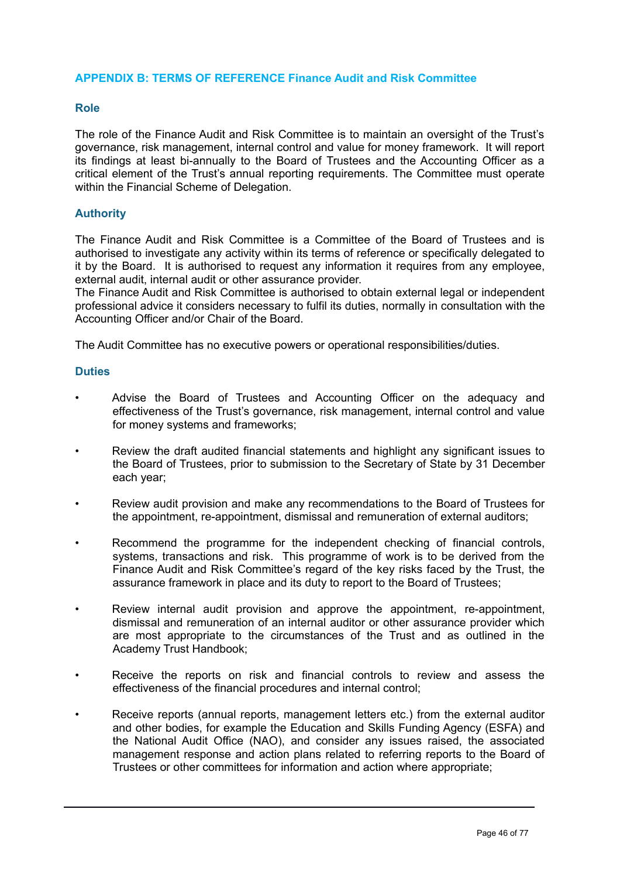## APPENDIX B: TERMS OF REFERENCE Finance Audit and Risk Committee

### Role

The role of the Finance Audit and Risk Committee is to maintain an oversight of the Trust's governance, risk management, internal control and value for money framework. It will report its findings at least bi-annually to the Board of Trustees and the Accounting Officer as a critical element of the Trust's annual reporting requirements. The Committee must operate within the Financial Scheme of Delegation.

### Authority

The Finance Audit and Risk Committee is a Committee of the Board of Trustees and is authorised to investigate any activity within its terms of reference or specifically delegated to it by the Board. It is authorised to request any information it requires from any employee, external audit, internal audit or other assurance provider.
The Finance Audit and Risk Committee is authorised to obtain external legal or independent professional advice it considers necessary to fulfil its duties, normally in consultation with the Accounting Officer and/or Chair of the Board.

The Audit Committee has no executive powers or operational responsibilities/duties.

### Duties

- Advise the Board of Trustees and Accounting Officer on the adequacy and effectiveness of the Trust's governance, risk management, internal control and value for money systems and frameworks;

- Review the draft audited financial statements and highlight any significant issues to the Board of Trustees, prior to submission to the Secretary of State by 31 December each year;

- Review audit provision and make any recommendations to the Board of Trustees for the appointment, re-appointment, dismissal and remuneration of external auditors;

- Recommend the programme for the independent checking of financial controls, systems, transactions and risk. This programme of work is to be derived from the Finance Audit and Risk Committee's regard of the key risks faced by the Trust, the assurance framework in place and its duty to report to the Board of Trustees;

- Review internal audit provision and approve the appointment, re-appointment, dismissal and remuneration of an internal auditor or other assurance provider which are most appropriate to the circumstances of the Trust and as outlined in the Academy Trust Handbook;

- Receive the reports on risk and financial controls to review and assess the effectiveness of the financial procedures and internal control;

- Receive reports (annual reports, management letters etc.) from the external auditor and other bodies, for example the Education and Skills Funding Agency (ESFA) and the National Audit Office (NAO), and consider any issues raised, the associated management response and action plans related to referring reports to the Board of Trustees or other committees for information and action where appropriate;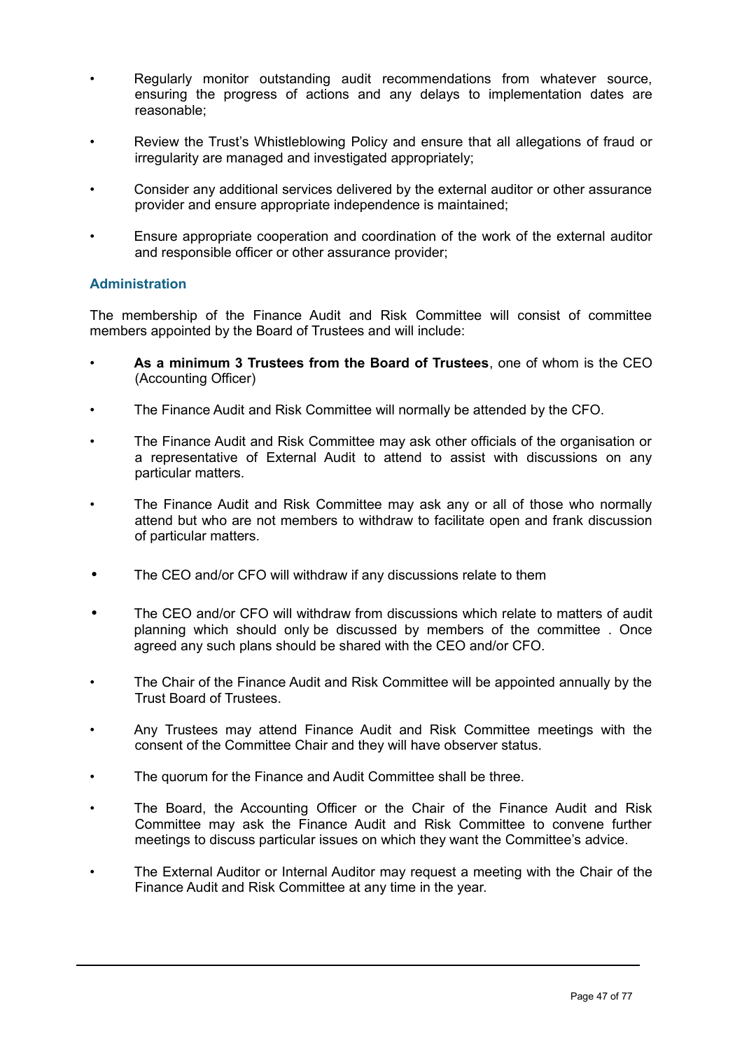- Regularly monitor outstanding audit recommendations from whatever source, ensuring the progress of actions and any delays to implementation dates are reasonable;
- Review the Trust's Whistleblowing Policy and ensure that all allegations of fraud or irregularity are managed and investigated appropriately;
- Consider any additional services delivered by the external auditor or other assurance provider and ensure appropriate independence is maintained;
- Ensure appropriate cooperation and coordination of the work of the external auditor and responsible officer or other assurance provider;

### Administration

The membership of the Finance Audit and Risk Committee will consist of committee members appointed by the Board of Trustees and will include:

- **As a minimum 3 Trustees from the Board of Trustees**, one of whom is the CEO (Accounting Officer)
- The Finance Audit and Risk Committee will normally be attended by the CFO.
- The Finance Audit and Risk Committee may ask other officials of the organisation or a representative of External Audit to attend to assist with discussions on any particular matters.
- The Finance Audit and Risk Committee may ask any or all of those who normally attend but who are not members to withdraw to facilitate open and frank discussion of particular matters.
- The CEO and/or CFO will withdraw if any discussions relate to them
- The CEO and/or CFO will withdraw from discussions which relate to matters of audit planning which should only be discussed by members of the committee . Once agreed any such plans should be shared with the CEO and/or CFO.
- The Chair of the Finance Audit and Risk Committee will be appointed annually by the Trust Board of Trustees.
- Any Trustees may attend Finance Audit and Risk Committee meetings with the consent of the Committee Chair and they will have observer status.
- The quorum for the Finance and Audit Committee shall be three.
- The Board, the Accounting Officer or the Chair of the Finance Audit and Risk Committee may ask the Finance Audit and Risk Committee to convene further meetings to discuss particular issues on which they want the Committee's advice.
- The External Auditor or Internal Auditor may request a meeting with the Chair of the Finance Audit and Risk Committee at any time in the year.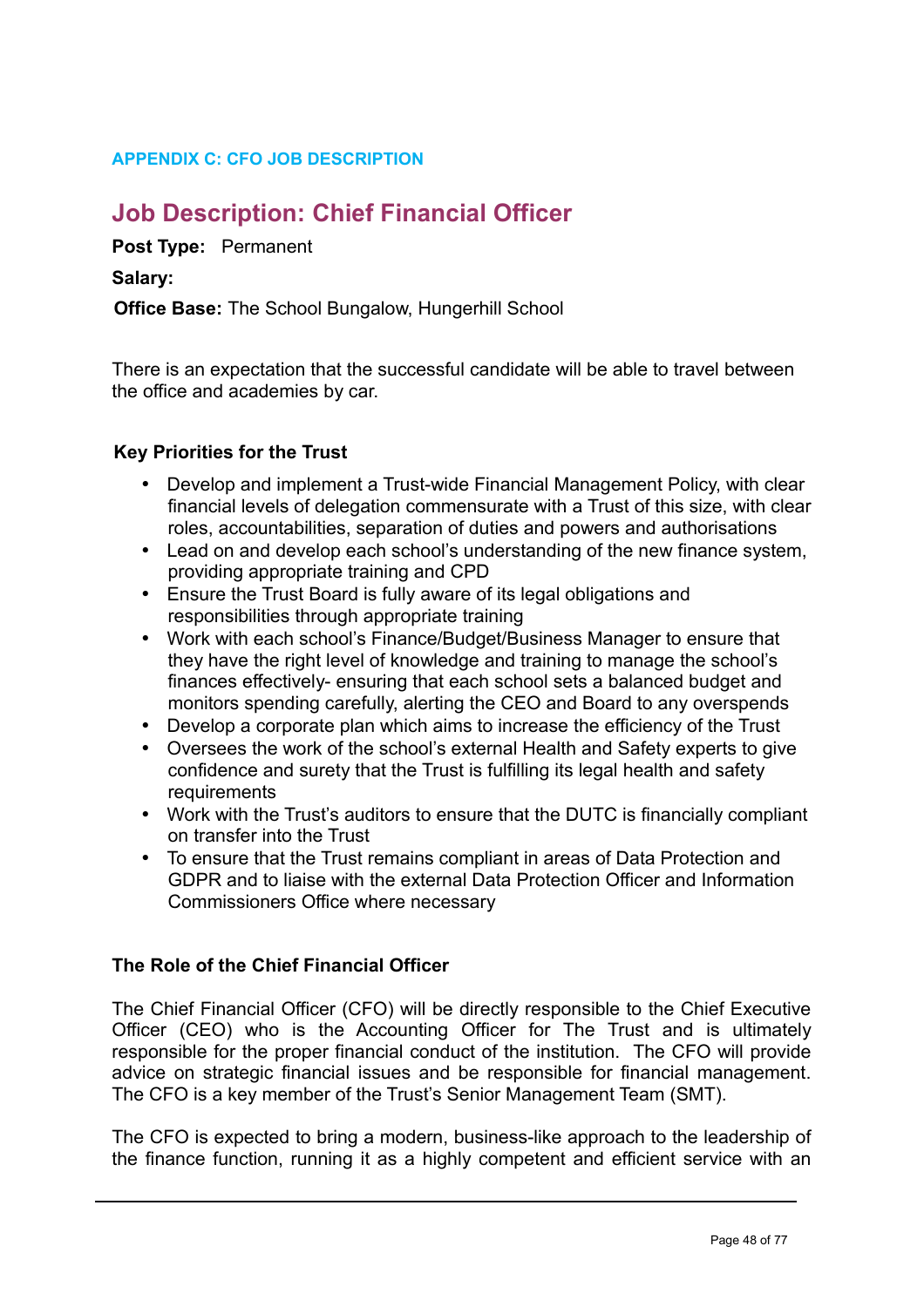### APPENDIX C: CFO JOB DESCRIPTION

## Job Description: Chief Financial Officer

**Post Type:** Permanent

**Salary:**

**Office Base:** The School Bungalow, Hungerhill School

There is an expectation that the successful candidate will be able to travel between the office and academies by car.

**Key Priorities for the Trust**

- Develop and implement a Trust-wide Financial Management Policy, with clear financial levels of delegation commensurate with a Trust of this size, with clear roles, accountabilities, separation of duties and powers and authorisations
- Lead on and develop each school's understanding of the new finance system, providing appropriate training and CPD
- Ensure the Trust Board is fully aware of its legal obligations and responsibilities through appropriate training
- Work with each school's Finance/Budget/Business Manager to ensure that they have the right level of knowledge and training to manage the school's finances effectively- ensuring that each school sets a balanced budget and monitors spending carefully, alerting the CEO and Board to any overspends
- Develop a corporate plan which aims to increase the efficiency of the Trust
- Oversees the work of the school's external Health and Safety experts to give confidence and surety that the Trust is fulfilling its legal health and safety requirements
- Work with the Trust's auditors to ensure that the DUTC is financially compliant on transfer into the Trust
- To ensure that the Trust remains compliant in areas of Data Protection and GDPR and to liaise with the external Data Protection Officer and Information Commissioners Office where necessary

**The Role of the Chief Financial Officer**

The Chief Financial Officer (CFO) will be directly responsible to the Chief Executive Officer (CEO) who is the Accounting Officer for The Trust and is ultimately responsible for the proper financial conduct of the institution. The CFO will provide advice on strategic financial issues and be responsible for financial management. The CFO is a key member of the Trust's Senior Management Team (SMT).

The CFO is expected to bring a modern, business-like approach to the leadership of the finance function, running it as a highly competent and efficient service with an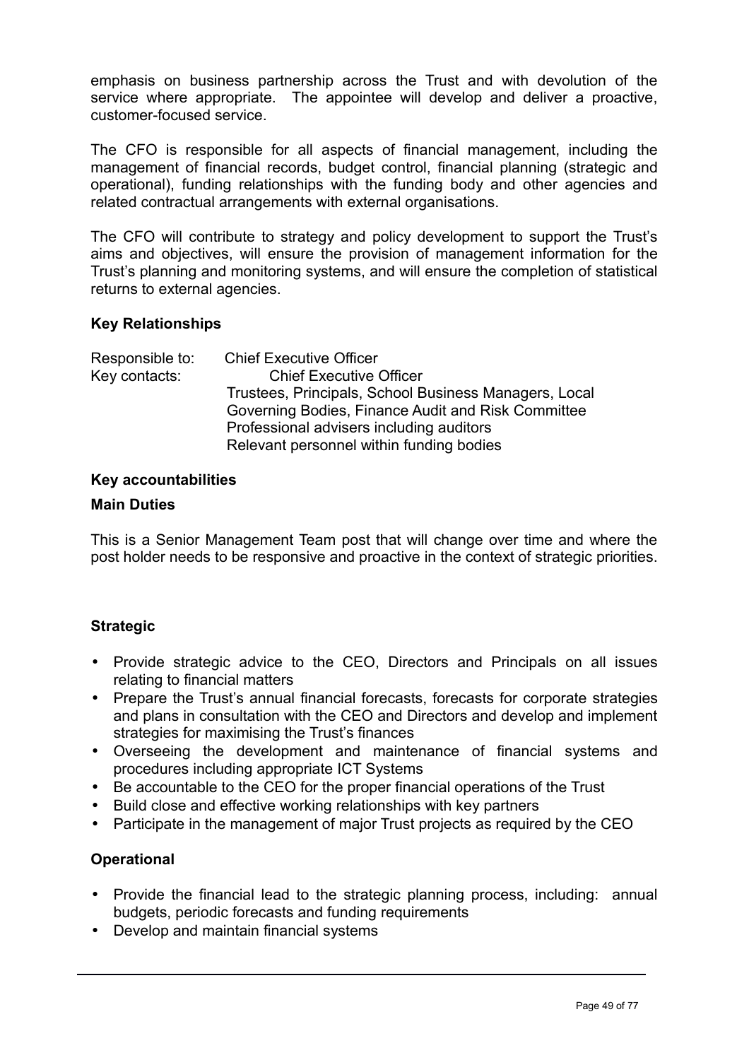emphasis on business partnership across the Trust and with devolution of the service where appropriate. The appointee will develop and deliver a proactive, customer-focused service.

The CFO is responsible for all aspects of financial management, including the management of financial records, budget control, financial planning (strategic and operational), funding relationships with the funding body and other agencies and related contractual arrangements with external organisations.

The CFO will contribute to strategy and policy development to support the Trust's aims and objectives, will ensure the provision of management information for the Trust's planning and monitoring systems, and will ensure the completion of statistical returns to external agencies.

**Key Relationships**

Responsible to: Chief Executive Officer
Key contacts: Chief Executive Officer
Trustees, Principals, School Business Managers, Local Governing Bodies, Finance Audit and Risk Committee
Professional advisers including auditors
Relevant personnel within funding bodies

**Key accountabilities**

**Main Duties**

This is a Senior Management Team post that will change over time and where the post holder needs to be responsive and proactive in the context of strategic priorities.

**Strategic**

- Provide strategic advice to the CEO, Directors and Principals on all issues relating to financial matters
- Prepare the Trust's annual financial forecasts, forecasts for corporate strategies and plans in consultation with the CEO and Directors and develop and implement strategies for maximising the Trust's finances
- Overseeing the development and maintenance of financial systems and procedures including appropriate ICT Systems
- Be accountable to the CEO for the proper financial operations of the Trust
- Build close and effective working relationships with key partners
- Participate in the management of major Trust projects as required by the CEO

**Operational**

- Provide the financial lead to the strategic planning process, including: annual budgets, periodic forecasts and funding requirements
- Develop and maintain financial systems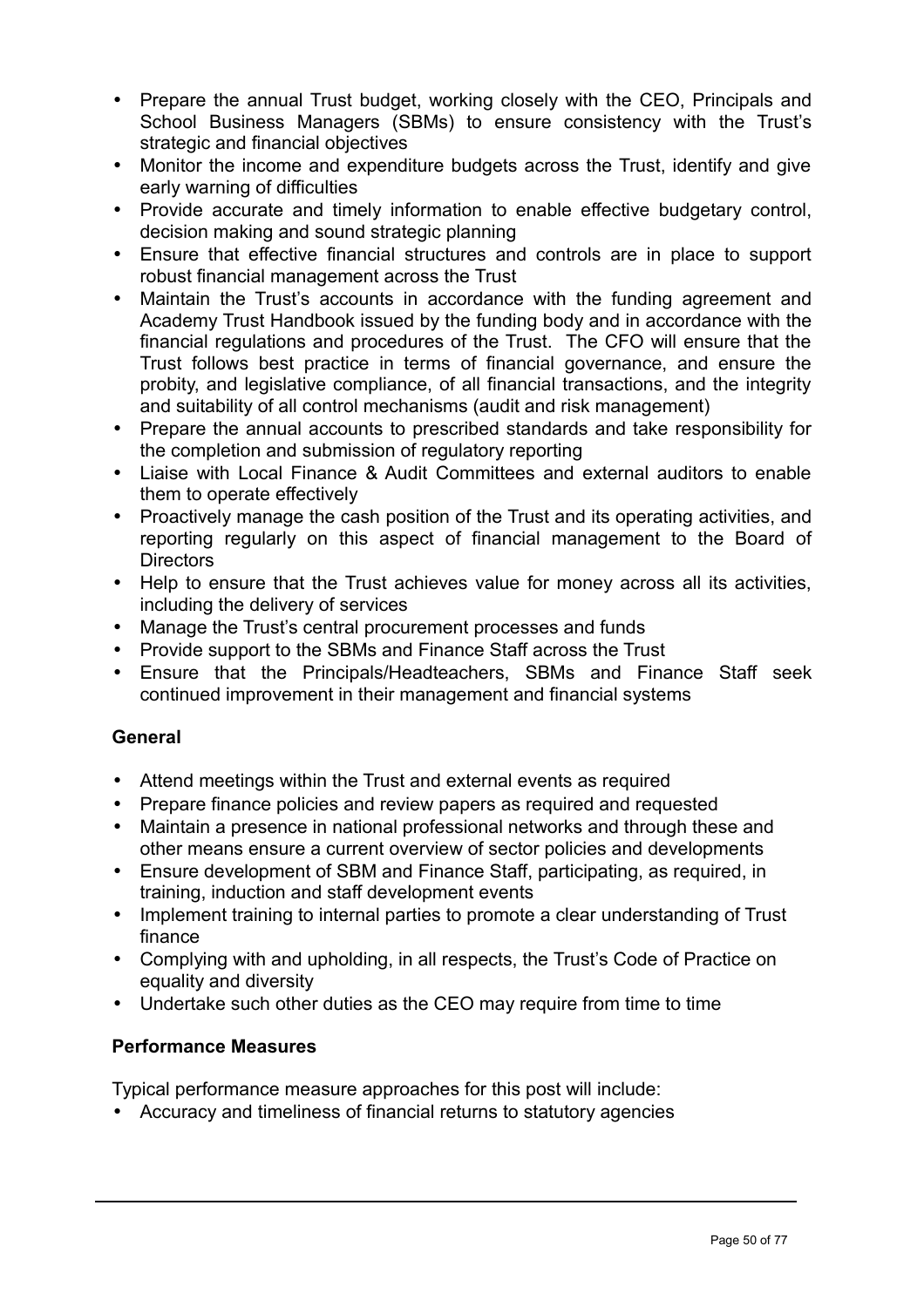- Prepare the annual Trust budget, working closely with the CEO, Principals and School Business Managers (SBMs) to ensure consistency with the Trust's strategic and financial objectives
- Monitor the income and expenditure budgets across the Trust, identify and give early warning of difficulties
- Provide accurate and timely information to enable effective budgetary control, decision making and sound strategic planning
- Ensure that effective financial structures and controls are in place to support robust financial management across the Trust
- Maintain the Trust's accounts in accordance with the funding agreement and Academy Trust Handbook issued by the funding body and in accordance with the financial regulations and procedures of the Trust. The CFO will ensure that the Trust follows best practice in terms of financial governance, and ensure the probity, and legislative compliance, of all financial transactions, and the integrity and suitability of all control mechanisms (audit and risk management)
- Prepare the annual accounts to prescribed standards and take responsibility for the completion and submission of regulatory reporting
- Liaise with Local Finance & Audit Committees and external auditors to enable them to operate effectively
- Proactively manage the cash position of the Trust and its operating activities, and reporting regularly on this aspect of financial management to the Board of Directors
- Help to ensure that the Trust achieves value for money across all its activities, including the delivery of services
- Manage the Trust's central procurement processes and funds
- Provide support to the SBMs and Finance Staff across the Trust
- Ensure that the Principals/Headteachers, SBMs and Finance Staff seek continued improvement in their management and financial systems

**General**

- Attend meetings within the Trust and external events as required
- Prepare finance policies and review papers as required and requested
- Maintain a presence in national professional networks and through these and other means ensure a current overview of sector policies and developments
- Ensure development of SBM and Finance Staff, participating, as required, in training, induction and staff development events
- Implement training to internal parties to promote a clear understanding of Trust finance
- Complying with and upholding, in all respects, the Trust's Code of Practice on equality and diversity
- Undertake such other duties as the CEO may require from time to time

**Performance Measures**

Typical performance measure approaches for this post will include:

- Accuracy and timeliness of financial returns to statutory agencies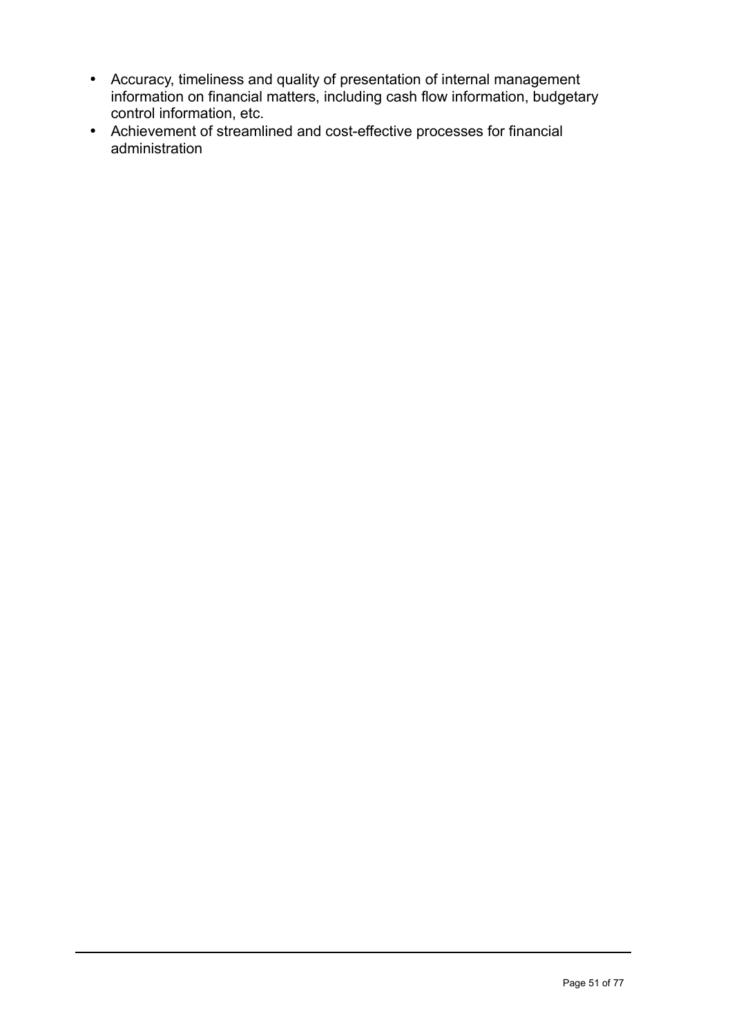- Accuracy, timeliness and quality of presentation of internal management information on financial matters, including cash flow information, budgetary control information, etc.
- Achievement of streamlined and cost-effective processes for financial administration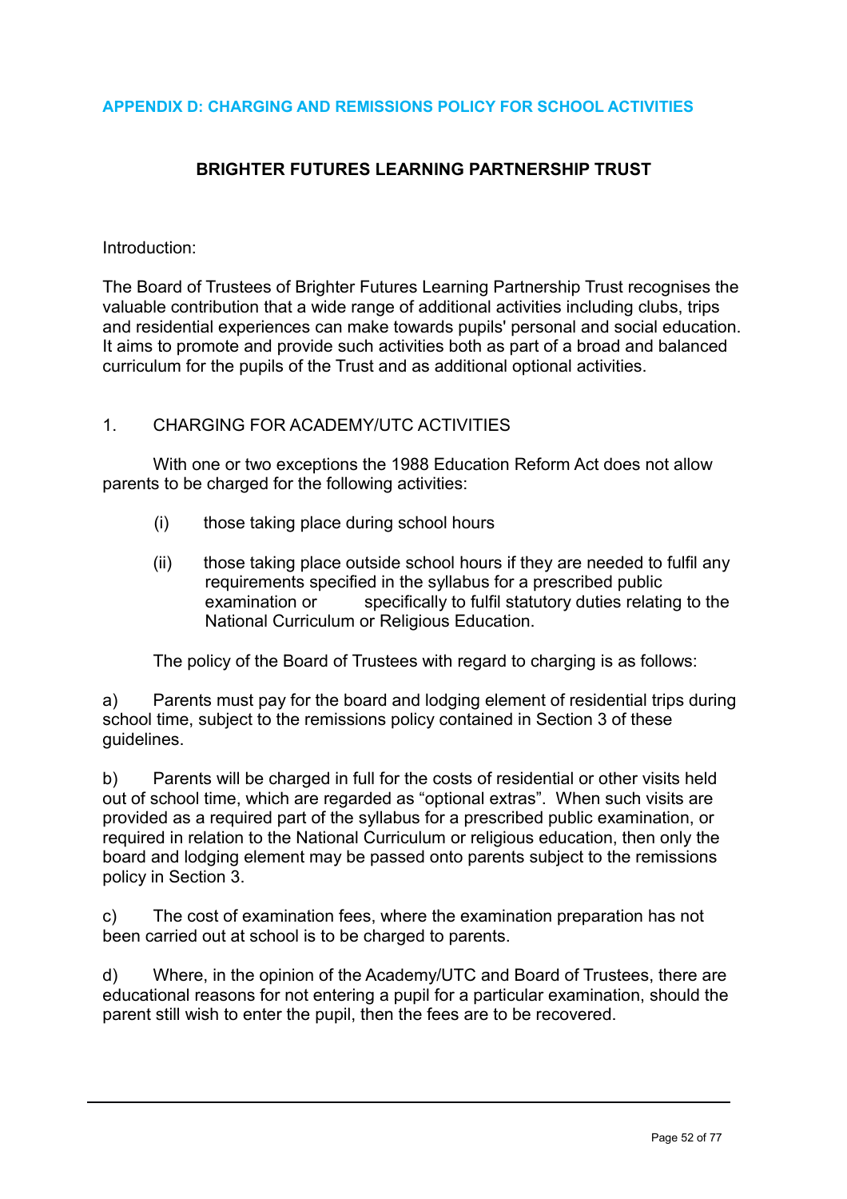## APPENDIX D: CHARGING AND REMISSIONS POLICY FOR SCHOOL ACTIVITIES

### BRIGHTER FUTURES LEARNING PARTNERSHIP TRUST

Introduction:

The Board of Trustees of Brighter Futures Learning Partnership Trust recognises the valuable contribution that a wide range of additional activities including clubs, trips and residential experiences can make towards pupils' personal and social education. It aims to promote and provide such activities both as part of a broad and balanced curriculum for the pupils of the Trust and as additional optional activities.

1. CHARGING FOR ACADEMY/UTC ACTIVITIES

With one or two exceptions the 1988 Education Reform Act does not allow parents to be charged for the following activities:

(i) those taking place during school hours

(ii) those taking place outside school hours if they are needed to fulfil any requirements specified in the syllabus for a prescribed public examination or specifically to fulfil statutory duties relating to the National Curriculum or Religious Education.

The policy of the Board of Trustees with regard to charging is as follows:

a) Parents must pay for the board and lodging element of residential trips during school time, subject to the remissions policy contained in Section 3 of these guidelines.

b) Parents will be charged in full for the costs of residential or other visits held out of school time, which are regarded as "optional extras". When such visits are provided as a required part of the syllabus for a prescribed public examination, or required in relation to the National Curriculum or religious education, then only the board and lodging element may be passed onto parents subject to the remissions policy in Section 3.

c) The cost of examination fees, where the examination preparation has not been carried out at school is to be charged to parents.

d) Where, in the opinion of the Academy/UTC and Board of Trustees, there are educational reasons for not entering a pupil for a particular examination, should the parent still wish to enter the pupil, then the fees are to be recovered.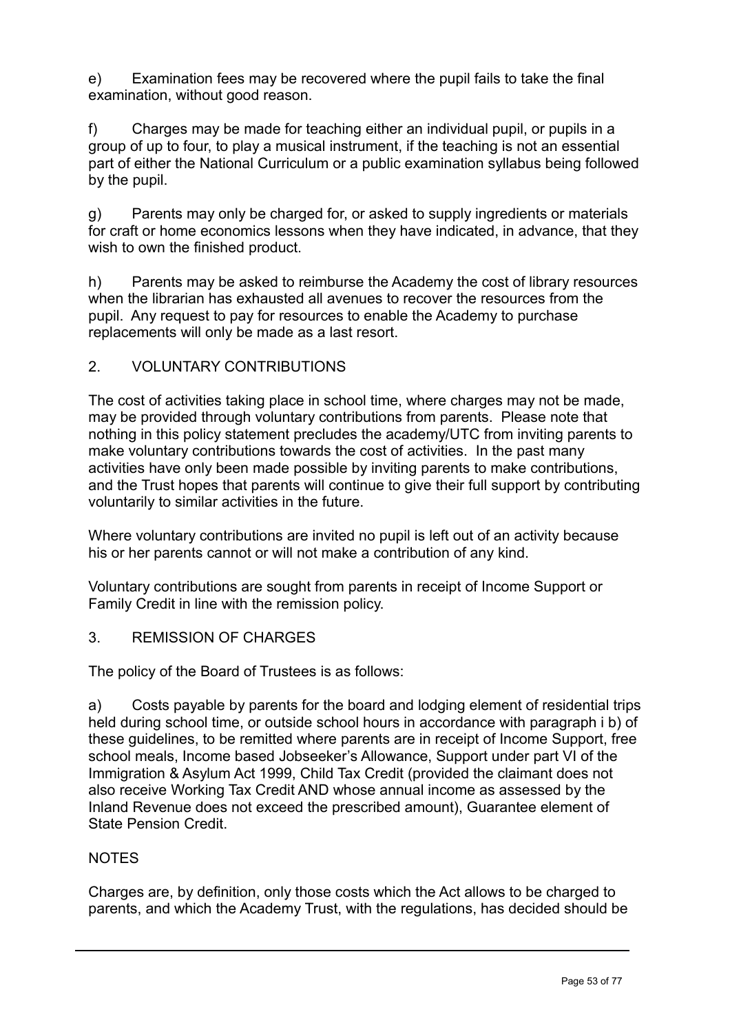e) Examination fees may be recovered where the pupil fails to take the final examination, without good reason.

f) Charges may be made for teaching either an individual pupil, or pupils in a group of up to four, to play a musical instrument, if the teaching is not an essential part of either the National Curriculum or a public examination syllabus being followed by the pupil.

g) Parents may only be charged for, or asked to supply ingredients or materials for craft or home economics lessons when they have indicated, in advance, that they wish to own the finished product.

h) Parents may be asked to reimburse the Academy the cost of library resources when the librarian has exhausted all avenues to recover the resources from the pupil. Any request to pay for resources to enable the Academy to purchase replacements will only be made as a last resort.

## 2. VOLUNTARY CONTRIBUTIONS

The cost of activities taking place in school time, where charges may not be made, may be provided through voluntary contributions from parents. Please note that nothing in this policy statement precludes the academy/UTC from inviting parents to make voluntary contributions towards the cost of activities. In the past many activities have only been made possible by inviting parents to make contributions, and the Trust hopes that parents will continue to give their full support by contributing voluntarily to similar activities in the future.

Where voluntary contributions are invited no pupil is left out of an activity because his or her parents cannot or will not make a contribution of any kind.

Voluntary contributions are sought from parents in receipt of Income Support or Family Credit in line with the remission policy.

## 3. REMISSION OF CHARGES

The policy of the Board of Trustees is as follows:

a) Costs payable by parents for the board and lodging element of residential trips held during school time, or outside school hours in accordance with paragraph i b) of these guidelines, to be remitted where parents are in receipt of Income Support, free school meals, Income based Jobseeker's Allowance, Support under part VI of the Immigration & Asylum Act 1999, Child Tax Credit (provided the claimant does not also receive Working Tax Credit AND whose annual income as assessed by the Inland Revenue does not exceed the prescribed amount), Guarantee element of State Pension Credit.

NOTES

Charges are, by definition, only those costs which the Act allows to be charged to parents, and which the Academy Trust, with the regulations, has decided should be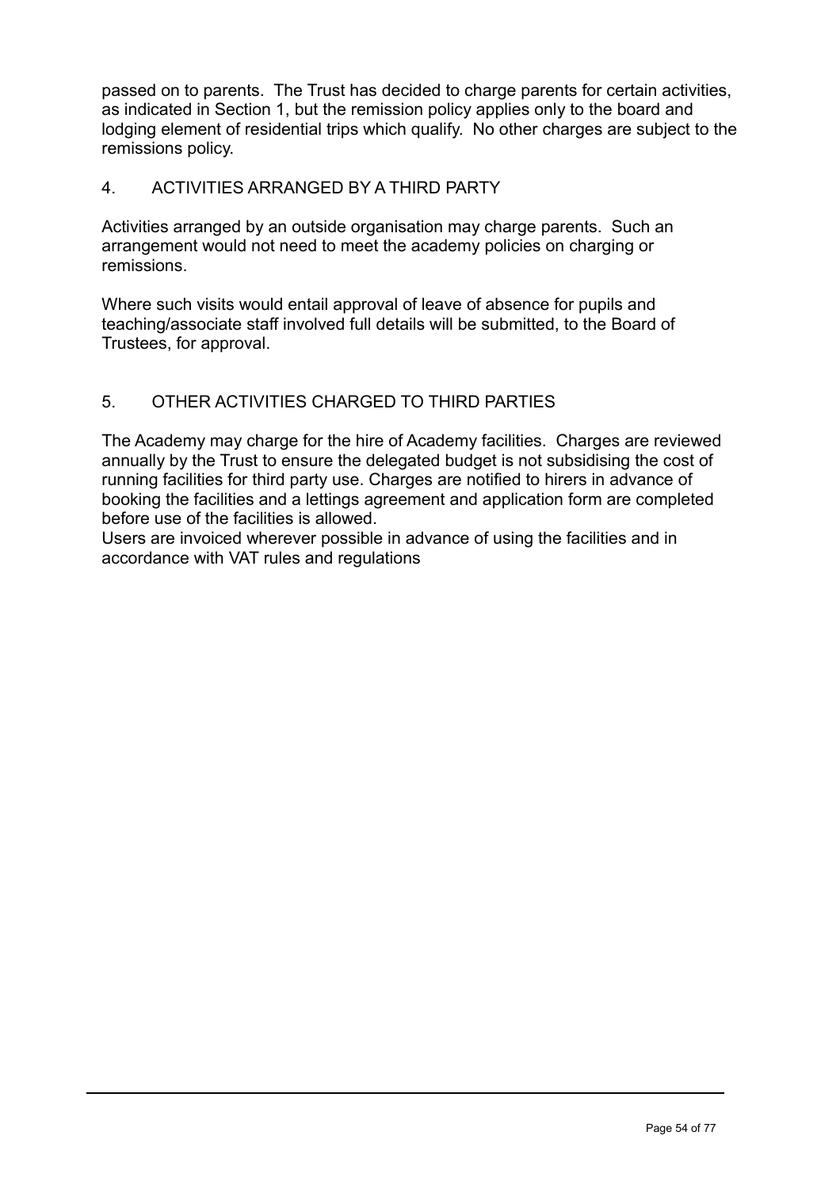passed on to parents. The Trust has decided to charge parents for certain activities, as indicated in Section 1, but the remission policy applies only to the board and lodging element of residential trips which qualify. No other charges are subject to the remissions policy.

## 4. ACTIVITIES ARRANGED BY A THIRD PARTY

Activities arranged by an outside organisation may charge parents. Such an arrangement would not need to meet the academy policies on charging or remissions.

Where such visits would entail approval of leave of absence for pupils and teaching/associate staff involved full details will be submitted, to the Board of Trustees, for approval.

## 5. OTHER ACTIVITIES CHARGED TO THIRD PARTIES

The Academy may charge for the hire of Academy facilities. Charges are reviewed annually by the Trust to ensure the delegated budget is not subsidising the cost of running facilities for third party use. Charges are notified to hirers in advance of booking the facilities and a lettings agreement and application form are completed before use of the facilities is allowed.

Users are invoiced wherever possible in advance of using the facilities and in accordance with VAT rules and regulations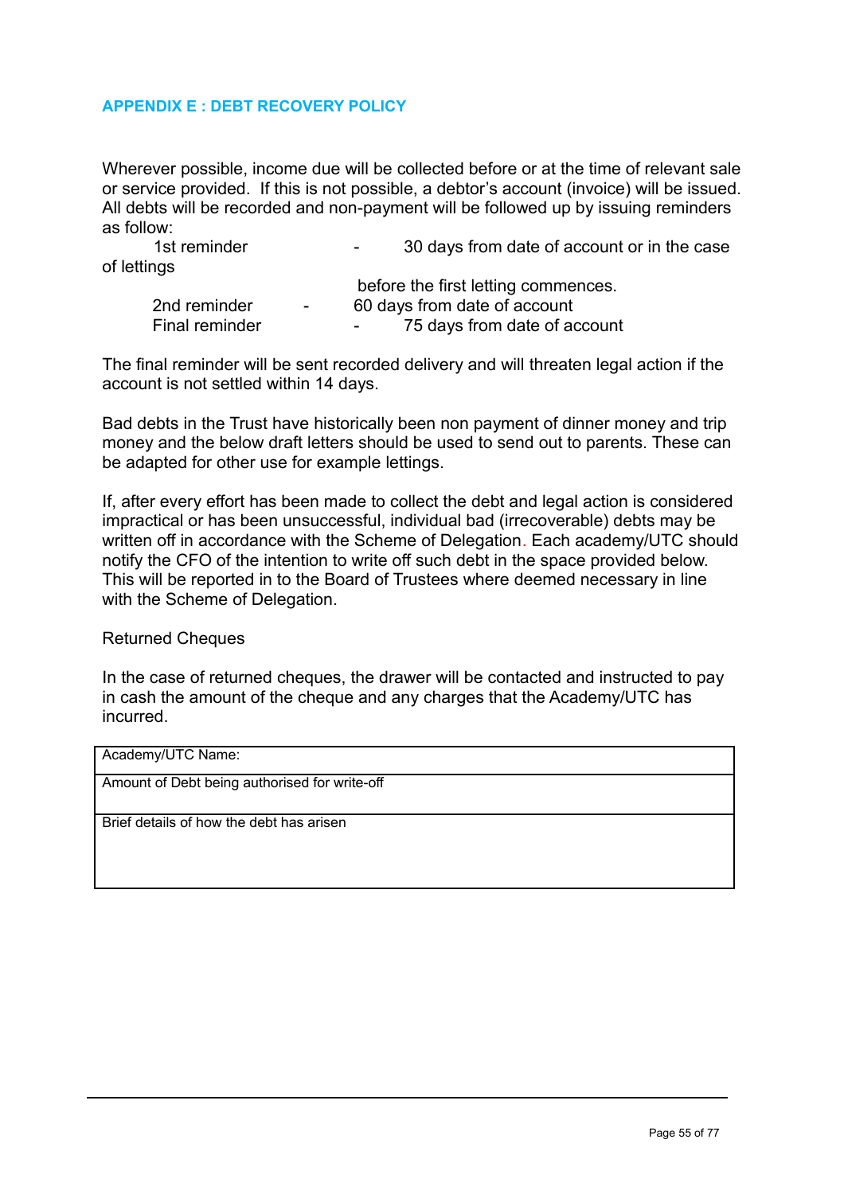## APPENDIX E : DEBT RECOVERY POLICY

Wherever possible, income due will be collected before or at the time of relevant sale or service provided. If this is not possible, a debtor's account (invoice) will be issued. All debts will be recorded and non-payment will be followed up by issuing reminders as follow:

| | | |
|---|---|---|
| 1st reminder | - | 30 days from date of account or in the case of lettings before the first letting commences. |
| 2nd reminder | - | 60 days from date of account |
| Final reminder | - | 75 days from date of account |

The final reminder will be sent recorded delivery and will threaten legal action if the account is not settled within 14 days.

Bad debts in the Trust have historically been non payment of dinner money and trip money and the below draft letters should be used to send out to parents. These can be adapted for other use for example lettings.

If, after every effort has been made to collect the debt and legal action is considered impractical or has been unsuccessful, individual bad (irrecoverable) debts may be written off in accordance with the Scheme of Delegation. Each academy/UTC should notify the CFO of the intention to write off such debt in the space provided below. This will be reported in to the Board of Trustees where deemed necessary in line with the Scheme of Delegation.

Returned Cheques

In the case of returned cheques, the drawer will be contacted and instructed to pay in cash the amount of the cheque and any charges that the Academy/UTC has incurred.

| Academy/UTC Name: |
|---|
| Amount of Debt being authorised for write-off |
| Brief details of how the debt has arisen |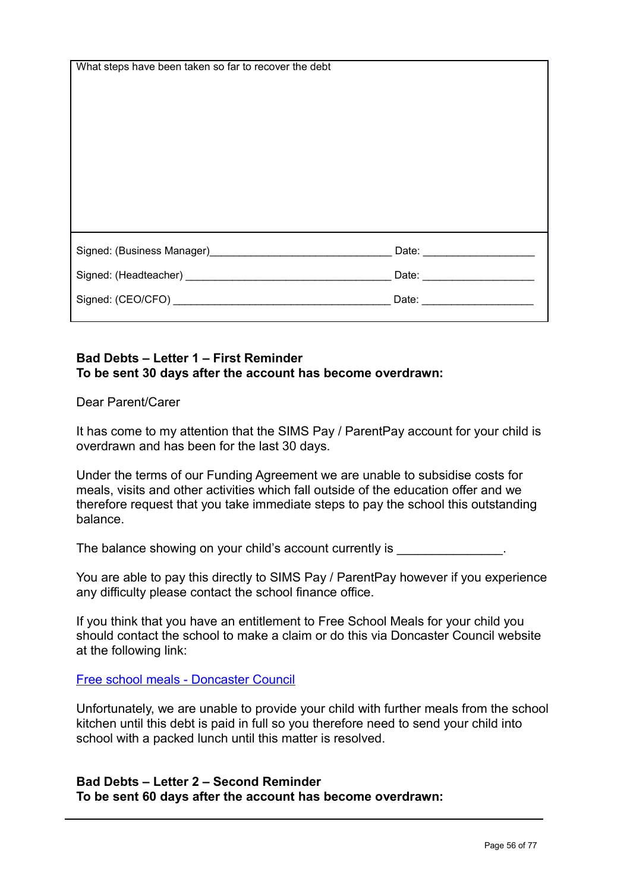| What steps have been taken so far to recover the debt |
| --- |
| |
| Signed: (Business Manager)_______________________________ Date: ___________________ |
| Signed: (Headteacher) ___________________________________ Date: ___________________ |
| Signed: (CEO/CFO) ______________________________________ Date: ___________________ |

**Bad Debts – Letter 1 – First Reminder**
**To be sent 30 days after the account has become overdrawn:**

Dear Parent/Carer

It has come to my attention that the SIMS Pay / ParentPay account for your child is overdrawn and has been for the last 30 days.

Under the terms of our Funding Agreement we are unable to subsidise costs for meals, visits and other activities which fall outside of the education offer and we therefore request that you take immediate steps to pay the school this outstanding balance.

The balance showing on your child's account currently is _______________.

You are able to pay this directly to SIMS Pay / ParentPay however if you experience any difficulty please contact the school finance office.

If you think that you have an entitlement to Free School Meals for your child you should contact the school to make a claim or do this via Doncaster Council website at the following link:

[Free school meals - Doncaster Council]()

Unfortunately, we are unable to provide your child with further meals from the school kitchen until this debt is paid in full so you therefore need to send your child into school with a packed lunch until this matter is resolved.

**Bad Debts – Letter 2 – Second Reminder**
**To be sent 60 days after the account has become overdrawn:**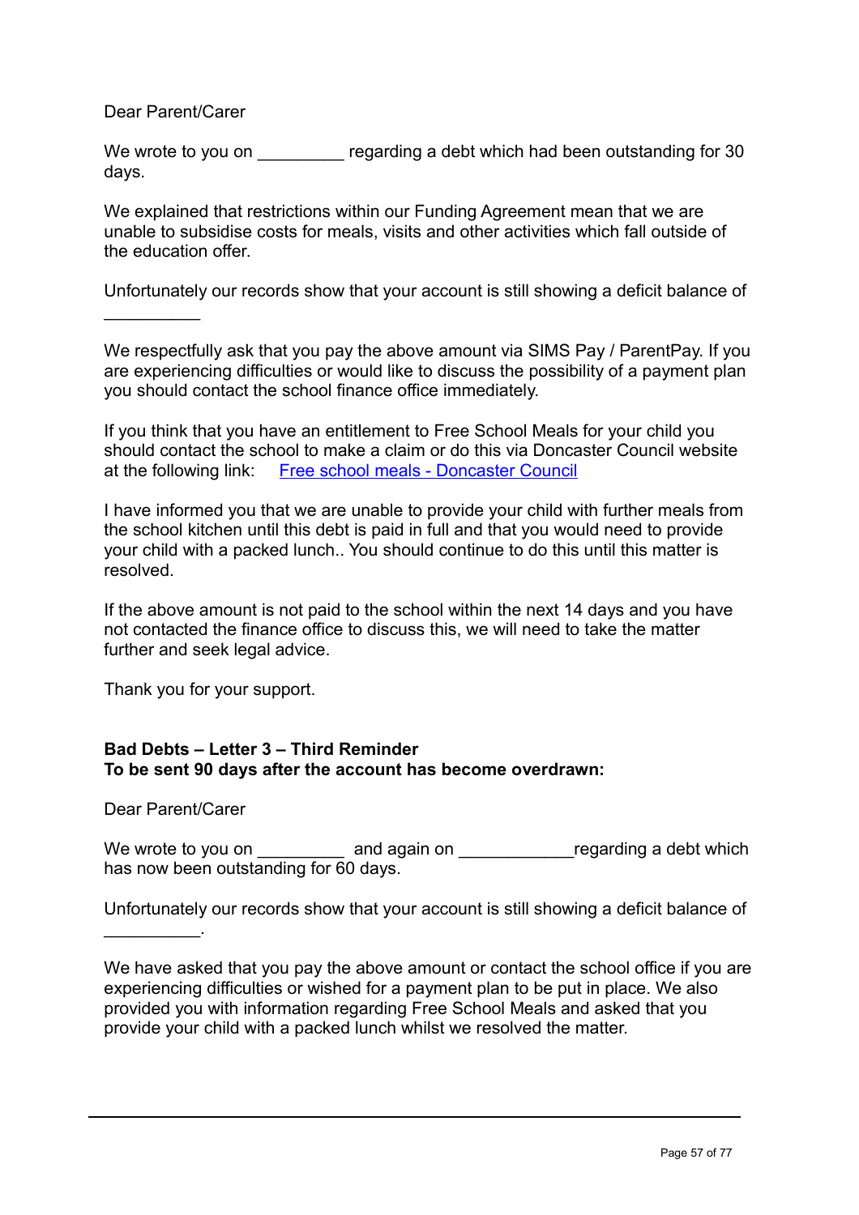Dear Parent/Carer

We wrote to you on _________ regarding a debt which had been outstanding for 30 days.

We explained that restrictions within our Funding Agreement mean that we are unable to subsidise costs for meals, visits and other activities which fall outside of the education offer.

Unfortunately our records show that your account is still showing a deficit balance of __________

We respectfully ask that you pay the above amount via SIMS Pay / ParentPay. If you are experiencing difficulties or would like to discuss the possibility of a payment plan you should contact the school finance office immediately.

If you think that you have an entitlement to Free School Meals for your child you should contact the school to make a claim or do this via Doncaster Council website at the following link: [Free school meals - Doncaster Council]

I have informed you that we are unable to provide your child with further meals from the school kitchen until this debt is paid in full and that you would need to provide your child with a packed lunch.. You should continue to do this until this matter is resolved.

If the above amount is not paid to the school within the next 14 days and you have not contacted the finance office to discuss this, we will need to take the matter further and seek legal advice.

Thank you for your support.

**Bad Debts – Letter 3 – Third Reminder**
**To be sent 90 days after the account has become overdrawn:**

Dear Parent/Carer

We wrote to you on _________ and again on ____________regarding a debt which has now been outstanding for 60 days.

Unfortunately our records show that your account is still showing a deficit balance of __________.

We have asked that you pay the above amount or contact the school office if you are experiencing difficulties or wished for a payment plan to be put in place. We also provided you with information regarding Free School Meals and asked that you provide your child with a packed lunch whilst we resolved the matter.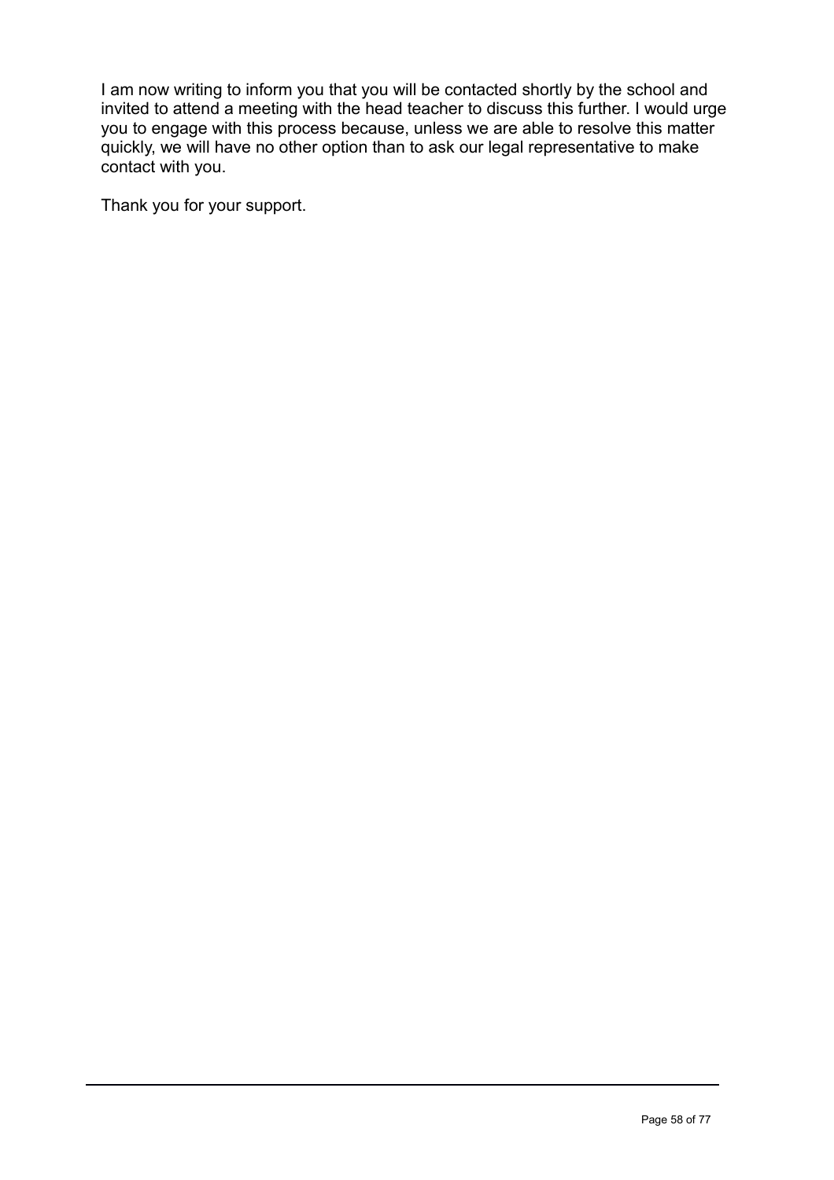I am now writing to inform you that you will be contacted shortly by the school and invited to attend a meeting with the head teacher to discuss this further. I would urge you to engage with this process because, unless we are able to resolve this matter quickly, we will have no other option than to ask our legal representative to make contact with you.

Thank you for your support.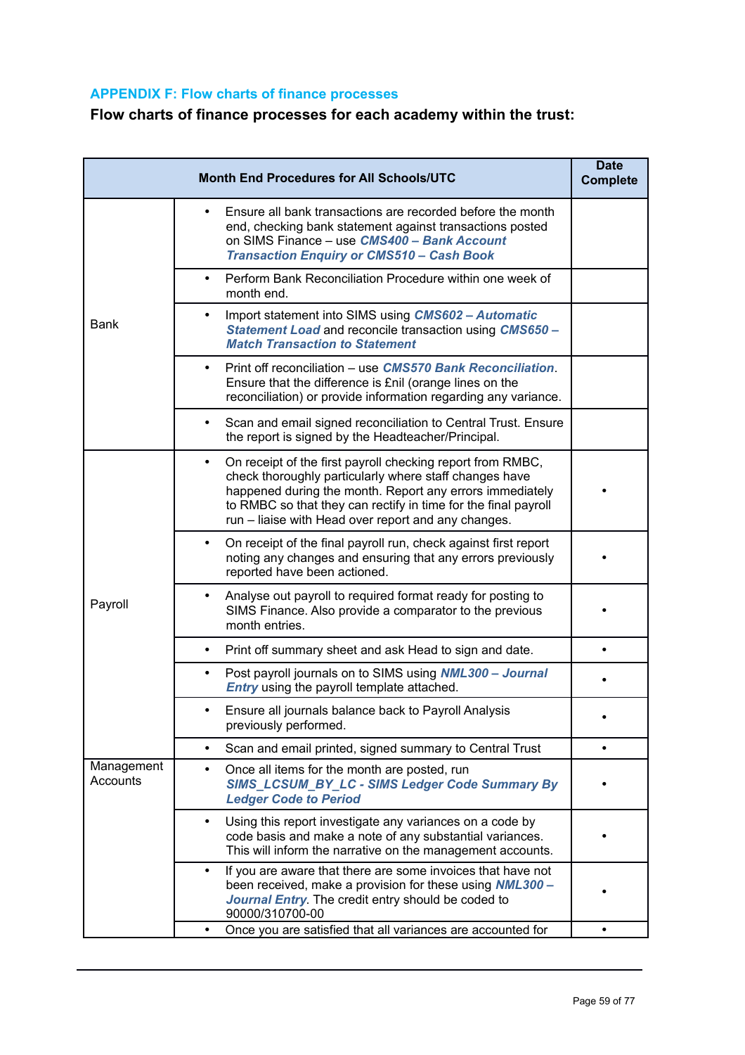## APPENDIX F: Flow charts of finance processes

**Flow charts of finance processes for each academy within the trust:**

| | **Month End Procedures for All Schools/UTC** | **Date Complete** |
|---|---|---|
| Bank | • Ensure all bank transactions are recorded before the month end, checking bank statement against transactions posted on SIMS Finance – use ***CMS400 – Bank Account Transaction Enquiry or CMS510 – Cash Book*** | |
| | • Perform Bank Reconciliation Procedure within one week of month end. | |
| | • Import statement into SIMS using ***CMS602 – Automatic Statement Load*** and reconcile transaction using ***CMS650 – Match Transaction to Statement*** | |
| | • Print off reconciliation – use ***CMS570 Bank Reconciliation***. Ensure that the difference is £nil (orange lines on the reconciliation) or provide information regarding any variance. | |
| | • Scan and email signed reconciliation to Central Trust. Ensure the report is signed by the Headteacher/Principal. | |
| Payroll | • On receipt of the first payroll checking report from RMBC, check thoroughly particularly where staff changes have happened during the month. Report any errors immediately to RMBC so that they can rectify in time for the final payroll run – liaise with Head over report and any changes. | • |
| | • On receipt of the final payroll run, check against first report noting any changes and ensuring that any errors previously reported have been actioned. | • |
| | • Analyse out payroll to required format ready for posting to SIMS Finance. Also provide a comparator to the previous month entries. | • |
| | • Print off summary sheet and ask Head to sign and date. | • |
| | • Post payroll journals on to SIMS using ***NML300 – Journal Entry*** using the payroll template attached. | • |
| | • Ensure all journals balance back to Payroll Analysis previously performed. | • |
| | • Scan and email printed, signed summary to Central Trust | • |
| Management Accounts | • Once all items for the month are posted, run ***SIMS_LCSUM_BY_LC - SIMS Ledger Code Summary By Ledger Code to Period*** | • |
| | • Using this report investigate any variances on a code by code basis and make a note of any substantial variances. This will inform the narrative on the management accounts. | • |
| | • If you are aware that there are some invoices that have not been received, make a provision for these using ***NML300 – Journal Entry***. The credit entry should be coded to 90000/310700-00 | • |
| | • Once you are satisfied that all variances are accounted for | • |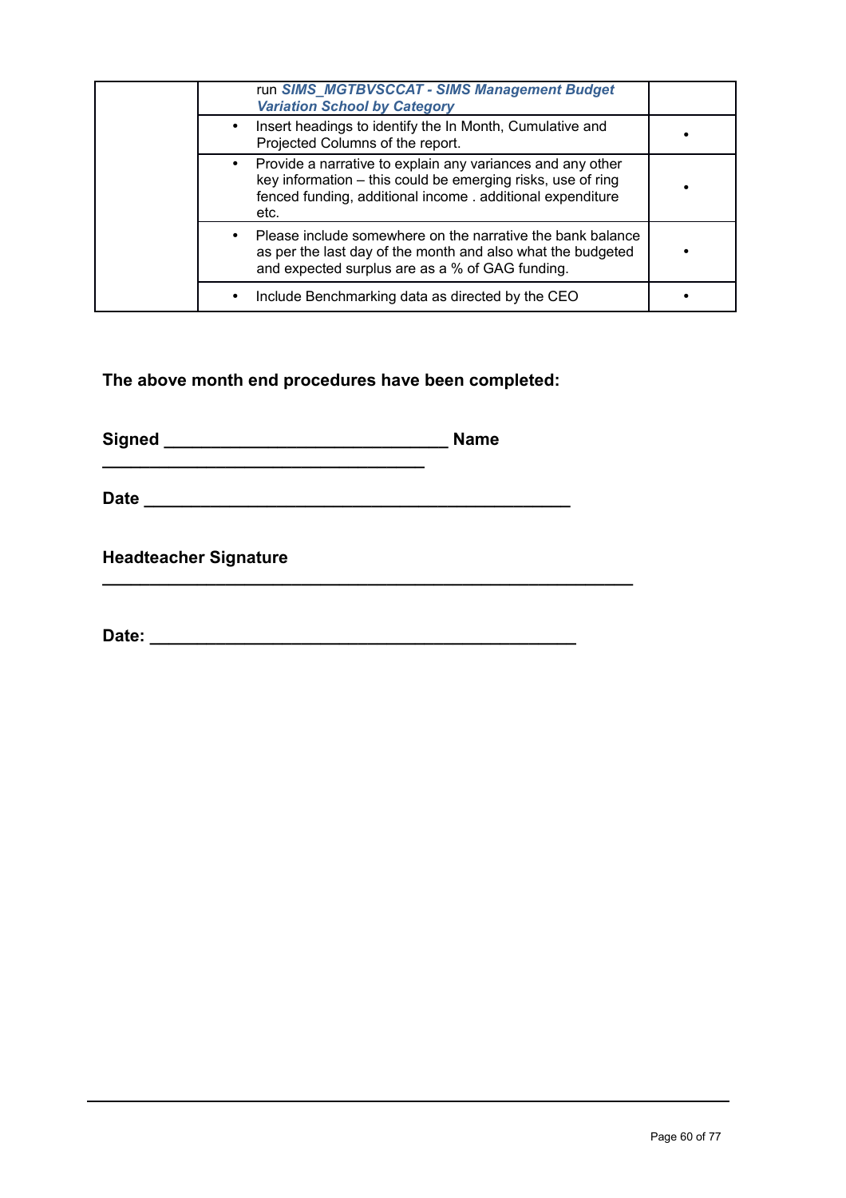| | | |
|---|---|---|
| | run ***SIMS_MGTBVSCCAT - SIMS Management Budget Variation School by Category*** | |
| | • Insert headings to identify the In Month, Cumulative and Projected Columns of the report. | • |
| | • Provide a narrative to explain any variances and any other key information – this could be emerging risks, use of ring fenced funding, additional income . additional expenditure etc. | • |
| | • Please include somewhere on the narrative the bank balance as per the last day of the month and also what the budgeted and expected surplus are as a % of GAG funding. | • |
| | • Include Benchmarking data as directed by the CEO | • |

**The above month end procedures have been completed:**

**Signed ______________________________ Name ___________________________________**

**Date ______________________________________________**

**Headteacher Signature _________________________________________________________**

**Date: ______________________________________________**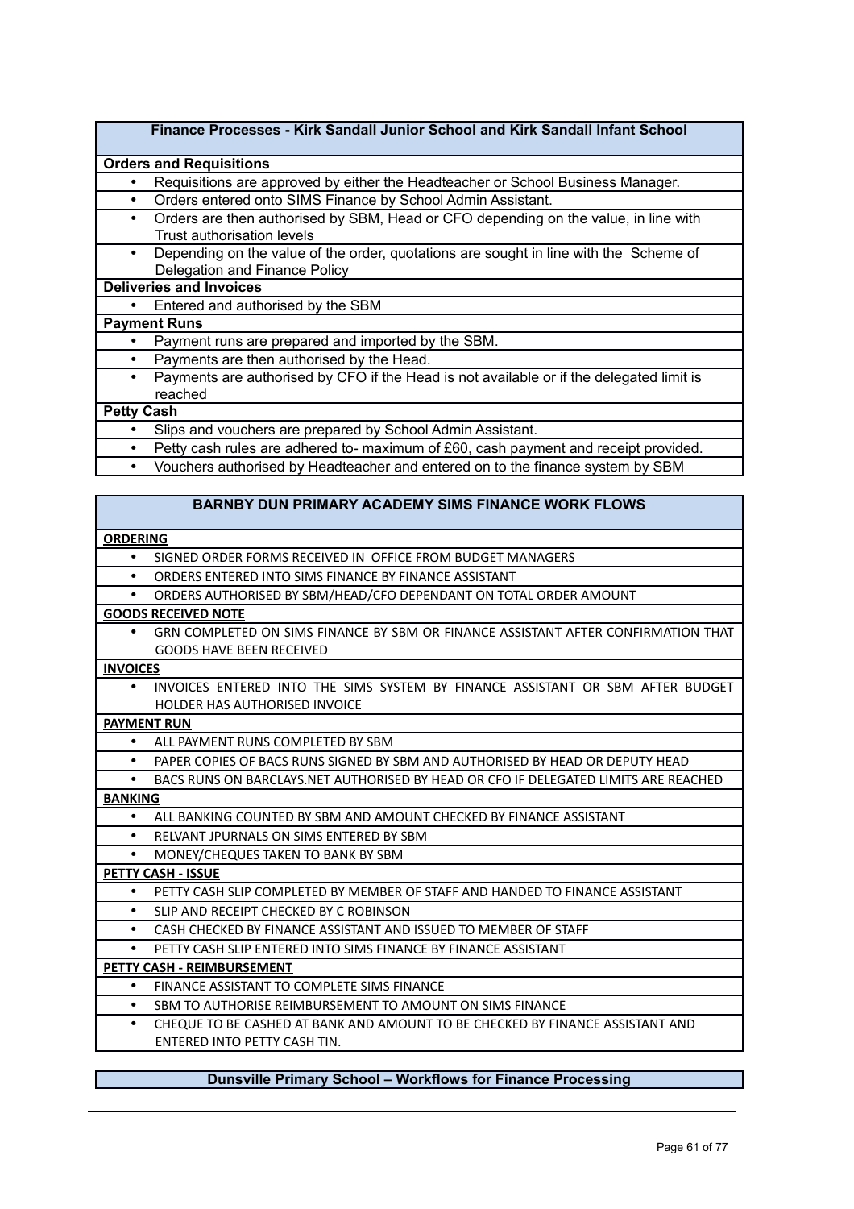| Finance Processes - Kirk Sandall Junior School and Kirk Sandall Infant School |
|---|
| **Orders and Requisitions** |
| • Requisitions are approved by either the Headteacher or School Business Manager. |
| • Orders entered onto SIMS Finance by School Admin Assistant. |
| • Orders are then authorised by SBM, Head or CFO depending on the value, in line with Trust authorisation levels |
| • Depending on the value of the order, quotations are sought in line with the Scheme of Delegation and Finance Policy |
| **Deliveries and Invoices** |
| • Entered and authorised by the SBM |
| **Payment Runs** |
| • Payment runs are prepared and imported by the SBM. |
| • Payments are then authorised by the Head. |
| • Payments are authorised by CFO if the Head is not available or if the delegated limit is reached |
| **Petty Cash** |
| • Slips and vouchers are prepared by School Admin Assistant. |
| • Petty cash rules are adhered to- maximum of £60, cash payment and receipt provided. |
| • Vouchers authorised by Headteacher and entered on to the finance system by SBM |

| BARNBY DUN PRIMARY ACADEMY SIMS FINANCE WORK FLOWS |
|---|
| **ORDERING** |
| • SIGNED ORDER FORMS RECEIVED IN OFFICE FROM BUDGET MANAGERS |
| • ORDERS ENTERED INTO SIMS FINANCE BY FINANCE ASSISTANT |
| • ORDERS AUTHORISED BY SBM/HEAD/CFO DEPENDANT ON TOTAL ORDER AMOUNT |
| **GOODS RECEIVED NOTE** |
| • GRN COMPLETED ON SIMS FINANCE BY SBM OR FINANCE ASSISTANT AFTER CONFIRMATION THAT GOODS HAVE BEEN RECEIVED |
| **INVOICES** |
| • INVOICES ENTERED INTO THE SIMS SYSTEM BY FINANCE ASSISTANT OR SBM AFTER BUDGET HOLDER HAS AUTHORISED INVOICE |
| **PAYMENT RUN** |
| • ALL PAYMENT RUNS COMPLETED BY SBM |
| • PAPER COPIES OF BACS RUNS SIGNED BY SBM AND AUTHORISED BY HEAD OR DEPUTY HEAD |
| • BACS RUNS ON BARCLAYS.NET AUTHORISED BY HEAD OR CFO IF DELEGATED LIMITS ARE REACHED |
| **BANKING** |
| • ALL BANKING COUNTED BY SBM AND AMOUNT CHECKED BY FINANCE ASSISTANT |
| • RELVANT JPURNALS ON SIMS ENTERED BY SBM |
| • MONEY/CHEQUES TAKEN TO BANK BY SBM |
| **PETTY CASH - ISSUE** |
| • PETTY CASH SLIP COMPLETED BY MEMBER OF STAFF AND HANDED TO FINANCE ASSISTANT |
| • SLIP AND RECEIPT CHECKED BY C ROBINSON |
| • CASH CHECKED BY FINANCE ASSISTANT AND ISSUED TO MEMBER OF STAFF |
| • PETTY CASH SLIP ENTERED INTO SIMS FINANCE BY FINANCE ASSISTANT |
| **PETTY CASH - REIMBURSEMENT** |
| • FINANCE ASSISTANT TO COMPLETE SIMS FINANCE |
| • SBM TO AUTHORISE REIMBURSEMENT TO AMOUNT ON SIMS FINANCE |
| • CHEQUE TO BE CASHED AT BANK AND AMOUNT TO BE CHECKED BY FINANCE ASSISTANT AND ENTERED INTO PETTY CASH TIN. |

| Dunsville Primary School – Workflows for Finance Processing |
|---|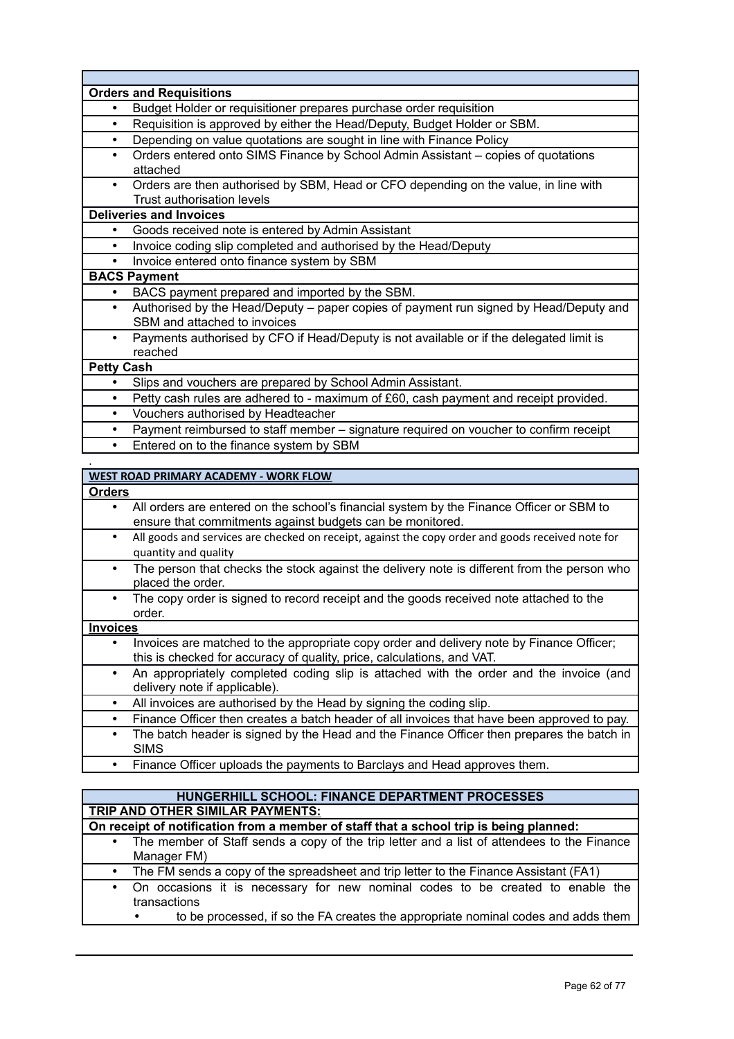**Orders and Requisitions**

- Budget Holder or requisitioner prepares purchase order requisition
- Requisition is approved by either the Head/Deputy, Budget Holder or SBM.
- Depending on value quotations are sought in line with Finance Policy
- Orders entered onto SIMS Finance by School Admin Assistant – copies of quotations attached
- Orders are then authorised by SBM, Head or CFO depending on the value, in line with Trust authorisation levels

**Deliveries and Invoices**

- Goods received note is entered by Admin Assistant
- Invoice coding slip completed and authorised by the Head/Deputy
- Invoice entered onto finance system by SBM

**BACS Payment**

- BACS payment prepared and imported by the SBM.
- Authorised by the Head/Deputy – paper copies of payment run signed by Head/Deputy and SBM and attached to invoices
- Payments authorised by CFO if Head/Deputy is not available or if the delegated limit is reached

**Petty Cash**

- Slips and vouchers are prepared by School Admin Assistant.
- Petty cash rules are adhered to - maximum of £60, cash payment and receipt provided.
- Vouchers authorised by Headteacher
- Payment reimbursed to staff member – signature required on voucher to confirm receipt
- Entered on to the finance system by SBM

.

**WEST ROAD PRIMARY ACADEMY - WORK FLOW**

**Orders**

- All orders are entered on the school's financial system by the Finance Officer or SBM to ensure that commitments against budgets can be monitored.
- All goods and services are checked on receipt, against the copy order and goods received note for quantity and quality
- The person that checks the stock against the delivery note is different from the person who placed the order.
- The copy order is signed to record receipt and the goods received note attached to the order.

**Invoices**

- Invoices are matched to the appropriate copy order and delivery note by Finance Officer; this is checked for accuracy of quality, price, calculations, and VAT.
- An appropriately completed coding slip is attached with the order and the invoice (and delivery note if applicable).
- All invoices are authorised by the Head by signing the coding slip.
- Finance Officer then creates a batch header of all invoices that have been approved to pay.
- The batch header is signed by the Head and the Finance Officer then prepares the batch in SIMS
- Finance Officer uploads the payments to Barclays and Head approves them.

**HUNGERHILL SCHOOL: FINANCE DEPARTMENT PROCESSES**

**TRIP AND OTHER SIMILAR PAYMENTS:**

**On receipt of notification from a member of staff that a school trip is being planned:**

- The member of Staff sends a copy of the trip letter and a list of attendees to the Finance Manager FM)
- The FM sends a copy of the spreadsheet and trip letter to the Finance Assistant (FA1)
- On occasions it is necessary for new nominal codes to be created to enable the transactions
  - to be processed, if so the FA creates the appropriate nominal codes and adds them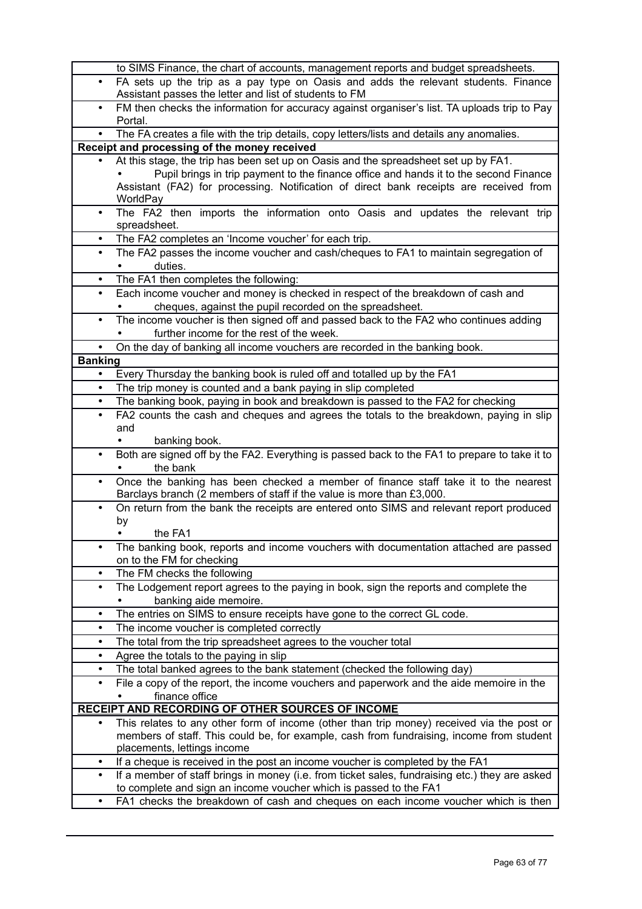| |
|---|
| to SIMS Finance, the chart of accounts, management reports and budget spreadsheets. |
| • FA sets up the trip as a pay type on Oasis and adds the relevant students. Finance Assistant passes the letter and list of students to FM |
| • FM then checks the information for accuracy against organiser's list. TA uploads trip to Pay Portal. |
| • The FA creates a file with the trip details, copy letters/lists and details any anomalies. |
| **Receipt and processing of the money received** |
| • At this stage, the trip has been set up on Oasis and the spreadsheet set up by FA1. • Pupil brings in trip payment to the finance office and hands it to the second Finance Assistant (FA2) for processing. Notification of direct bank receipts are received from WorldPay |
| • The FA2 then imports the information onto Oasis and updates the relevant trip spreadsheet. |
| • The FA2 completes an 'Income voucher' for each trip. |
| • The FA2 passes the income voucher and cash/cheques to FA1 to maintain segregation of • duties. |
| • The FA1 then completes the following: |
| • Each income voucher and money is checked in respect of the breakdown of cash and • cheques, against the pupil recorded on the spreadsheet. |
| • The income voucher is then signed off and passed back to the FA2 who continues adding • further income for the rest of the week. |
| • On the day of banking all income vouchers are recorded in the banking book. |
| **Banking** |
| • Every Thursday the banking book is ruled off and totalled up by the FA1 |
| • The trip money is counted and a bank paying in slip completed |
| • The banking book, paying in book and breakdown is passed to the FA2 for checking |
| • FA2 counts the cash and cheques and agrees the totals to the breakdown, paying in slip and • banking book. |
| • Both are signed off by the FA2. Everything is passed back to the FA1 to prepare to take it to • the bank |
| • Once the banking has been checked a member of finance staff take it to the nearest Barclays branch (2 members of staff if the value is more than £3,000. |
| • On return from the bank the receipts are entered onto SIMS and relevant report produced by • the FA1 |
| • The banking book, reports and income vouchers with documentation attached are passed on to the FM for checking |
| • The FM checks the following |
| • The Lodgement report agrees to the paying in book, sign the reports and complete the • banking aide memoire. |
| • The entries on SIMS to ensure receipts have gone to the correct GL code. |
| • The income voucher is completed correctly |
| • The total from the trip spreadsheet agrees to the voucher total |
| • Agree the totals to the paying in slip |
| • The total banked agrees to the bank statement (checked the following day) |
| • File a copy of the report, the income vouchers and paperwork and the aide memoire in the • finance office |
| **RECEIPT AND RECORDING OF OTHER SOURCES OF INCOME** |
| • This relates to any other form of income (other than trip money) received via the post or members of staff. This could be, for example, cash from fundraising, income from student placements, lettings income |
| • If a cheque is received in the post an income voucher is completed by the FA1 |
| • If a member of staff brings in money (i.e. from ticket sales, fundraising etc.) they are asked to complete and sign an income voucher which is passed to the FA1 |
| • FA1 checks the breakdown of cash and cheques on each income voucher which is then |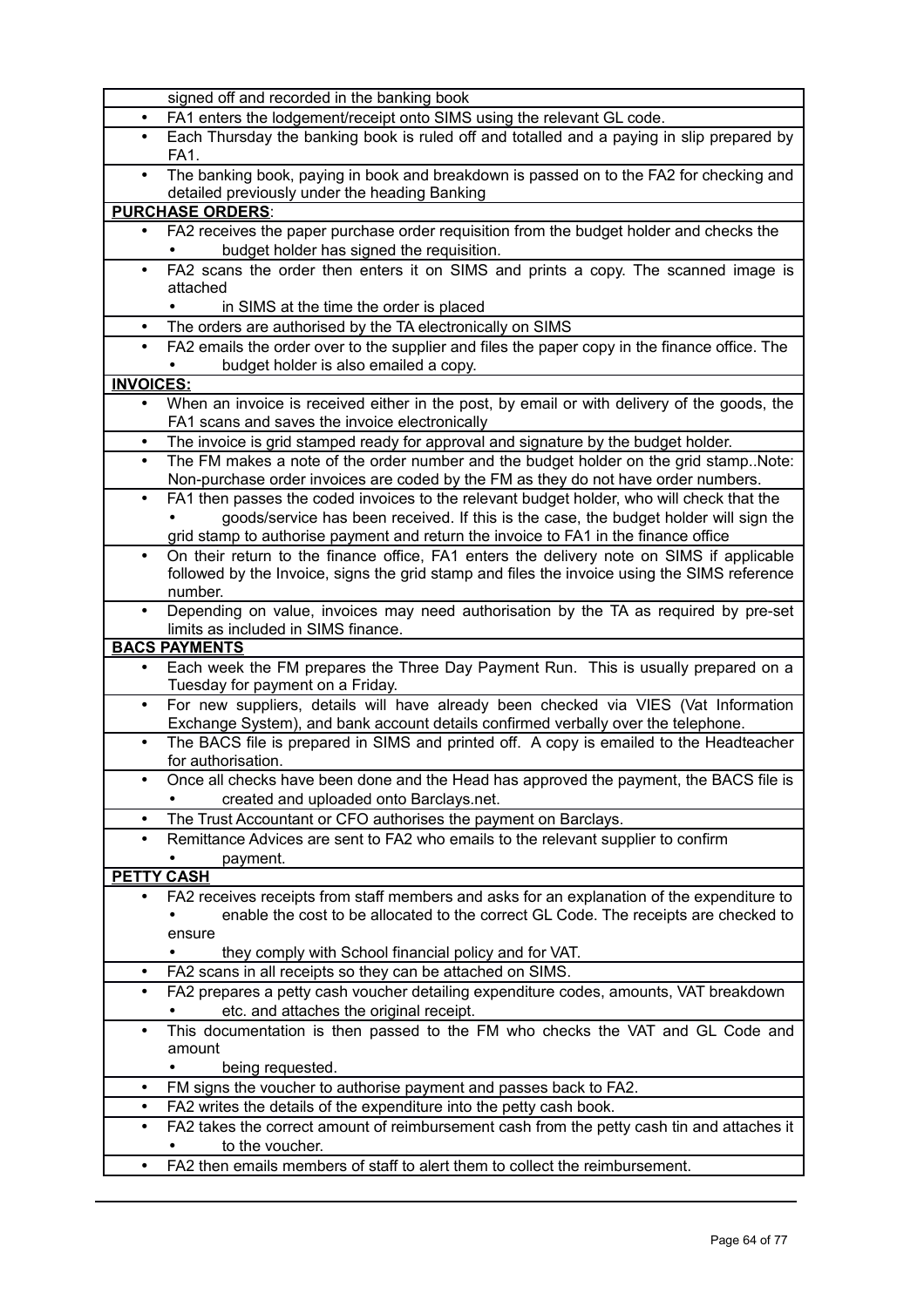| |
|---|
| signed off and recorded in the banking book |
| • FA1 enters the lodgement/receipt onto SIMS using the relevant GL code. |
| • Each Thursday the banking book is ruled off and totalled and a paying in slip prepared by FA1. |
| • The banking book, paying in book and breakdown is passed on to the FA2 for checking and detailed previously under the heading Banking |
| **PURCHASE ORDERS**: |
| • FA2 receives the paper purchase order requisition from the budget holder and checks the • budget holder has signed the requisition. |
| • FA2 scans the order then enters it on SIMS and prints a copy. The scanned image is attached • in SIMS at the time the order is placed |
| • The orders are authorised by the TA electronically on SIMS |
| • FA2 emails the order over to the supplier and files the paper copy in the finance office. The • budget holder is also emailed a copy. |
| **INVOICES:** |
| • When an invoice is received either in the post, by email or with delivery of the goods, the FA1 scans and saves the invoice electronically |
| • The invoice is grid stamped ready for approval and signature by the budget holder. |
| • The FM makes a note of the order number and the budget holder on the grid stamp..Note: Non-purchase order invoices are coded by the FM as they do not have order numbers. |
| • FA1 then passes the coded invoices to the relevant budget holder, who will check that the • goods/service has been received. If this is the case, the budget holder will sign the grid stamp to authorise payment and return the invoice to FA1 in the finance office |
| • On their return to the finance office, FA1 enters the delivery note on SIMS if applicable followed by the Invoice, signs the grid stamp and files the invoice using the SIMS reference number. |
| • Depending on value, invoices may need authorisation by the TA as required by pre-set limits as included in SIMS finance. |
| **BACS PAYMENTS** |
| • Each week the FM prepares the Three Day Payment Run. This is usually prepared on a Tuesday for payment on a Friday. |
| • For new suppliers, details will have already been checked via VIES (Vat Information Exchange System), and bank account details confirmed verbally over the telephone. |
| • The BACS file is prepared in SIMS and printed off. A copy is emailed to the Headteacher for authorisation. |
| • Once all checks have been done and the Head has approved the payment, the BACS file is • created and uploaded onto Barclays.net. |
| • The Trust Accountant or CFO authorises the payment on Barclays. |
| • Remittance Advices are sent to FA2 who emails to the relevant supplier to confirm • payment. |
| **PETTY CASH** |
| • FA2 receives receipts from staff members and asks for an explanation of the expenditure to • enable the cost to be allocated to the correct GL Code. The receipts are checked to ensure • they comply with School financial policy and for VAT. |
| • FA2 scans in all receipts so they can be attached on SIMS. |
| • FA2 prepares a petty cash voucher detailing expenditure codes, amounts, VAT breakdown • etc. and attaches the original receipt. |
| • This documentation is then passed to the FM who checks the VAT and GL Code and amount • being requested. |
| • FM signs the voucher to authorise payment and passes back to FA2. |
| • FA2 writes the details of the expenditure into the petty cash book. |
| • FA2 takes the correct amount of reimbursement cash from the petty cash tin and attaches it • to the voucher. |
| • FA2 then emails members of staff to alert them to collect the reimbursement. |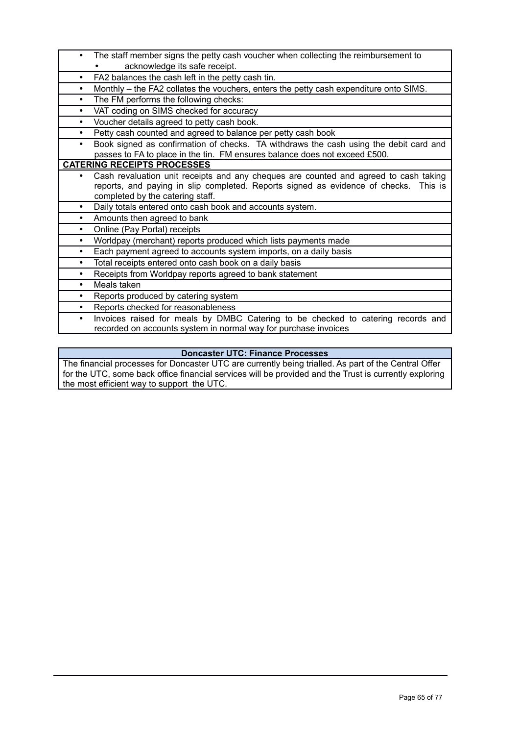- The staff member signs the petty cash voucher when collecting the reimbursement to
  - acknowledge its safe receipt.
- FA2 balances the cash left in the petty cash tin.
- Monthly – the FA2 collates the vouchers, enters the petty cash expenditure onto SIMS.
- The FM performs the following checks:
- VAT coding on SIMS checked for accuracy
- Voucher details agreed to petty cash book.
- Petty cash counted and agreed to balance per petty cash book
- Book signed as confirmation of checks. TA withdraws the cash using the debit card and passes to FA to place in the tin. FM ensures balance does not exceed £500.

**CATERING RECEIPTS PROCESSES**

- Cash revaluation unit receipts and any cheques are counted and agreed to cash taking reports, and paying in slip completed. Reports signed as evidence of checks. This is completed by the catering staff.
- Daily totals entered onto cash book and accounts system.
- Amounts then agreed to bank
- Online (Pay Portal) receipts
- Worldpay (merchant) reports produced which lists payments made
- Each payment agreed to accounts system imports, on a daily basis
- Total receipts entered onto cash book on a daily basis
- Receipts from Worldpay reports agreed to bank statement
- Meals taken
- Reports produced by catering system
- Reports checked for reasonableness
- Invoices raised for meals by DMBC Catering to be checked to catering records and recorded on accounts system in normal way for purchase invoices

**Doncaster UTC: Finance Processes**

The financial processes for Doncaster UTC are currently being trialled. As part of the Central Offer for the UTC, some back office financial services will be provided and the Trust is currently exploring the most efficient way to support the UTC.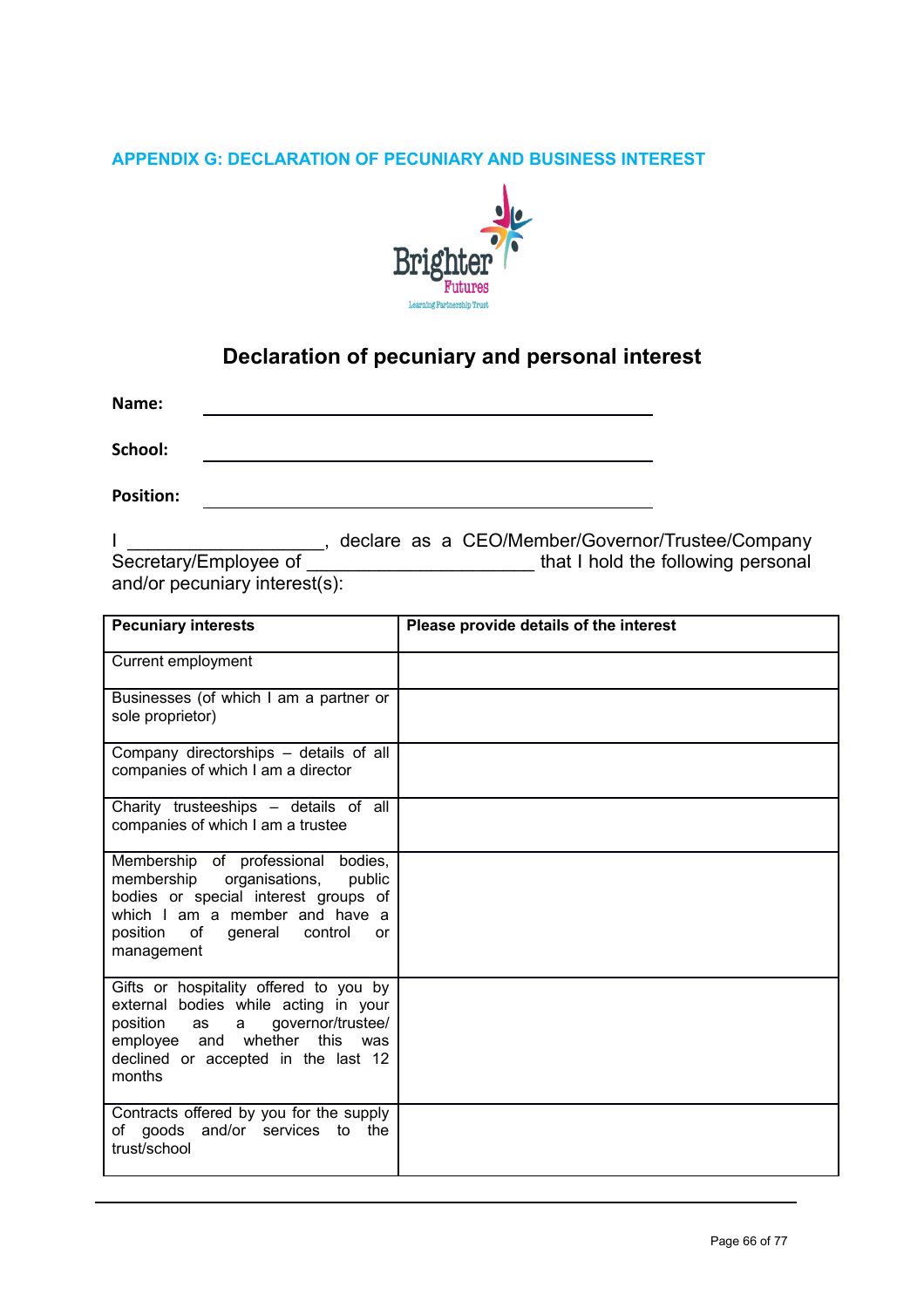## APPENDIX G: DECLARATION OF PECUNIARY AND BUSINESS INTEREST

Brighter Futures Learning Partnership Trust

# Declaration of pecuniary and personal interest

**Name:** ______________________________________

**School:** ______________________________________

**Position:** ______________________________________

I ___________________, declare as a CEO/Member/Governor/Trustee/Company Secretary/Employee of _____________________ that I hold the following personal and/or pecuniary interest(s):

| Pecuniary interests | Please provide details of the interest |
|---|---|
| Current employment | |
| Businesses (of which I am a partner or sole proprietor) | |
| Company directorships – details of all companies of which I am a director | |
| Charity trusteeships – details of all companies of which I am a trustee | |
| Membership of professional bodies, membership organisations, public bodies or special interest groups of which I am a member and have a position of general control or management | |
| Gifts or hospitality offered to you by external bodies while acting in your position as a governor/trustee/ employee and whether this was declined or accepted in the last 12 months | |
| Contracts offered by you for the supply of goods and/or services to the trust/school | |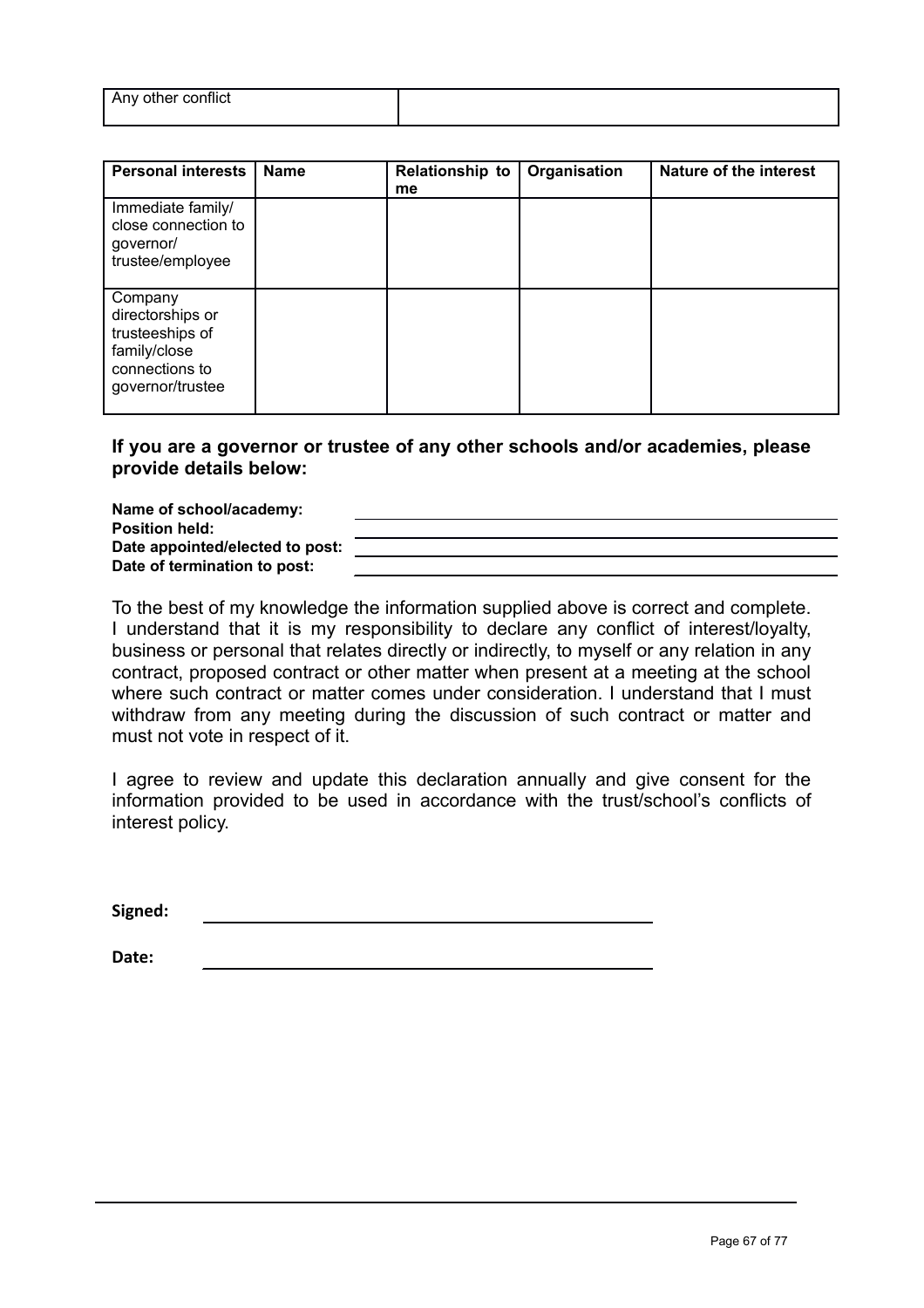| Any other conflict | |
|---|---|

| Personal interests | Name | Relationship to me | Organisation | Nature of the interest |
|---|---|---|---|---|
| Immediate family/ close connection to governor/ trustee/employee | | | | |
| Company directorships or trusteeships of family/close connections to governor/trustee | | | | |

**If you are a governor or trustee of any other schools and/or academies, please provide details below:**

**Name of school/academy:** ____________________
**Position held:** ____________________
**Date appointed/elected to post:** ____________________
**Date of termination to post:** ____________________

To the best of my knowledge the information supplied above is correct and complete. I understand that it is my responsibility to declare any conflict of interest/loyalty, business or personal that relates directly or indirectly, to myself or any relation in any contract, proposed contract or other matter when present at a meeting at the school where such contract or matter comes under consideration. I understand that I must withdraw from any meeting during the discussion of such contract or matter and must not vote in respect of it.

I agree to review and update this declaration annually and give consent for the information provided to be used in accordance with the trust/school's conflicts of interest policy.

**Signed:** ____________________

**Date:** ____________________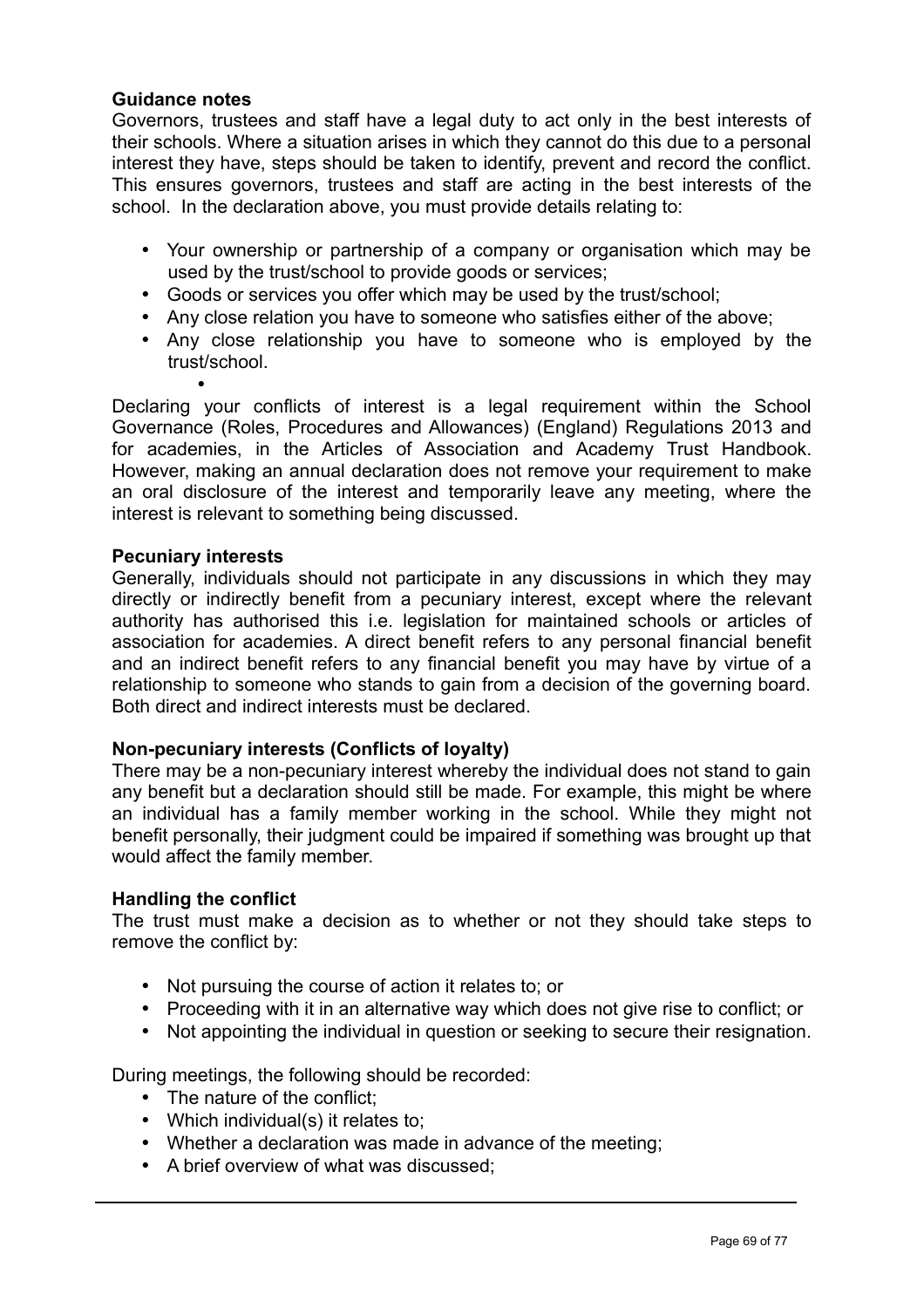**Guidance notes**

Governors, trustees and staff have a legal duty to act only in the best interests of their schools. Where a situation arises in which they cannot do this due to a personal interest they have, steps should be taken to identify, prevent and record the conflict. This ensures governors, trustees and staff are acting in the best interests of the school. In the declaration above, you must provide details relating to:

- Your ownership or partnership of a company or organisation which may be used by the trust/school to provide goods or services;
- Goods or services you offer which may be used by the trust/school;
- Any close relation you have to someone who satisfies either of the above;
- Any close relationship you have to someone who is employed by the trust/school.

Declaring your conflicts of interest is a legal requirement within the School Governance (Roles, Procedures and Allowances) (England) Regulations 2013 and for academies, in the Articles of Association and Academy Trust Handbook. However, making an annual declaration does not remove your requirement to make an oral disclosure of the interest and temporarily leave any meeting, where the interest is relevant to something being discussed.

**Pecuniary interests**

Generally, individuals should not participate in any discussions in which they may directly or indirectly benefit from a pecuniary interest, except where the relevant authority has authorised this i.e. legislation for maintained schools or articles of association for academies. A direct benefit refers to any personal financial benefit and an indirect benefit refers to any financial benefit you may have by virtue of a relationship to someone who stands to gain from a decision of the governing board. Both direct and indirect interests must be declared.

**Non-pecuniary interests (Conflicts of loyalty)**

There may be a non-pecuniary interest whereby the individual does not stand to gain any benefit but a declaration should still be made. For example, this might be where an individual has a family member working in the school. While they might not benefit personally, their judgment could be impaired if something was brought up that would affect the family member.

**Handling the conflict**

The trust must make a decision as to whether or not they should take steps to remove the conflict by:

- Not pursuing the course of action it relates to; or
- Proceeding with it in an alternative way which does not give rise to conflict; or
- Not appointing the individual in question or seeking to secure their resignation.

During meetings, the following should be recorded:

- The nature of the conflict;
- Which individual(s) it relates to;
- Whether a declaration was made in advance of the meeting;
- A brief overview of what was discussed;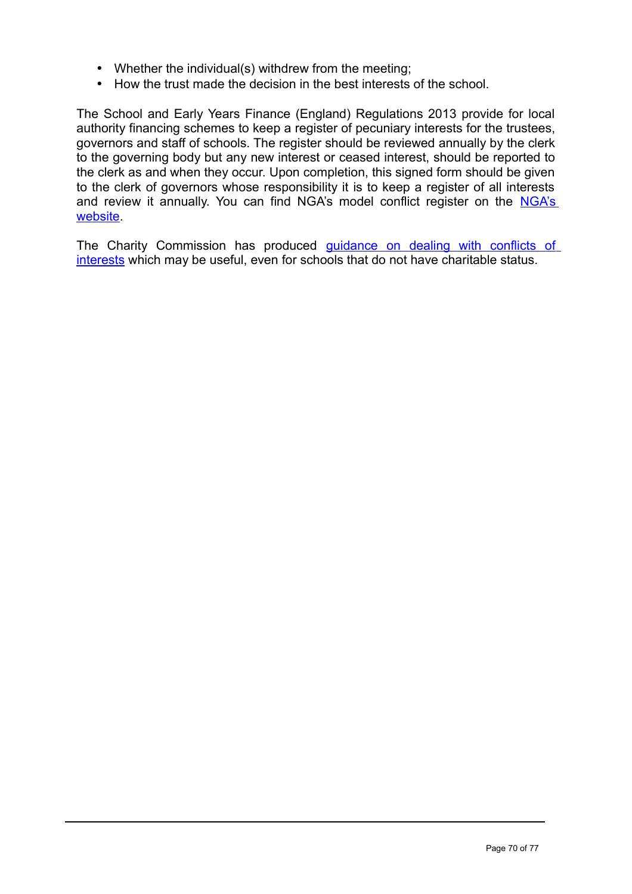- Whether the individual(s) withdrew from the meeting;
- How the trust made the decision in the best interests of the school.

The School and Early Years Finance (England) Regulations 2013 provide for local authority financing schemes to keep a register of pecuniary interests for the trustees, governors and staff of schools. The register should be reviewed annually by the clerk to the governing body but any new interest or ceased interest, should be reported to the clerk as and when they occur. Upon completion, this signed form should be given to the clerk of governors whose responsibility it is to keep a register of all interests and review it annually. You can find NGA's model conflict register on the NGA's website.

The Charity Commission has produced guidance on dealing with conflicts of interests which may be useful, even for schools that do not have charitable status.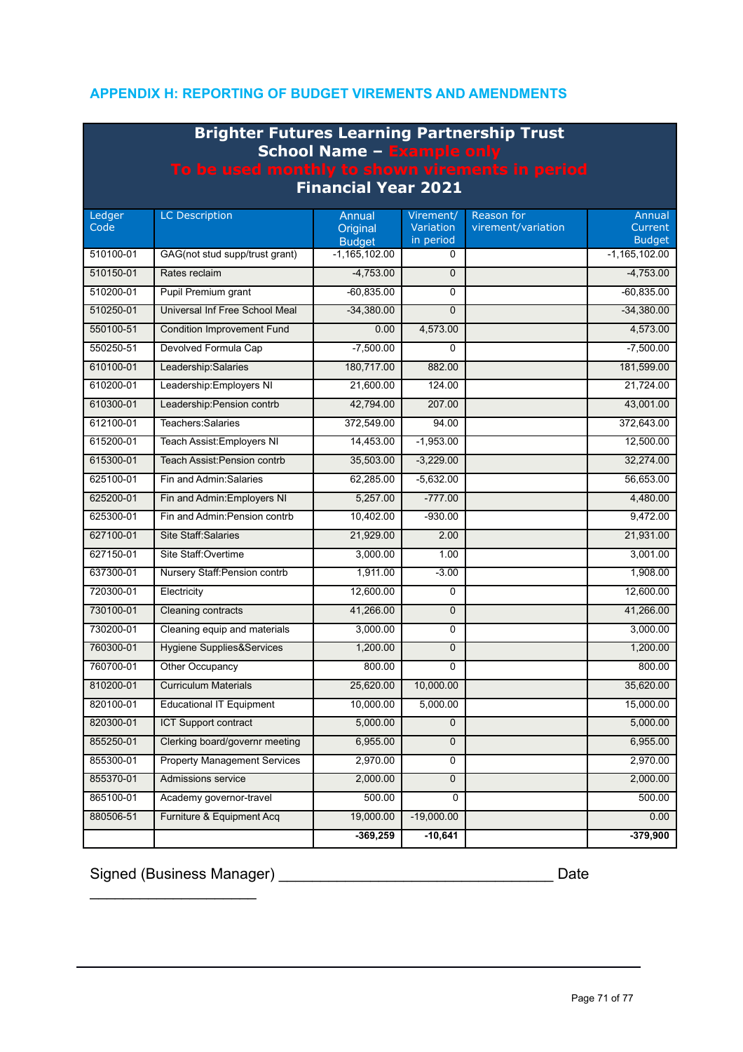## APPENDIX H: REPORTING OF BUDGET VIREMENTS AND AMENDMENTS

**Brighter Futures Learning Partnership Trust**
**School Name – Example only**
**To be used monthly to shown virements in period**
**Financial Year 2021**

| Ledger Code | LC Description | Annual Original Budget | Virement/ Variation in period | Reason for virement/variation | Annual Current Budget |
|---|---|---|---|---|---|
| 510100-01 | GAG(not stud supp/trust grant) | -1,165,102.00 | 0 | | -1,165,102.00 |
| 510150-01 | Rates reclaim | -4,753.00 | 0 | | -4,753.00 |
| 510200-01 | Pupil Premium grant | -60,835.00 | 0 | | -60,835.00 |
| 510250-01 | Universal Inf Free School Meal | -34,380.00 | 0 | | -34,380.00 |
| 550100-51 | Condition Improvement Fund | 0.00 | 4,573.00 | | 4,573.00 |
| 550250-51 | Devolved Formula Cap | -7,500.00 | 0 | | -7,500.00 |
| 610100-01 | Leadership:Salaries | 180,717.00 | 882.00 | | 181,599.00 |
| 610200-01 | Leadership:Employers NI | 21,600.00 | 124.00 | | 21,724.00 |
| 610300-01 | Leadership:Pension contrb | 42,794.00 | 207.00 | | 43,001.00 |
| 612100-01 | Teachers:Salaries | 372,549.00 | 94.00 | | 372,643.00 |
| 615200-01 | Teach Assist:Employers NI | 14,453.00 | -1,953.00 | | 12,500.00 |
| 615300-01 | Teach Assist:Pension contrb | 35,503.00 | -3,229.00 | | 32,274.00 |
| 625100-01 | Fin and Admin:Salaries | 62,285.00 | -5,632.00 | | 56,653.00 |
| 625200-01 | Fin and Admin:Employers NI | 5,257.00 | -777.00 | | 4,480.00 |
| 625300-01 | Fin and Admin:Pension contrb | 10,402.00 | -930.00 | | 9,472.00 |
| 627100-01 | Site Staff:Salaries | 21,929.00 | 2.00 | | 21,931.00 |
| 627150-01 | Site Staff:Overtime | 3,000.00 | 1.00 | | 3,001.00 |
| 637300-01 | Nursery Staff:Pension contrb | 1,911.00 | -3.00 | | 1,908.00 |
| 720300-01 | Electricity | 12,600.00 | 0 | | 12,600.00 |
| 730100-01 | Cleaning contracts | 41,266.00 | 0 | | 41,266.00 |
| 730200-01 | Cleaning equip and materials | 3,000.00 | 0 | | 3,000.00 |
| 760300-01 | Hygiene Supplies&Services | 1,200.00 | 0 | | 1,200.00 |
| 760700-01 | Other Occupancy | 800.00 | 0 | | 800.00 |
| 810200-01 | Curriculum Materials | 25,620.00 | 10,000.00 | | 35,620.00 |
| 820100-01 | Educational IT Equipment | 10,000.00 | 5,000.00 | | 15,000.00 |
| 820300-01 | ICT Support contract | 5,000.00 | 0 | | 5,000.00 |
| 855250-01 | Clerking board/governr meeting | 6,955.00 | 0 | | 6,955.00 |
| 855300-01 | Property Management Services | 2,970.00 | 0 | | 2,970.00 |
| 855370-01 | Admissions service | 2,000.00 | 0 | | 2,000.00 |
| 865100-01 | Academy governor-travel | 500.00 | 0 | | 500.00 |
| 880506-51 | Furniture & Equipment Acq | 19,000.00 | -19,000.00 | | 0.00 |
| | | **-369,259** | **-10,641** | | **-379,900** |

Signed (Business Manager) _________________________________ Date ____________________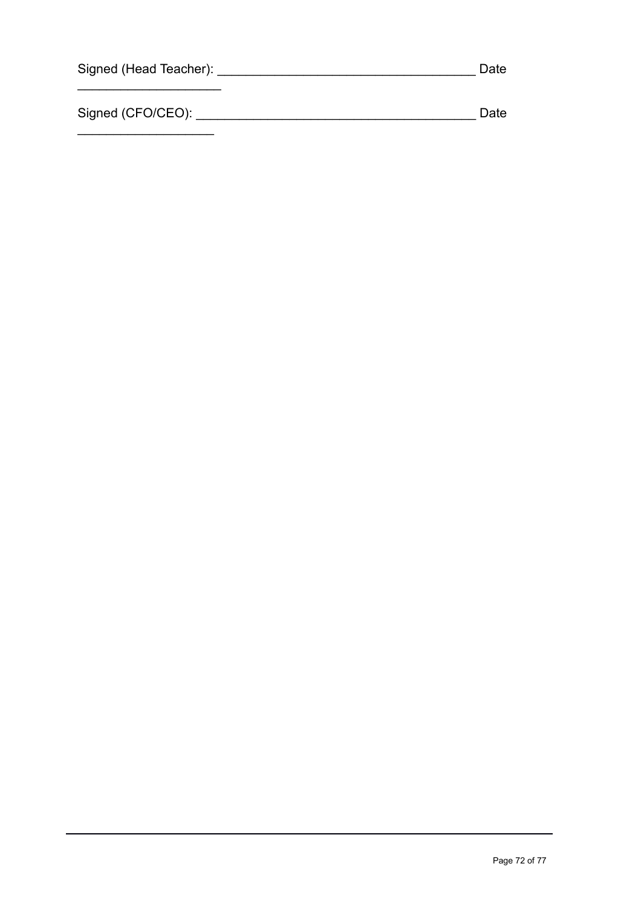Signed (Head Teacher): ___________________________________ Date ____________________

Signed (CFO/CEO): _______________________________________ Date ___________________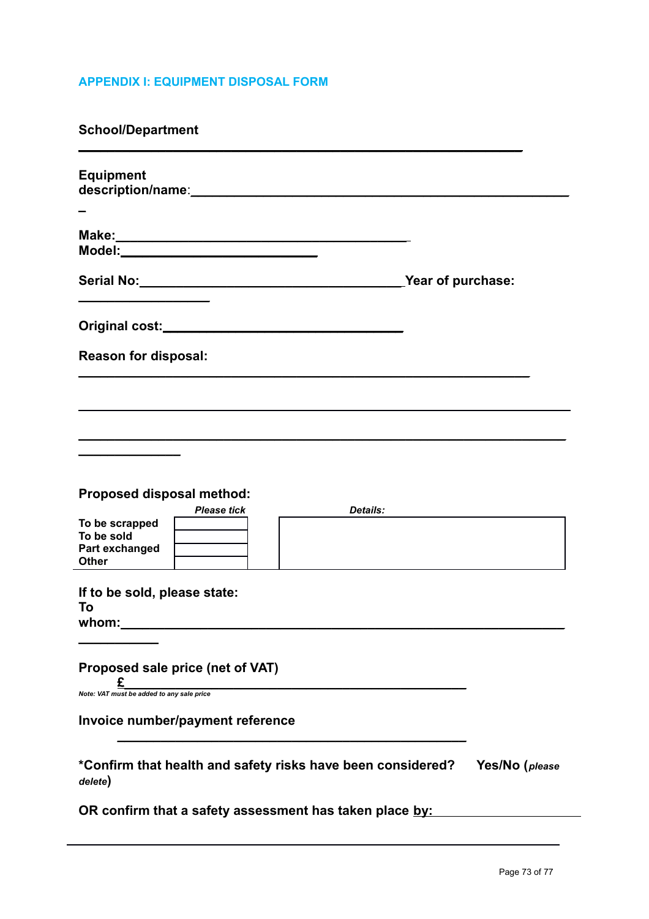## APPENDIX I: EQUIPMENT DISPOSAL FORM

**School/Department**

______________________________________________________________

**Equipment description/name**:______________________________________________________

**Make:**________________________________________

**Model:**__________________________

**Serial No:**____________________________________**Year of purchase:** ________________

**Original cost:**________________________________

**Reason for disposal:**

______________________________________________________________

______________________________________________________________

______________________________________________________________

**Proposed disposal method:**

| | *Please tick* | *Details:* |
|---|---|---|
| To be scrapped | | |
| To be sold | | |
| Part exchanged | | |
| Other | | |

**If to be sold, please state:**

**To whom:**______________________________________________________________

**Proposed sale price (net of VAT)**

**£**______________________________________________

*Note: VAT must be added to any sale price*

**Invoice number/payment reference**

______________________________________________

**\*Confirm that health and safety risks have been considered? Yes/No (***please delete***)**

**OR confirm that a safety assessment has taken place by:** ____________________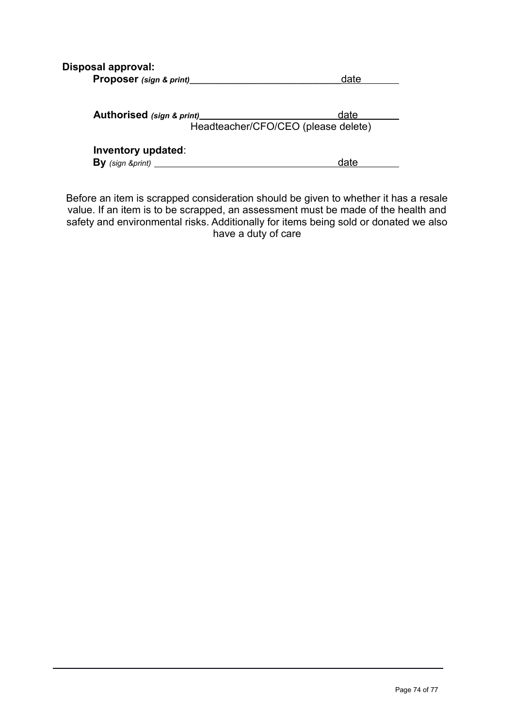**Disposal approval:**

**Proposer** ***(sign & print)***\_\_\_\_\_\_\_\_\_\_\_\_\_\_\_\_\_\_\_\_\_\_\_\_\_\_\_\_date\_\_\_\_\_\_\_\_

**Authorised** ***(sign & print)***\_\_\_\_\_\_\_\_\_\_\_\_\_\_\_\_\_\_\_\_\_\_\_\_\_\_date\_\_\_\_\_\_\_\_

Headteacher/CFO/CEO (please delete)

**Inventory updated**:

**By** *(sign &print)* \_\_\_\_\_\_\_\_\_\_\_\_\_\_\_\_\_\_\_\_\_\_\_\_\_\_\_\_\_\_\_\_\_\_date\_\_\_\_\_\_\_\_

Before an item is scrapped consideration should be given to whether it has a resale value. If an item is to be scrapped, an assessment must be made of the health and safety and environmental risks. Additionally for items being sold or donated we also have a duty of care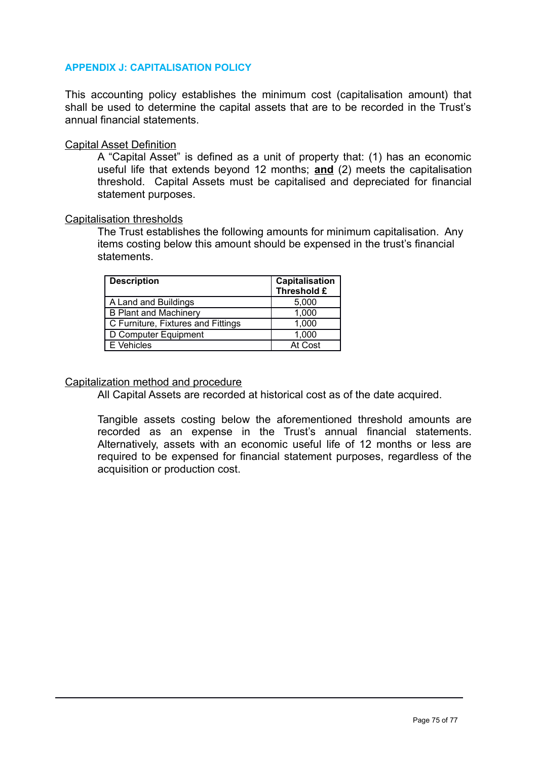## APPENDIX J: CAPITALISATION POLICY

This accounting policy establishes the minimum cost (capitalisation amount) that shall be used to determine the capital assets that are to be recorded in the Trust's annual financial statements.

Capital Asset Definition

A "Capital Asset" is defined as a unit of property that: (1) has an economic useful life that extends beyond 12 months; **and** (2) meets the capitalisation threshold. Capital Assets must be capitalised and depreciated for financial statement purposes.

Capitalisation thresholds

The Trust establishes the following amounts for minimum capitalisation. Any items costing below this amount should be expensed in the trust's financial statements.

| Description | Capitalisation Threshold £ |
|---|---|
| A Land and Buildings | 5,000 |
| B Plant and Machinery | 1,000 |
| C Furniture, Fixtures and Fittings | 1,000 |
| D Computer Equipment | 1,000 |
| E Vehicles | At Cost |

Capitalization method and procedure

All Capital Assets are recorded at historical cost as of the date acquired.

Tangible assets costing below the aforementioned threshold amounts are recorded as an expense in the Trust's annual financial statements. Alternatively, assets with an economic useful life of 12 months or less are required to be expensed for financial statement purposes, regardless of the acquisition or production cost.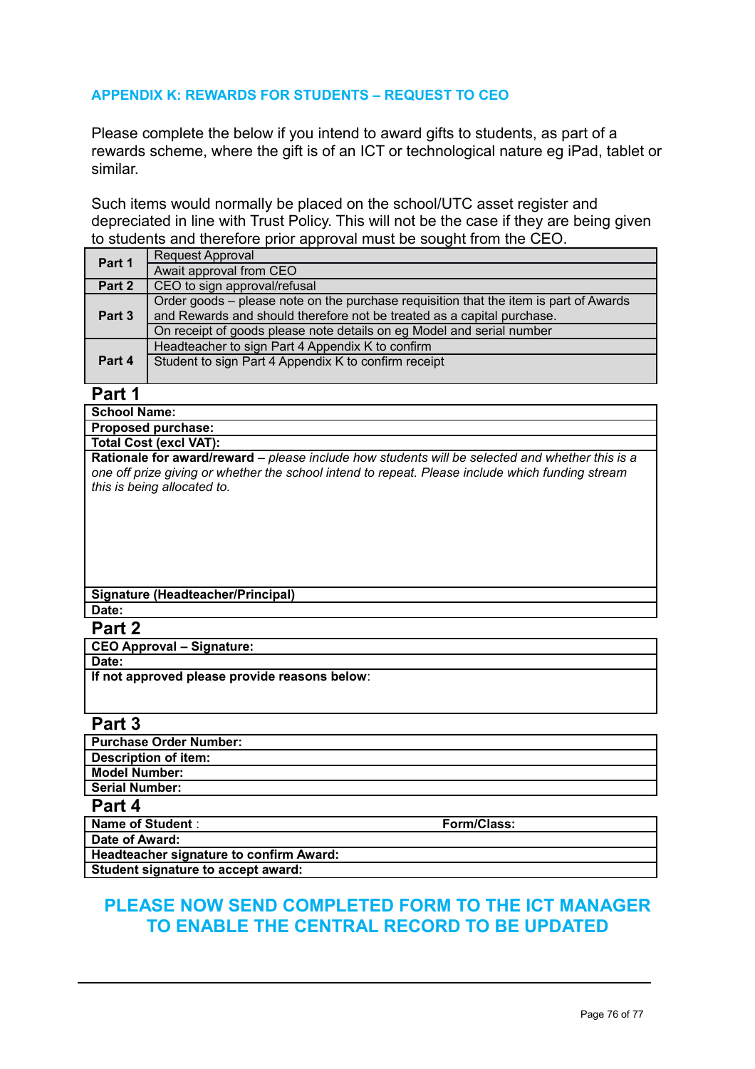## APPENDIX K: REWARDS FOR STUDENTS – REQUEST TO CEO

Please complete the below if you intend to award gifts to students, as part of a rewards scheme, where the gift is of an ICT or technological nature eg iPad, tablet or similar.

Such items would normally be placed on the school/UTC asset register and depreciated in line with Trust Policy. This will not be the case if they are being given to students and therefore prior approval must be sought from the CEO.

| | |
|---|---|
| **Part 1** | Request Approval |
| | Await approval from CEO |
| **Part 2** | CEO to sign approval/refusal |
| **Part 3** | Order goods – please note on the purchase requisition that the item is part of Awards and Rewards and should therefore not be treated as a capital purchase. |
| | On receipt of goods please note details on eg Model and serial number |
| **Part 4** | Headteacher to sign Part 4 Appendix K to confirm |
| | Student to sign Part 4 Appendix K to confirm receipt |

## Part 1

| |
|---|
| **School Name:** |
| **Proposed purchase:** |
| **Total Cost (excl VAT):** |
| **Rationale for award/reward** – *please include how students will be selected and whether this is a one off prize giving or whether the school intend to repeat. Please include which funding stream this is being allocated to.* |
| **Signature (Headteacher/Principal)** |
| **Date:** |

## Part 2

| |
|---|
| **CEO Approval – Signature:** |
| **Date:** |
| **If not approved please provide reasons below**: |

## Part 3

| |
|---|
| **Purchase Order Number:** |
| **Description of item:** |
| **Model Number:** |
| **Serial Number:** |

## Part 4

| | |
|---|---|
| **Name of Student** : | **Form/Class:** |
| **Date of Award:** | |
| **Headteacher signature to confirm Award:** | |
| **Student signature to accept award:** | |

**PLEASE NOW SEND COMPLETED FORM TO THE ICT MANAGER TO ENABLE THE CENTRAL RECORD TO BE UPDATED**